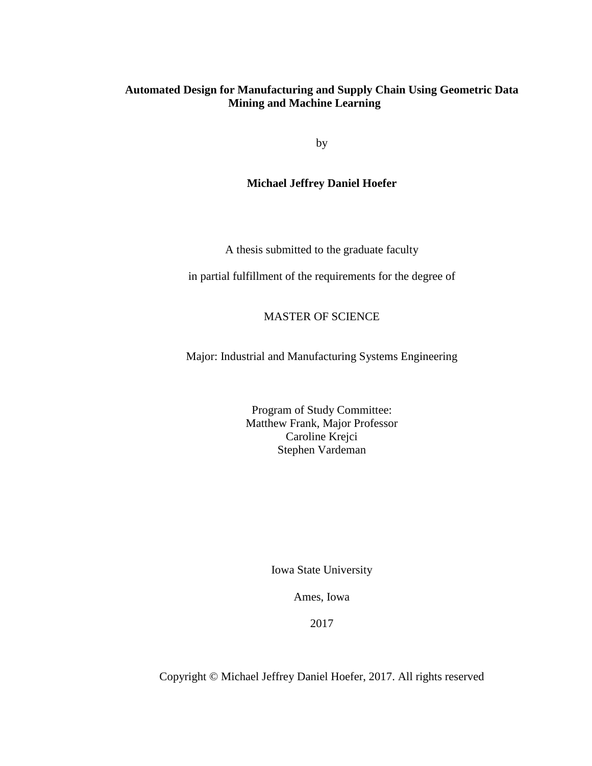# Automated Design for Manufacturing and Supply Chain Using Geometric Data Mining and Machine Learning

by

**Michael Jeffrey Daniel Hoefer**

A thesis submitted to the graduate faculty

in partial fulfillment of the requirements for the degree of

MASTER OF SCIENCE

Major: Industrial and Manufacturing Systems Engineering

Program of Study Committee:
Matthew Frank, Major Professor
Caroline Krejci
Stephen Vardeman

Iowa State University

Ames, Iowa

2017

Copyright © Michael Jeffrey Daniel Hoefer, 2017. All rights reserved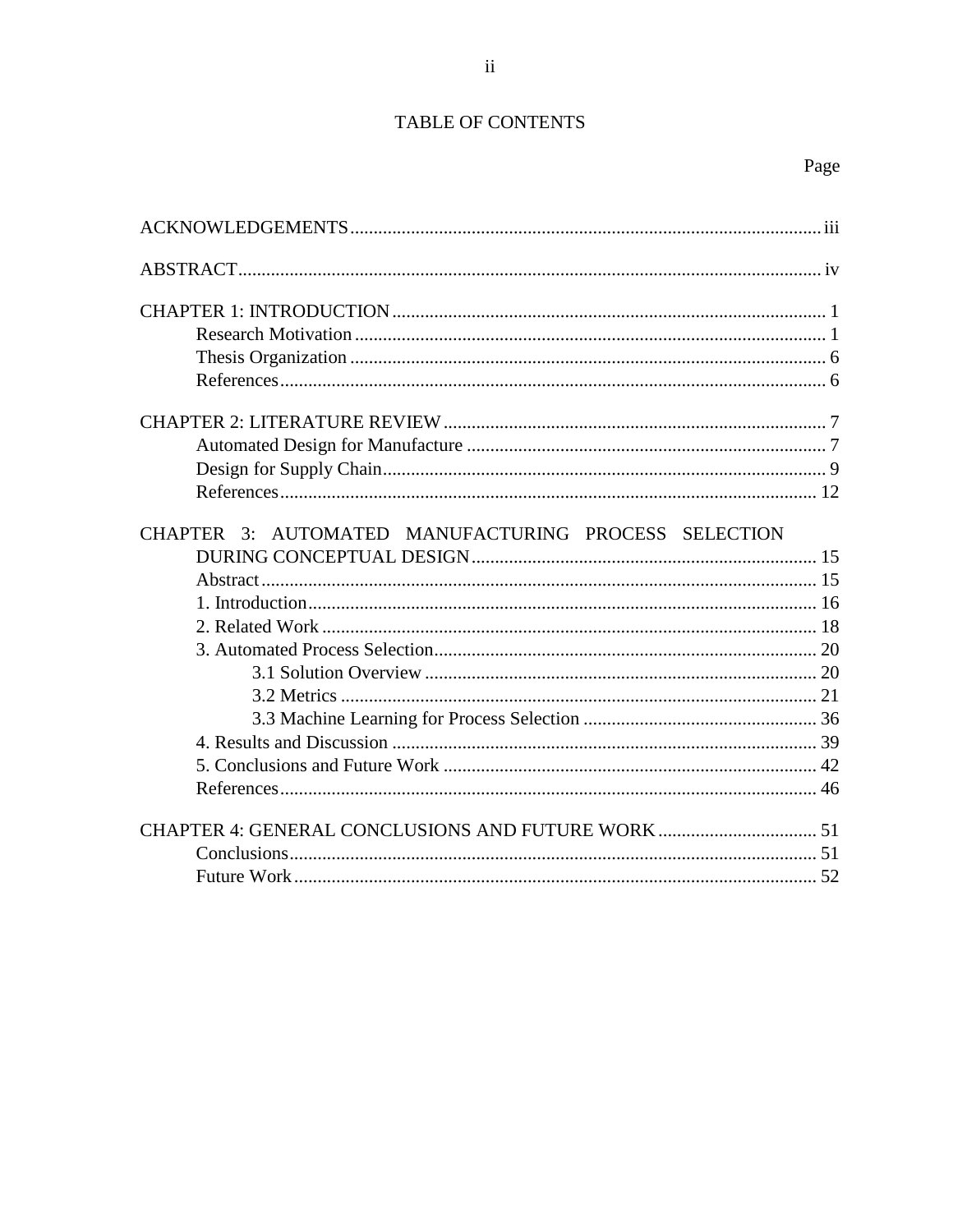# TABLE OF CONTENTS

Page

ACKNOWLEDGEMENTS .................................................................................................... iii

ABSTRACT ........................................................................................................................... iv

CHAPTER 1: INTRODUCTION ........................................................................................... 1
- Research Motivation ...................................................................................................... 1
- Thesis Organization ....................................................................................................... 6
- References ...................................................................................................................... 6

CHAPTER 2: LITERATURE REVIEW ................................................................................ 7
- Automated Design for Manufacture .............................................................................. 7
- Design for Supply Chain ................................................................................................ 9
- References .................................................................................................................... 12

CHAPTER 3: AUTOMATED MANUFACTURING PROCESS SELECTION DURING CONCEPTUAL DESIGN ......................................................................... 15
- Abstract ........................................................................................................................ 15
- 1. Introduction .............................................................................................................. 16
- 2. Related Work ............................................................................................................ 18
- 3. Automated Process Selection .................................................................................... 20
  - 3.1 Solution Overview ............................................................................................. 20
  - 3.2 Metrics ............................................................................................................... 21
  - 3.3 Machine Learning for Process Selection ........................................................... 36
- 4. Results and Discussion ............................................................................................. 39
- 5. Conclusions and Future Work ................................................................................... 42
- References .................................................................................................................... 46

CHAPTER 4: GENERAL CONCLUSIONS AND FUTURE WORK .................................. 51
- Conclusions .................................................................................................................. 51
- Future Work ................................................................................................................. 52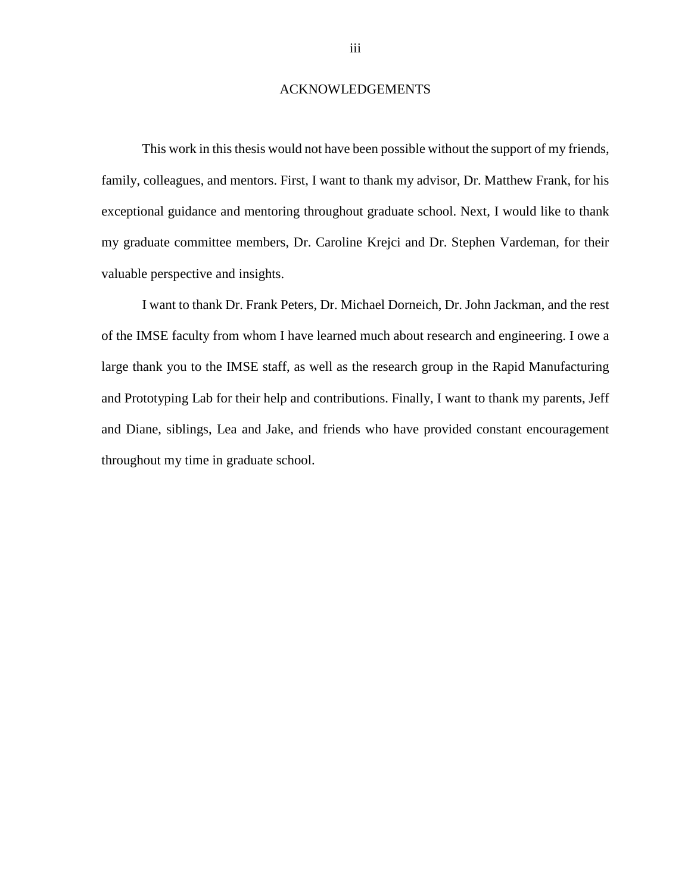# ACKNOWLEDGEMENTS

This work in this thesis would not have been possible without the support of my friends, family, colleagues, and mentors. First, I want to thank my advisor, Dr. Matthew Frank, for his exceptional guidance and mentoring throughout graduate school. Next, I would like to thank my graduate committee members, Dr. Caroline Krejci and Dr. Stephen Vardeman, for their valuable perspective and insights.

I want to thank Dr. Frank Peters, Dr. Michael Dorneich, Dr. John Jackman, and the rest of the IMSE faculty from whom I have learned much about research and engineering. I owe a large thank you to the IMSE staff, as well as the research group in the Rapid Manufacturing and Prototyping Lab for their help and contributions. Finally, I want to thank my parents, Jeff and Diane, siblings, Lea and Jake, and friends who have provided constant encouragement throughout my time in graduate school.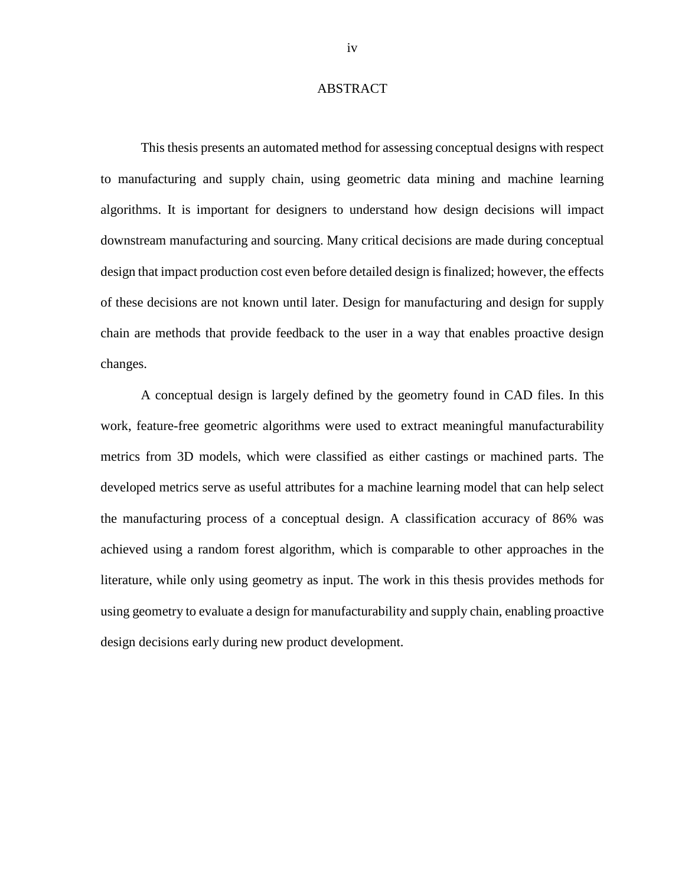# ABSTRACT

This thesis presents an automated method for assessing conceptual designs with respect to manufacturing and supply chain, using geometric data mining and machine learning algorithms. It is important for designers to understand how design decisions will impact downstream manufacturing and sourcing. Many critical decisions are made during conceptual design that impact production cost even before detailed design is finalized; however, the effects of these decisions are not known until later. Design for manufacturing and design for supply chain are methods that provide feedback to the user in a way that enables proactive design changes.

A conceptual design is largely defined by the geometry found in CAD files. In this work, feature-free geometric algorithms were used to extract meaningful manufacturability metrics from 3D models, which were classified as either castings or machined parts. The developed metrics serve as useful attributes for a machine learning model that can help select the manufacturing process of a conceptual design. A classification accuracy of 86% was achieved using a random forest algorithm, which is comparable to other approaches in the literature, while only using geometry as input. The work in this thesis provides methods for using geometry to evaluate a design for manufacturability and supply chain, enabling proactive design decisions early during new product development.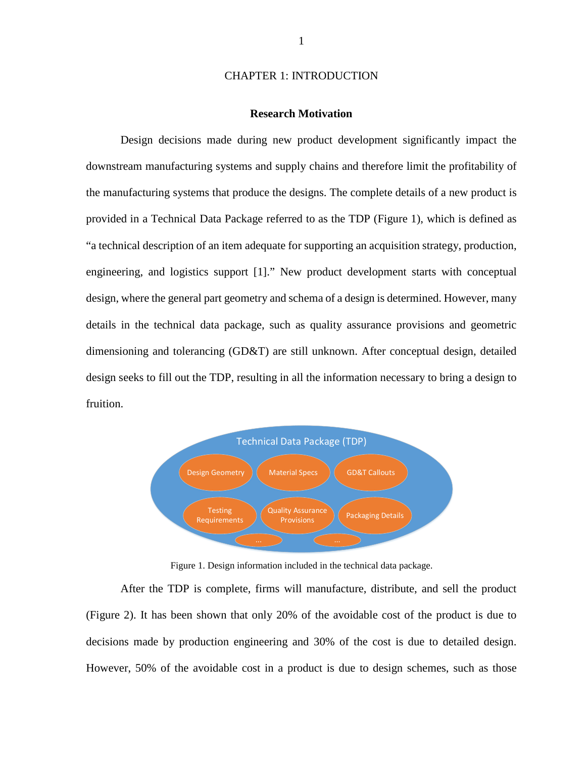# CHAPTER 1: INTRODUCTION

## Research Motivation

Design decisions made during new product development significantly impact the downstream manufacturing systems and supply chains and therefore limit the profitability of the manufacturing systems that produce the designs. The complete details of a new product is provided in a Technical Data Package referred to as the TDP (Figure 1), which is defined as "a technical description of an item adequate for supporting an acquisition strategy, production, engineering, and logistics support [1]." New product development starts with conceptual design, where the general part geometry and schema of a design is determined. However, many details in the technical data package, such as quality assurance provisions and geometric dimensioning and tolerancing (GD&T) are still unknown. After conceptual design, detailed design seeks to fill out the TDP, resulting in all the information necessary to bring a design to fruition.

Figure 1. Design information included in the technical data package.

After the TDP is complete, firms will manufacture, distribute, and sell the product (Figure 2). It has been shown that only 20% of the avoidable cost of the product is due to decisions made by production engineering and 30% of the cost is due to detailed design. However, 50% of the avoidable cost in a product is due to design schemes, such as those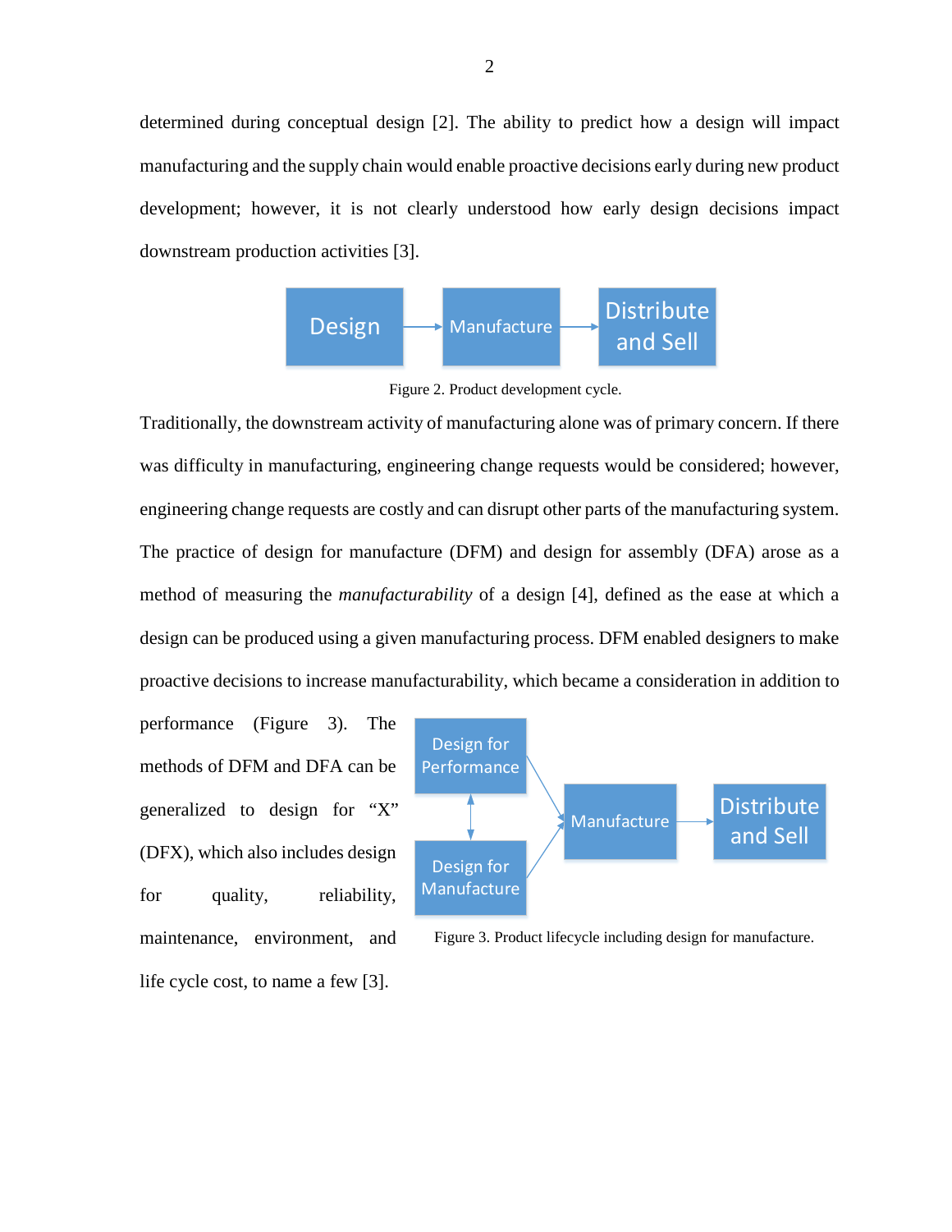determined during conceptual design [2]. The ability to predict how a design will impact manufacturing and the supply chain would enable proactive decisions early during new product development; however, it is not clearly understood how early design decisions impact downstream production activities [3].

Figure 2. Product development cycle.

Traditionally, the downstream activity of manufacturing alone was of primary concern. If there was difficulty in manufacturing, engineering change requests would be considered; however, engineering change requests are costly and can disrupt other parts of the manufacturing system. The practice of design for manufacture (DFM) and design for assembly (DFA) arose as a method of measuring the *manufacturability* of a design [4], defined as the ease at which a design can be produced using a given manufacturing process. DFM enabled designers to make proactive decisions to increase manufacturability, which became a consideration in addition to performance (Figure 3). The methods of DFM and DFA can be generalized to design for "X" (DFX), which also includes design for quality, reliability, maintenance, environment, and life cycle cost, to name a few [3].

Figure 3. Product lifecycle including design for manufacture.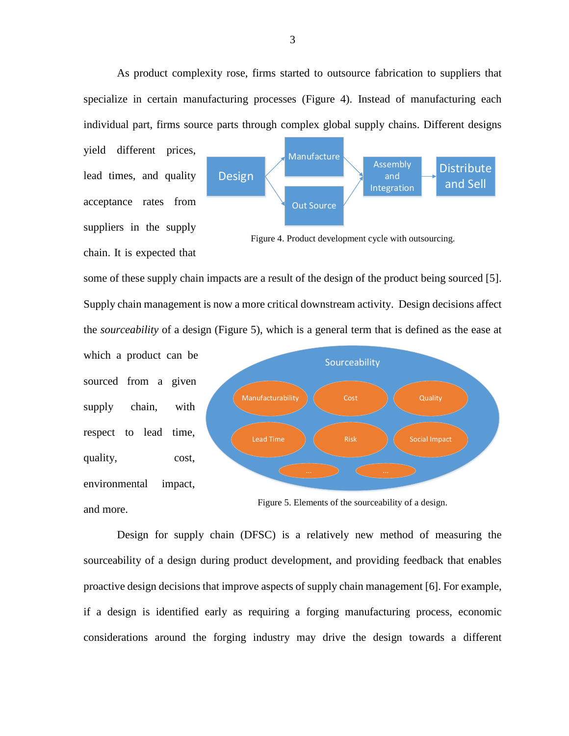As product complexity rose, firms started to outsource fabrication to suppliers that specialize in certain manufacturing processes (Figure 4). Instead of manufacturing each individual part, firms source parts through complex global supply chains. Different designs yield different prices, lead times, and quality acceptance rates from suppliers in the supply chain. It is expected that some of these supply chain impacts are a result of the design of the product being sourced [5]. Supply chain management is now a more critical downstream activity. Design decisions affect the *sourceability* of a design (Figure 5), which is a general term that is defined as the ease at which a product can be sourced from a given supply chain, with respect to lead time, quality, cost, environmental impact, and more.

Figure 4. Product development cycle with outsourcing.

Figure 5. Elements of the sourceability of a design.

Design for supply chain (DFSC) is a relatively new method of measuring the sourceability of a design during product development, and providing feedback that enables proactive design decisions that improve aspects of supply chain management [6]. For example, if a design is identified early as requiring a forging manufacturing process, economic considerations around the forging industry may drive the design towards a different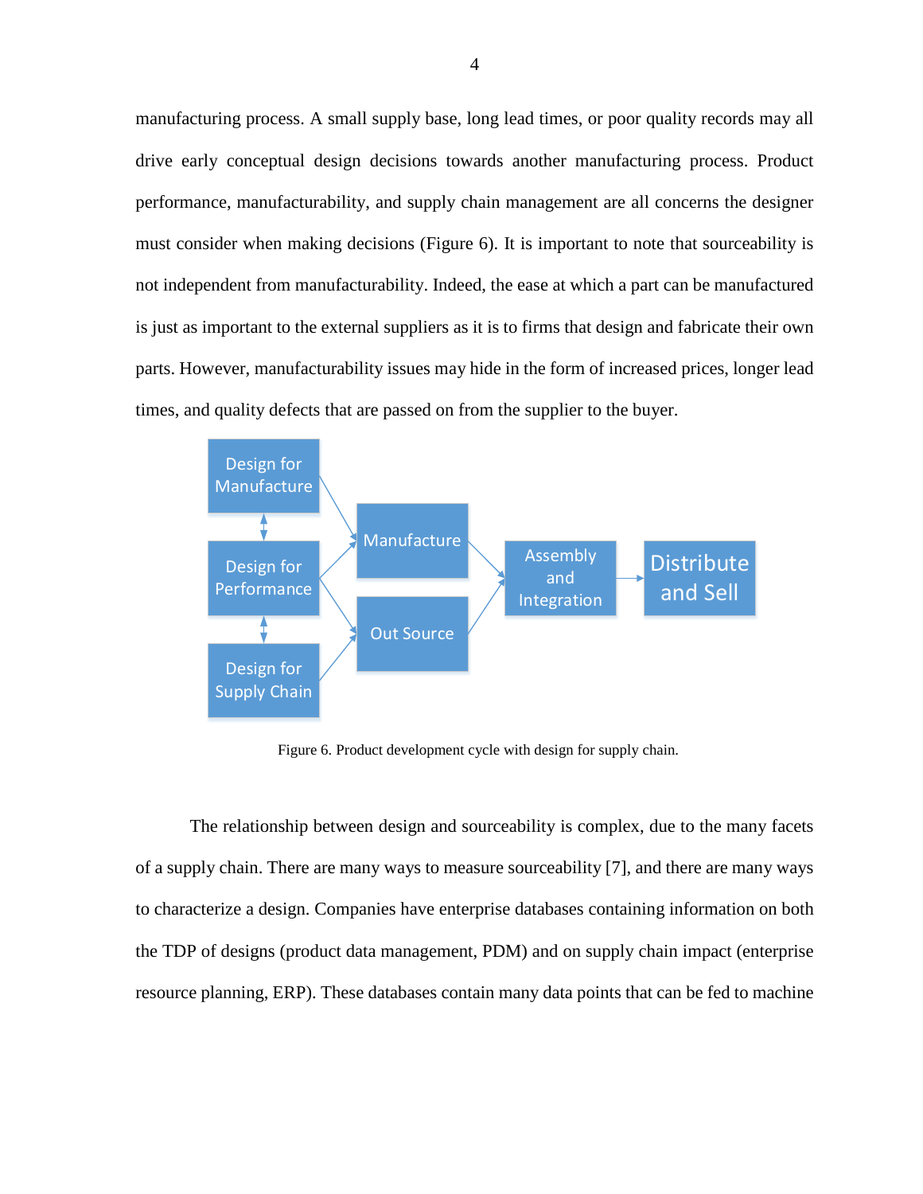manufacturing process. A small supply base, long lead times, or poor quality records may all drive early conceptual design decisions towards another manufacturing process. Product performance, manufacturability, and supply chain management are all concerns the designer must consider when making decisions (Figure 6). It is important to note that sourceability is not independent from manufacturability. Indeed, the ease at which a part can be manufactured is just as important to the external suppliers as it is to firms that design and fabricate their own parts. However, manufacturability issues may hide in the form of increased prices, longer lead times, and quality defects that are passed on from the supplier to the buyer.

Figure 6. Product development cycle with design for supply chain.

The relationship between design and sourceability is complex, due to the many facets of a supply chain. There are many ways to measure sourceability [7], and there are many ways to characterize a design. Companies have enterprise databases containing information on both the TDP of designs (product data management, PDM) and on supply chain impact (enterprise resource planning, ERP). These databases contain many data points that can be fed to machine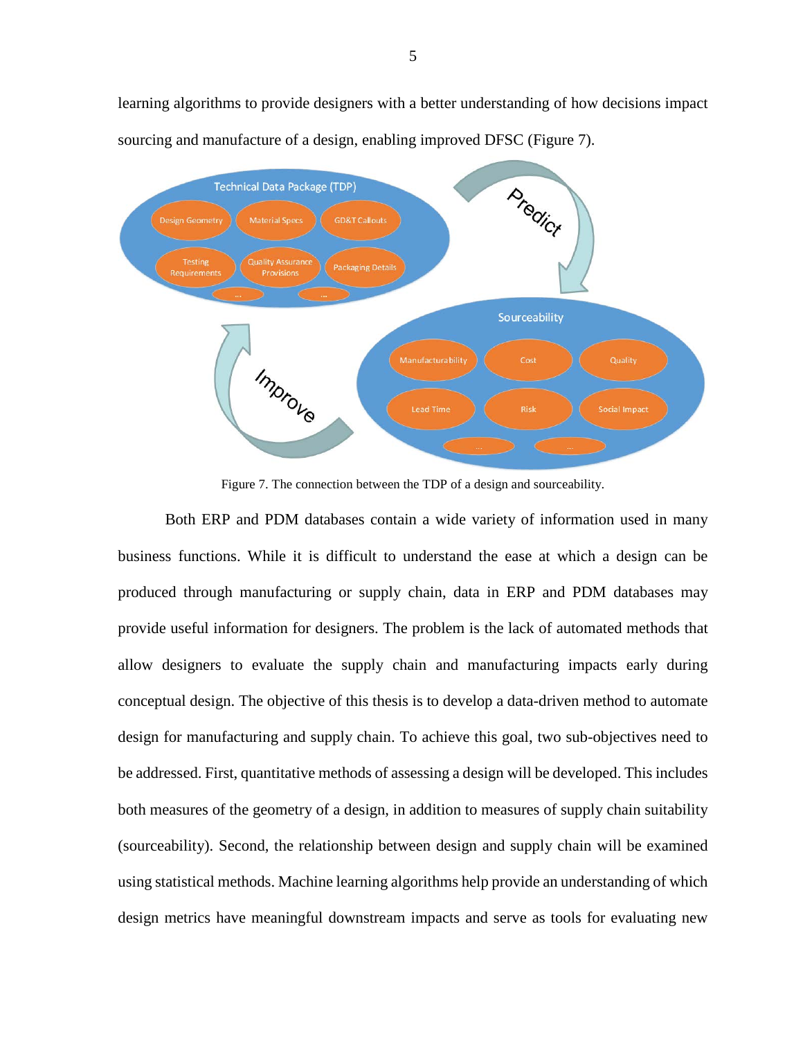learning algorithms to provide designers with a better understanding of how decisions impact sourcing and manufacture of a design, enabling improved DFSC (Figure 7).

Figure 7. The connection between the TDP of a design and sourceability.

Both ERP and PDM databases contain a wide variety of information used in many business functions. While it is difficult to understand the ease at which a design can be produced through manufacturing or supply chain, data in ERP and PDM databases may provide useful information for designers. The problem is the lack of automated methods that allow designers to evaluate the supply chain and manufacturing impacts early during conceptual design. The objective of this thesis is to develop a data-driven method to automate design for manufacturing and supply chain. To achieve this goal, two sub-objectives need to be addressed. First, quantitative methods of assessing a design will be developed. This includes both measures of the geometry of a design, in addition to measures of supply chain suitability (sourceability). Second, the relationship between design and supply chain will be examined using statistical methods. Machine learning algorithms help provide an understanding of which design metrics have meaningful downstream impacts and serve as tools for evaluating new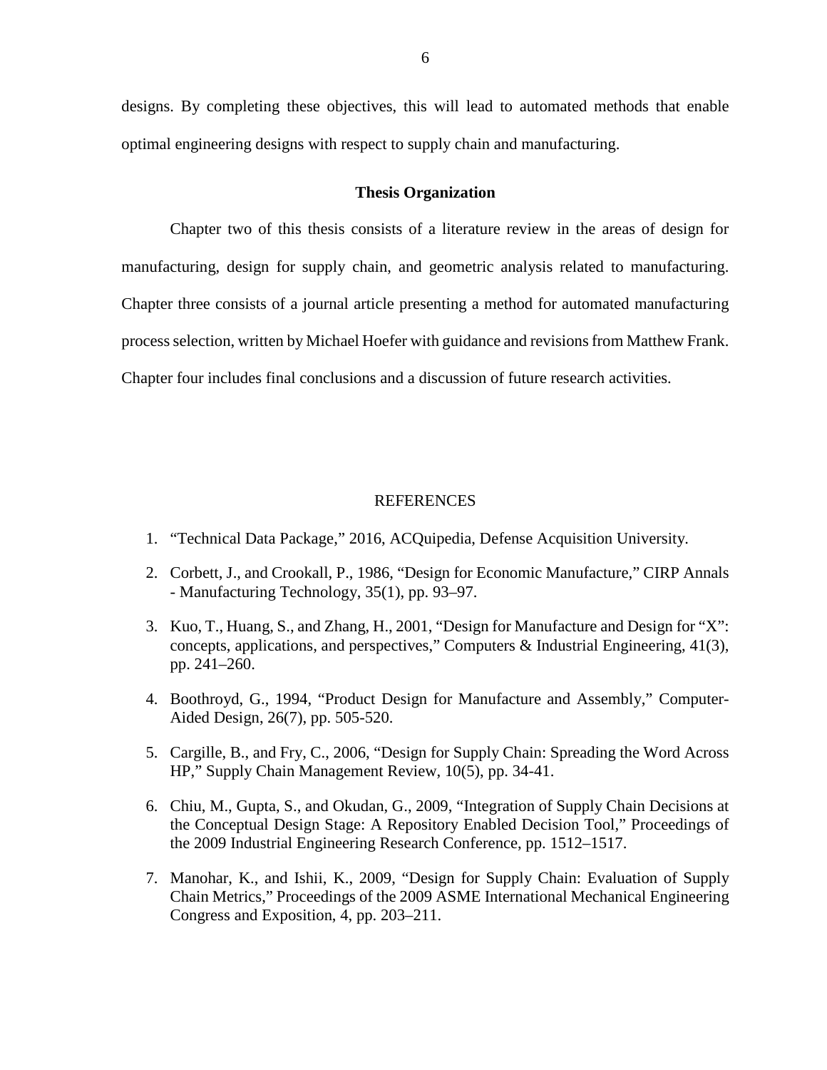designs. By completing these objectives, this will lead to automated methods that enable optimal engineering designs with respect to supply chain and manufacturing.

### Thesis Organization

Chapter two of this thesis consists of a literature review in the areas of design for manufacturing, design for supply chain, and geometric analysis related to manufacturing. Chapter three consists of a journal article presenting a method for automated manufacturing process selection, written by Michael Hoefer with guidance and revisions from Matthew Frank. Chapter four includes final conclusions and a discussion of future research activities.

## REFERENCES

1. "Technical Data Package," 2016, ACQuipedia, Defense Acquisition University.
2. Corbett, J., and Crookall, P., 1986, "Design for Economic Manufacture," CIRP Annals - Manufacturing Technology, 35(1), pp. 93–97.
3. Kuo, T., Huang, S., and Zhang, H., 2001, "Design for Manufacture and Design for "X": concepts, applications, and perspectives," Computers & Industrial Engineering, 41(3), pp. 241–260.
4. Boothroyd, G., 1994, "Product Design for Manufacture and Assembly," Computer-Aided Design, 26(7), pp. 505-520.
5. Cargille, B., and Fry, C., 2006, "Design for Supply Chain: Spreading the Word Across HP," Supply Chain Management Review, 10(5), pp. 34-41.
6. Chiu, M., Gupta, S., and Okudan, G., 2009, "Integration of Supply Chain Decisions at the Conceptual Design Stage: A Repository Enabled Decision Tool," Proceedings of the 2009 Industrial Engineering Research Conference, pp. 1512–1517.
7. Manohar, K., and Ishii, K., 2009, "Design for Supply Chain: Evaluation of Supply Chain Metrics," Proceedings of the 2009 ASME International Mechanical Engineering Congress and Exposition, 4, pp. 203–211.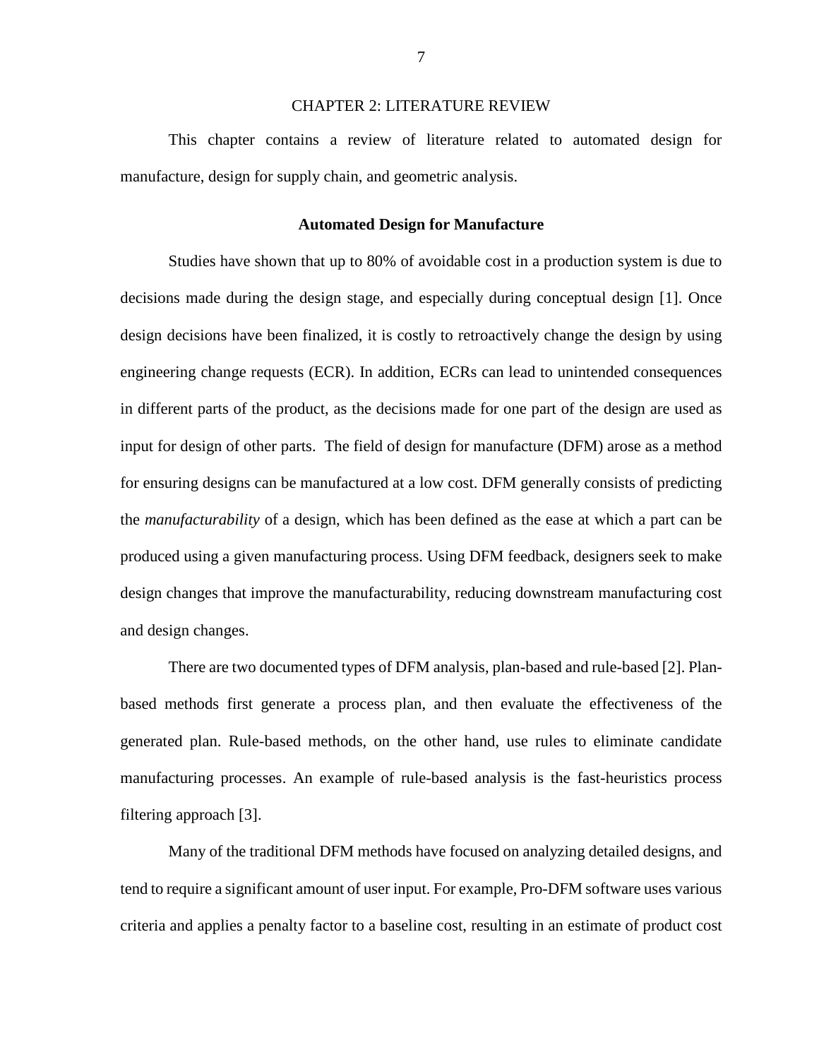# CHAPTER 2: LITERATURE REVIEW

This chapter contains a review of literature related to automated design for manufacture, design for supply chain, and geometric analysis.

## Automated Design for Manufacture

Studies have shown that up to 80% of avoidable cost in a production system is due to decisions made during the design stage, and especially during conceptual design [1]. Once design decisions have been finalized, it is costly to retroactively change the design by using engineering change requests (ECR). In addition, ECRs can lead to unintended consequences in different parts of the product, as the decisions made for one part of the design are used as input for design of other parts. The field of design for manufacture (DFM) arose as a method for ensuring designs can be manufactured at a low cost. DFM generally consists of predicting the *manufacturability* of a design, which has been defined as the ease at which a part can be produced using a given manufacturing process. Using DFM feedback, designers seek to make design changes that improve the manufacturability, reducing downstream manufacturing cost and design changes.

There are two documented types of DFM analysis, plan-based and rule-based [2]. Plan-based methods first generate a process plan, and then evaluate the effectiveness of the generated plan. Rule-based methods, on the other hand, use rules to eliminate candidate manufacturing processes. An example of rule-based analysis is the fast-heuristics process filtering approach [3].

Many of the traditional DFM methods have focused on analyzing detailed designs, and tend to require a significant amount of user input. For example, Pro-DFM software uses various criteria and applies a penalty factor to a baseline cost, resulting in an estimate of product cost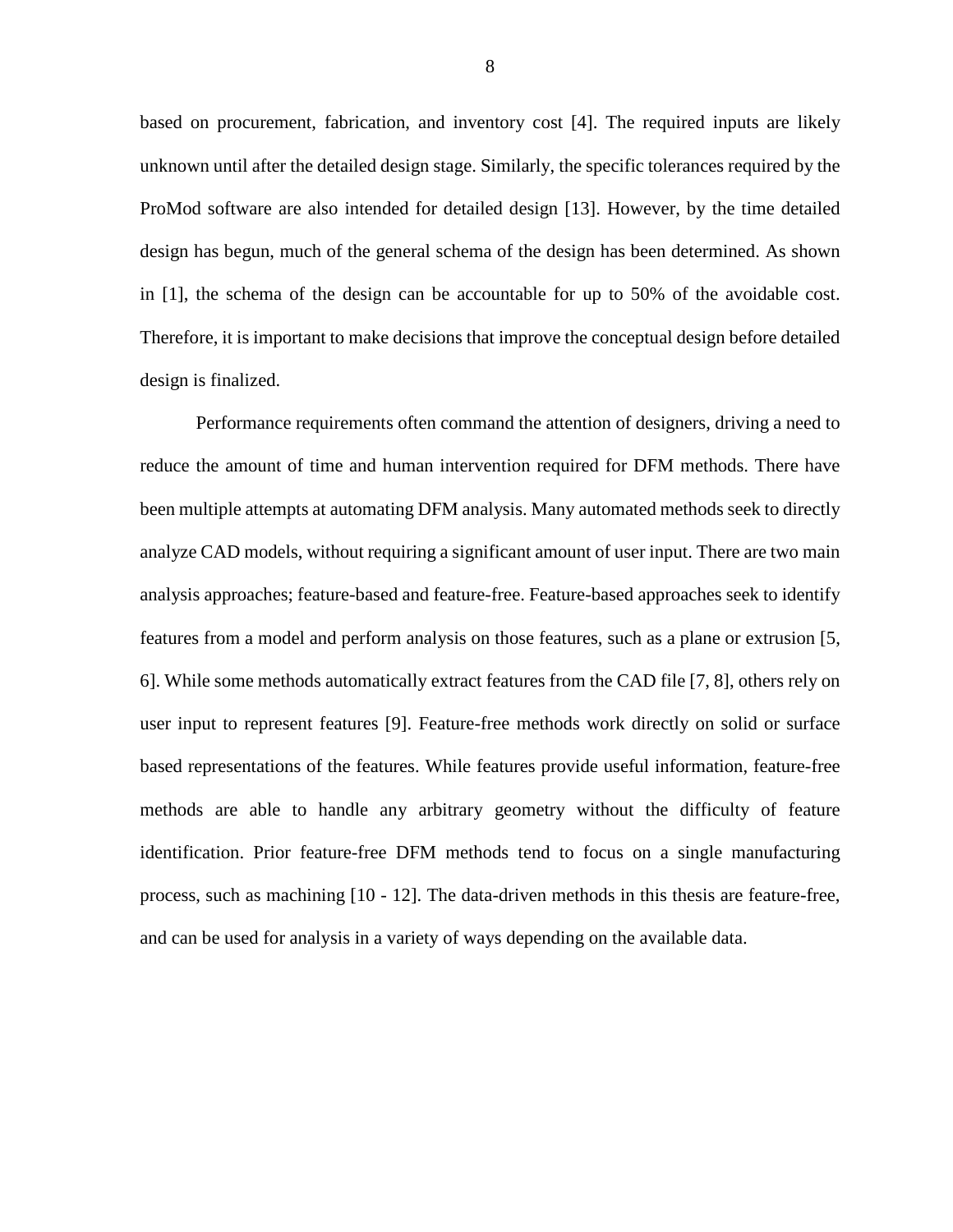based on procurement, fabrication, and inventory cost [4]. The required inputs are likely unknown until after the detailed design stage. Similarly, the specific tolerances required by the ProMod software are also intended for detailed design [13]. However, by the time detailed design has begun, much of the general schema of the design has been determined. As shown in [1], the schema of the design can be accountable for up to 50% of the avoidable cost. Therefore, it is important to make decisions that improve the conceptual design before detailed design is finalized.

Performance requirements often command the attention of designers, driving a need to reduce the amount of time and human intervention required for DFM methods. There have been multiple attempts at automating DFM analysis. Many automated methods seek to directly analyze CAD models, without requiring a significant amount of user input. There are two main analysis approaches; feature-based and feature-free. Feature-based approaches seek to identify features from a model and perform analysis on those features, such as a plane or extrusion [5, 6]. While some methods automatically extract features from the CAD file [7, 8], others rely on user input to represent features [9]. Feature-free methods work directly on solid or surface based representations of the features. While features provide useful information, feature-free methods are able to handle any arbitrary geometry without the difficulty of feature identification. Prior feature-free DFM methods tend to focus on a single manufacturing process, such as machining [10 - 12]. The data-driven methods in this thesis are feature-free, and can be used for analysis in a variety of ways depending on the available data.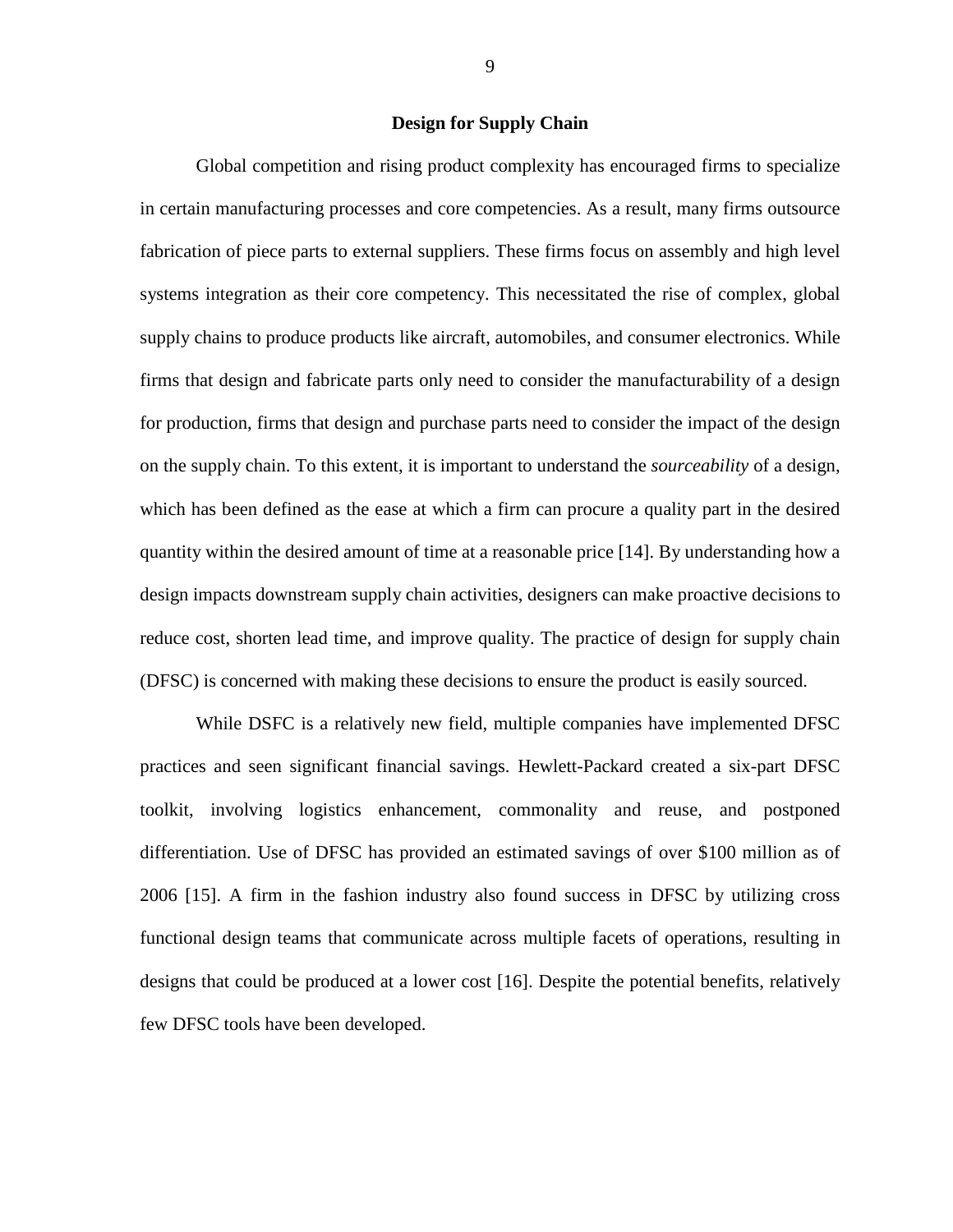## Design for Supply Chain

Global competition and rising product complexity has encouraged firms to specialize in certain manufacturing processes and core competencies. As a result, many firms outsource fabrication of piece parts to external suppliers. These firms focus on assembly and high level systems integration as their core competency. This necessitated the rise of complex, global supply chains to produce products like aircraft, automobiles, and consumer electronics. While firms that design and fabricate parts only need to consider the manufacturability of a design for production, firms that design and purchase parts need to consider the impact of the design on the supply chain. To this extent, it is important to understand the *sourceability* of a design, which has been defined as the ease at which a firm can procure a quality part in the desired quantity within the desired amount of time at a reasonable price [14]. By understanding how a design impacts downstream supply chain activities, designers can make proactive decisions to reduce cost, shorten lead time, and improve quality. The practice of design for supply chain (DFSC) is concerned with making these decisions to ensure the product is easily sourced.

While DSFC is a relatively new field, multiple companies have implemented DFSC practices and seen significant financial savings. Hewlett-Packard created a six-part DFSC toolkit, involving logistics enhancement, commonality and reuse, and postponed differentiation. Use of DFSC has provided an estimated savings of over $100 million as of 2006 [15]. A firm in the fashion industry also found success in DFSC by utilizing cross functional design teams that communicate across multiple facets of operations, resulting in designs that could be produced at a lower cost [16]. Despite the potential benefits, relatively few DFSC tools have been developed.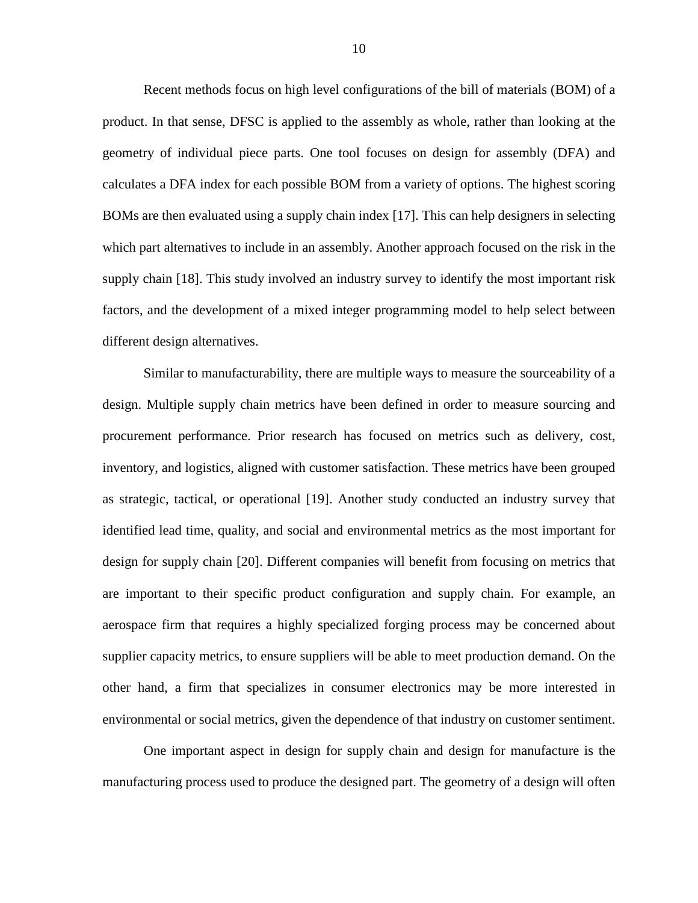Recent methods focus on high level configurations of the bill of materials (BOM) of a product. In that sense, DFSC is applied to the assembly as whole, rather than looking at the geometry of individual piece parts. One tool focuses on design for assembly (DFA) and calculates a DFA index for each possible BOM from a variety of options. The highest scoring BOMs are then evaluated using a supply chain index [17]. This can help designers in selecting which part alternatives to include in an assembly. Another approach focused on the risk in the supply chain [18]. This study involved an industry survey to identify the most important risk factors, and the development of a mixed integer programming model to help select between different design alternatives.

Similar to manufacturability, there are multiple ways to measure the sourceability of a design. Multiple supply chain metrics have been defined in order to measure sourcing and procurement performance. Prior research has focused on metrics such as delivery, cost, inventory, and logistics, aligned with customer satisfaction. These metrics have been grouped as strategic, tactical, or operational [19]. Another study conducted an industry survey that identified lead time, quality, and social and environmental metrics as the most important for design for supply chain [20]. Different companies will benefit from focusing on metrics that are important to their specific product configuration and supply chain. For example, an aerospace firm that requires a highly specialized forging process may be concerned about supplier capacity metrics, to ensure suppliers will be able to meet production demand. On the other hand, a firm that specializes in consumer electronics may be more interested in environmental or social metrics, given the dependence of that industry on customer sentiment.

One important aspect in design for supply chain and design for manufacture is the manufacturing process used to produce the designed part. The geometry of a design will often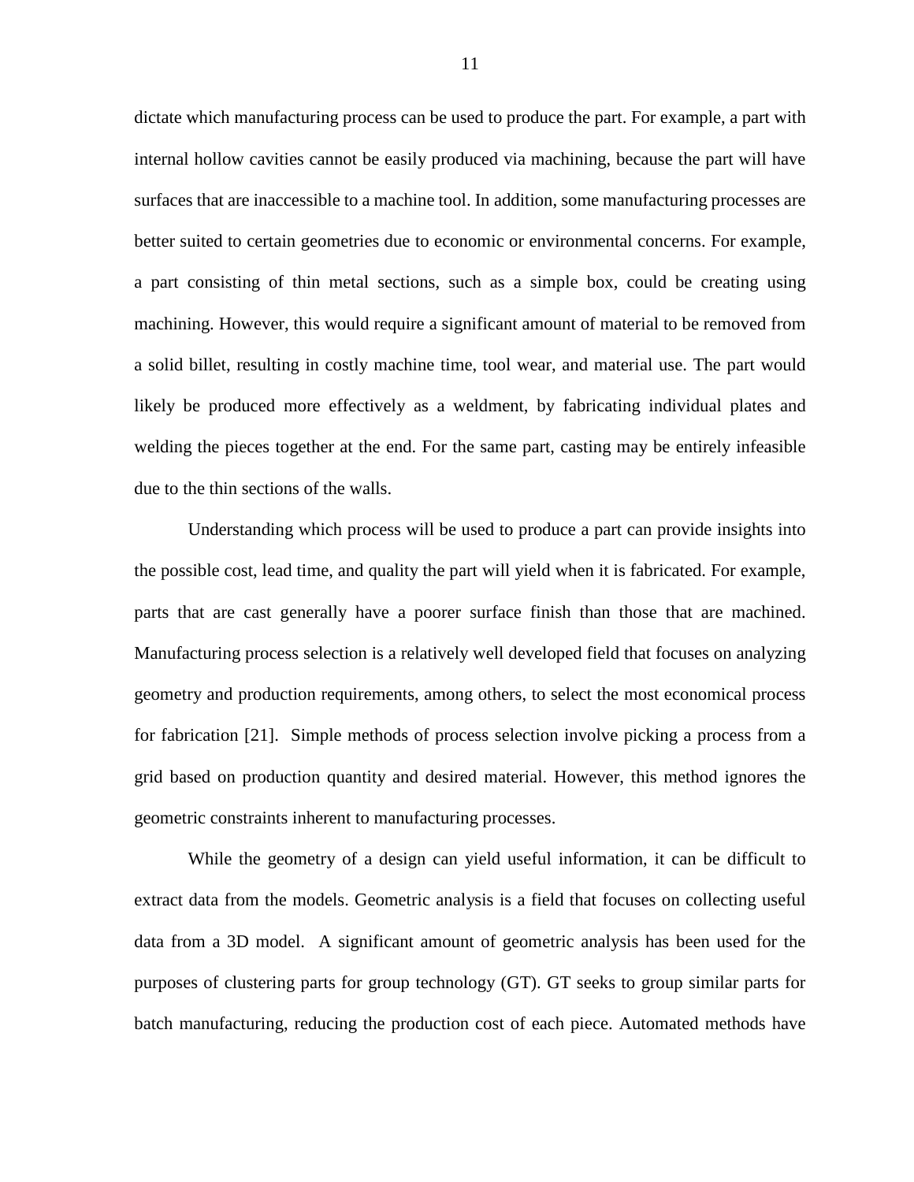dictate which manufacturing process can be used to produce the part. For example, a part with internal hollow cavities cannot be easily produced via machining, because the part will have surfaces that are inaccessible to a machine tool. In addition, some manufacturing processes are better suited to certain geometries due to economic or environmental concerns. For example, a part consisting of thin metal sections, such as a simple box, could be creating using machining. However, this would require a significant amount of material to be removed from a solid billet, resulting in costly machine time, tool wear, and material use. The part would likely be produced more effectively as a weldment, by fabricating individual plates and welding the pieces together at the end. For the same part, casting may be entirely infeasible due to the thin sections of the walls.

Understanding which process will be used to produce a part can provide insights into the possible cost, lead time, and quality the part will yield when it is fabricated. For example, parts that are cast generally have a poorer surface finish than those that are machined. Manufacturing process selection is a relatively well developed field that focuses on analyzing geometry and production requirements, among others, to select the most economical process for fabrication [21]. Simple methods of process selection involve picking a process from a grid based on production quantity and desired material. However, this method ignores the geometric constraints inherent to manufacturing processes.

While the geometry of a design can yield useful information, it can be difficult to extract data from the models. Geometric analysis is a field that focuses on collecting useful data from a 3D model. A significant amount of geometric analysis has been used for the purposes of clustering parts for group technology (GT). GT seeks to group similar parts for batch manufacturing, reducing the production cost of each piece. Automated methods have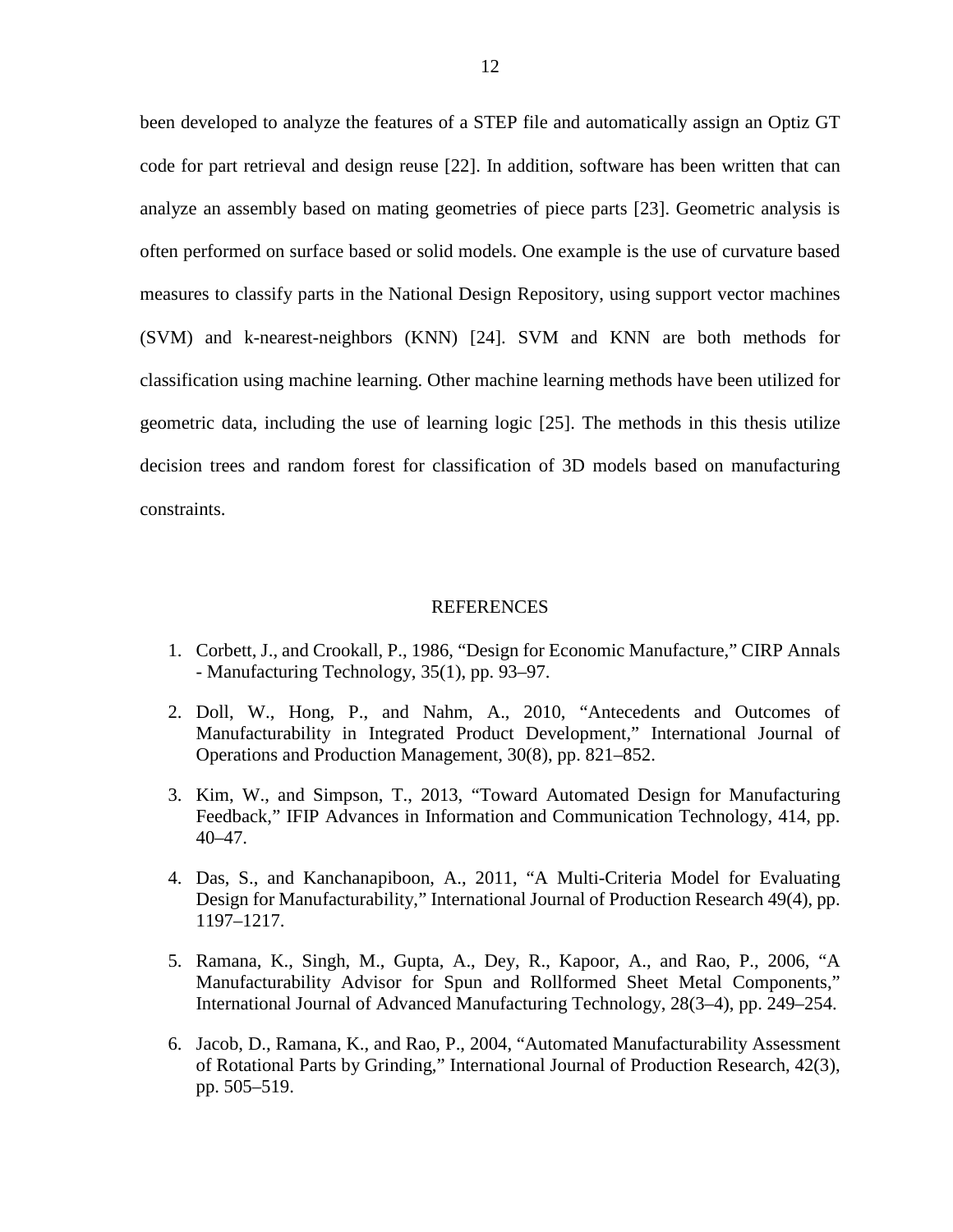been developed to analyze the features of a STEP file and automatically assign an Optiz GT code for part retrieval and design reuse [22]. In addition, software has been written that can analyze an assembly based on mating geometries of piece parts [23]. Geometric analysis is often performed on surface based or solid models. One example is the use of curvature based measures to classify parts in the National Design Repository, using support vector machines (SVM) and k-nearest-neighbors (KNN) [24]. SVM and KNN are both methods for classification using machine learning. Other machine learning methods have been utilized for geometric data, including the use of learning logic [25]. The methods in this thesis utilize decision trees and random forest for classification of 3D models based on manufacturing constraints.

## REFERENCES

1. Corbett, J., and Crookall, P., 1986, "Design for Economic Manufacture," CIRP Annals - Manufacturing Technology, 35(1), pp. 93–97.

2. Doll, W., Hong, P., and Nahm, A., 2010, "Antecedents and Outcomes of Manufacturability in Integrated Product Development," International Journal of Operations and Production Management, 30(8), pp. 821–852.

3. Kim, W., and Simpson, T., 2013, "Toward Automated Design for Manufacturing Feedback," IFIP Advances in Information and Communication Technology, 414, pp. 40–47.

4. Das, S., and Kanchanapiboon, A., 2011, "A Multi-Criteria Model for Evaluating Design for Manufacturability," International Journal of Production Research 49(4), pp. 1197–1217.

5. Ramana, K., Singh, M., Gupta, A., Dey, R., Kapoor, A., and Rao, P., 2006, "A Manufacturability Advisor for Spun and Rollformed Sheet Metal Components," International Journal of Advanced Manufacturing Technology, 28(3–4), pp. 249–254.

6. Jacob, D., Ramana, K., and Rao, P., 2004, "Automated Manufacturability Assessment of Rotational Parts by Grinding," International Journal of Production Research, 42(3), pp. 505–519.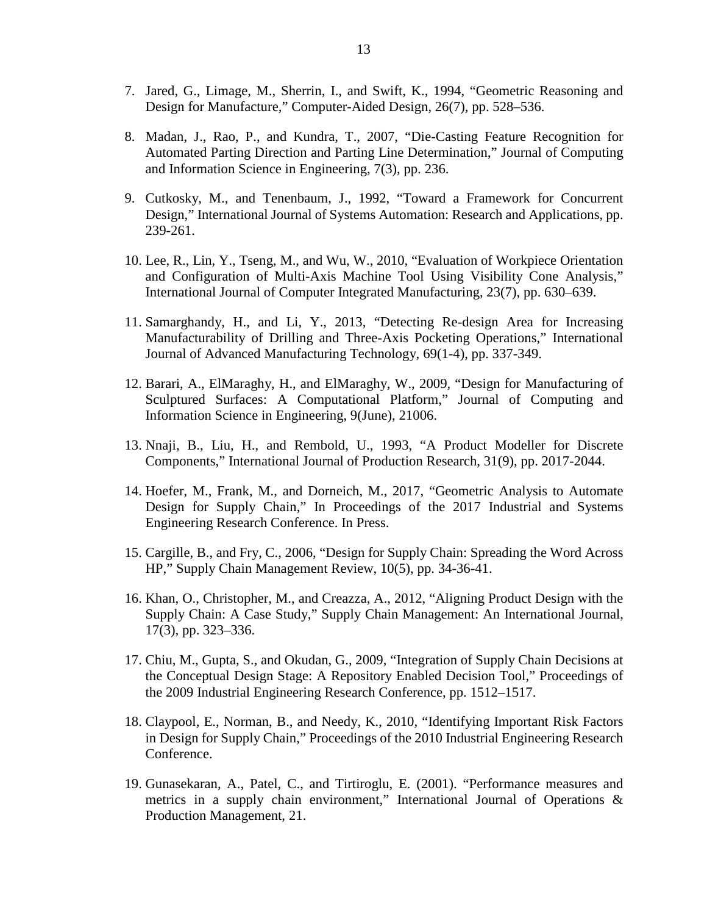7. Jared, G., Limage, M., Sherrin, I., and Swift, K., 1994, "Geometric Reasoning and Design for Manufacture," Computer-Aided Design, 26(7), pp. 528–536.

8. Madan, J., Rao, P., and Kundra, T., 2007, "Die-Casting Feature Recognition for Automated Parting Direction and Parting Line Determination," Journal of Computing and Information Science in Engineering, 7(3), pp. 236.

9. Cutkosky, M., and Tenenbaum, J., 1992, "Toward a Framework for Concurrent Design," International Journal of Systems Automation: Research and Applications, pp. 239-261.

10. Lee, R., Lin, Y., Tseng, M., and Wu, W., 2010, "Evaluation of Workpiece Orientation and Configuration of Multi-Axis Machine Tool Using Visibility Cone Analysis," International Journal of Computer Integrated Manufacturing, 23(7), pp. 630–639.

11. Samarghandy, H., and Li, Y., 2013, "Detecting Re-design Area for Increasing Manufacturability of Drilling and Three-Axis Pocketing Operations," International Journal of Advanced Manufacturing Technology, 69(1-4), pp. 337-349.

12. Barari, A., ElMaraghy, H., and ElMaraghy, W., 2009, "Design for Manufacturing of Sculptured Surfaces: A Computational Platform," Journal of Computing and Information Science in Engineering, 9(June), 21006.

13. Nnaji, B., Liu, H., and Rembold, U., 1993, "A Product Modeller for Discrete Components," International Journal of Production Research, 31(9), pp. 2017-2044.

14. Hoefer, M., Frank, M., and Dorneich, M., 2017, "Geometric Analysis to Automate Design for Supply Chain," In Proceedings of the 2017 Industrial and Systems Engineering Research Conference. In Press.

15. Cargille, B., and Fry, C., 2006, "Design for Supply Chain: Spreading the Word Across HP," Supply Chain Management Review, 10(5), pp. 34-36-41.

16. Khan, O., Christopher, M., and Creazza, A., 2012, "Aligning Product Design with the Supply Chain: A Case Study," Supply Chain Management: An International Journal, 17(3), pp. 323–336.

17. Chiu, M., Gupta, S., and Okudan, G., 2009, "Integration of Supply Chain Decisions at the Conceptual Design Stage: A Repository Enabled Decision Tool," Proceedings of the 2009 Industrial Engineering Research Conference, pp. 1512–1517.

18. Claypool, E., Norman, B., and Needy, K., 2010, "Identifying Important Risk Factors in Design for Supply Chain," Proceedings of the 2010 Industrial Engineering Research Conference.

19. Gunasekaran, A., Patel, C., and Tirtiroglu, E. (2001). "Performance measures and metrics in a supply chain environment," International Journal of Operations & Production Management, 21.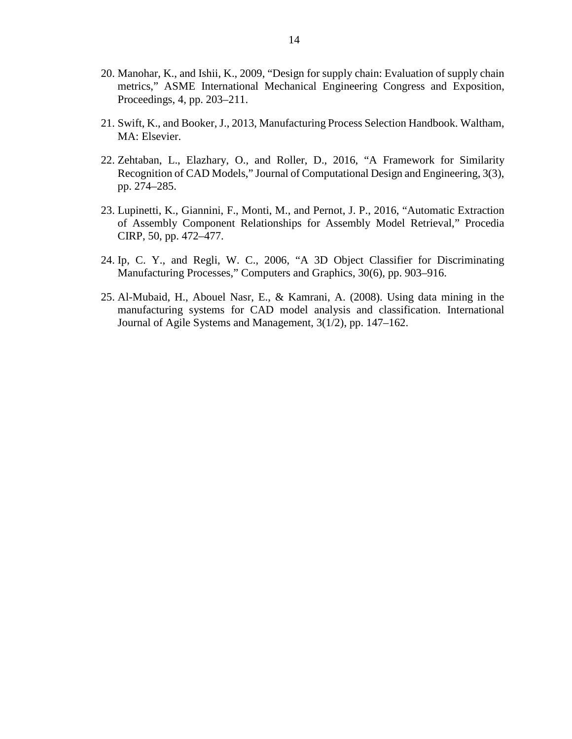20. Manohar, K., and Ishii, K., 2009, "Design for supply chain: Evaluation of supply chain metrics," ASME International Mechanical Engineering Congress and Exposition, Proceedings, 4, pp. 203–211.

21. Swift, K., and Booker, J., 2013, Manufacturing Process Selection Handbook. Waltham, MA: Elsevier.

22. Zehtaban, L., Elazhary, O., and Roller, D., 2016, "A Framework for Similarity Recognition of CAD Models," Journal of Computational Design and Engineering, 3(3), pp. 274–285.

23. Lupinetti, K., Giannini, F., Monti, M., and Pernot, J. P., 2016, "Automatic Extraction of Assembly Component Relationships for Assembly Model Retrieval," Procedia CIRP, 50, pp. 472–477.

24. Ip, C. Y., and Regli, W. C., 2006, "A 3D Object Classifier for Discriminating Manufacturing Processes," Computers and Graphics, 30(6), pp. 903–916.

25. Al-Mubaid, H., Abouel Nasr, E., & Kamrani, A. (2008). Using data mining in the manufacturing systems for CAD model analysis and classification. International Journal of Agile Systems and Management, 3(1/2), pp. 147–162.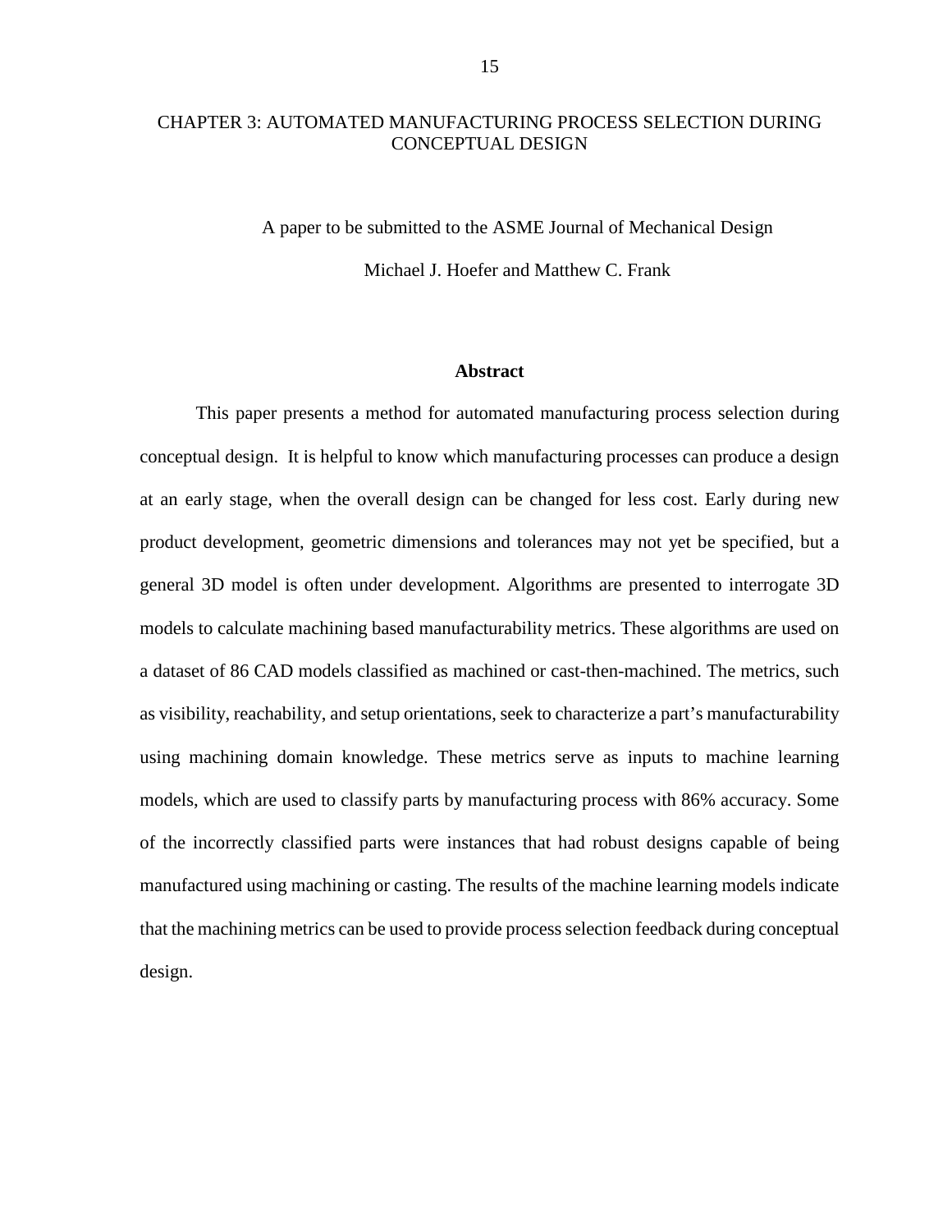# CHAPTER 3: AUTOMATED MANUFACTURING PROCESS SELECTION DURING CONCEPTUAL DESIGN

A paper to be submitted to the ASME Journal of Mechanical Design

Michael J. Hoefer and Matthew C. Frank

## Abstract

This paper presents a method for automated manufacturing process selection during conceptual design. It is helpful to know which manufacturing processes can produce a design at an early stage, when the overall design can be changed for less cost. Early during new product development, geometric dimensions and tolerances may not yet be specified, but a general 3D model is often under development. Algorithms are presented to interrogate 3D models to calculate machining based manufacturability metrics. These algorithms are used on a dataset of 86 CAD models classified as machined or cast-then-machined. The metrics, such as visibility, reachability, and setup orientations, seek to characterize a part's manufacturability using machining domain knowledge. These metrics serve as inputs to machine learning models, which are used to classify parts by manufacturing process with 86% accuracy. Some of the incorrectly classified parts were instances that had robust designs capable of being manufactured using machining or casting. The results of the machine learning models indicate that the machining metrics can be used to provide process selection feedback during conceptual design.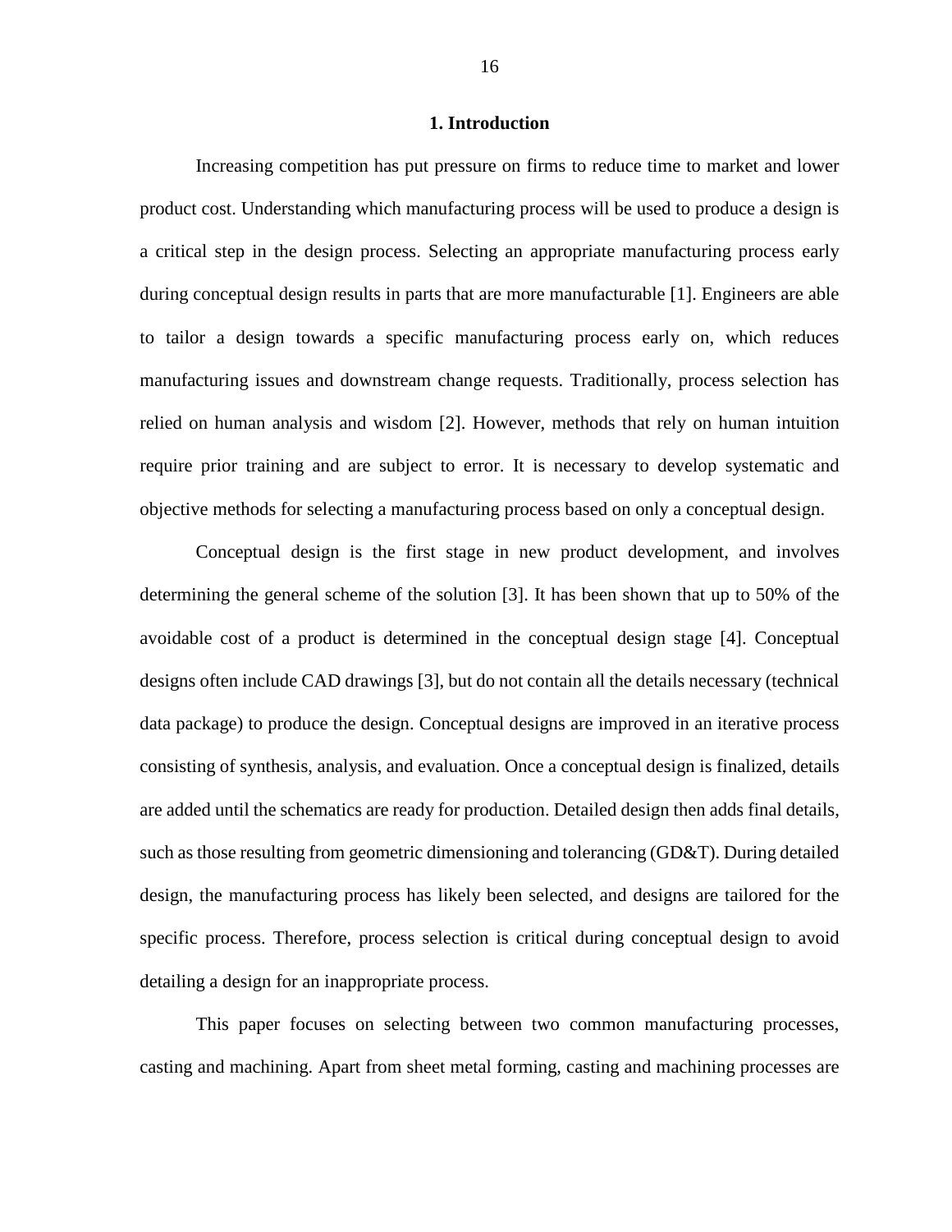# 1. Introduction

Increasing competition has put pressure on firms to reduce time to market and lower product cost. Understanding which manufacturing process will be used to produce a design is a critical step in the design process. Selecting an appropriate manufacturing process early during conceptual design results in parts that are more manufacturable [1]. Engineers are able to tailor a design towards a specific manufacturing process early on, which reduces manufacturing issues and downstream change requests. Traditionally, process selection has relied on human analysis and wisdom [2]. However, methods that rely on human intuition require prior training and are subject to error. It is necessary to develop systematic and objective methods for selecting a manufacturing process based on only a conceptual design.

Conceptual design is the first stage in new product development, and involves determining the general scheme of the solution [3]. It has been shown that up to 50% of the avoidable cost of a product is determined in the conceptual design stage [4]. Conceptual designs often include CAD drawings [3], but do not contain all the details necessary (technical data package) to produce the design. Conceptual designs are improved in an iterative process consisting of synthesis, analysis, and evaluation. Once a conceptual design is finalized, details are added until the schematics are ready for production. Detailed design then adds final details, such as those resulting from geometric dimensioning and tolerancing (GD&T). During detailed design, the manufacturing process has likely been selected, and designs are tailored for the specific process. Therefore, process selection is critical during conceptual design to avoid detailing a design for an inappropriate process.

This paper focuses on selecting between two common manufacturing processes, casting and machining. Apart from sheet metal forming, casting and machining processes are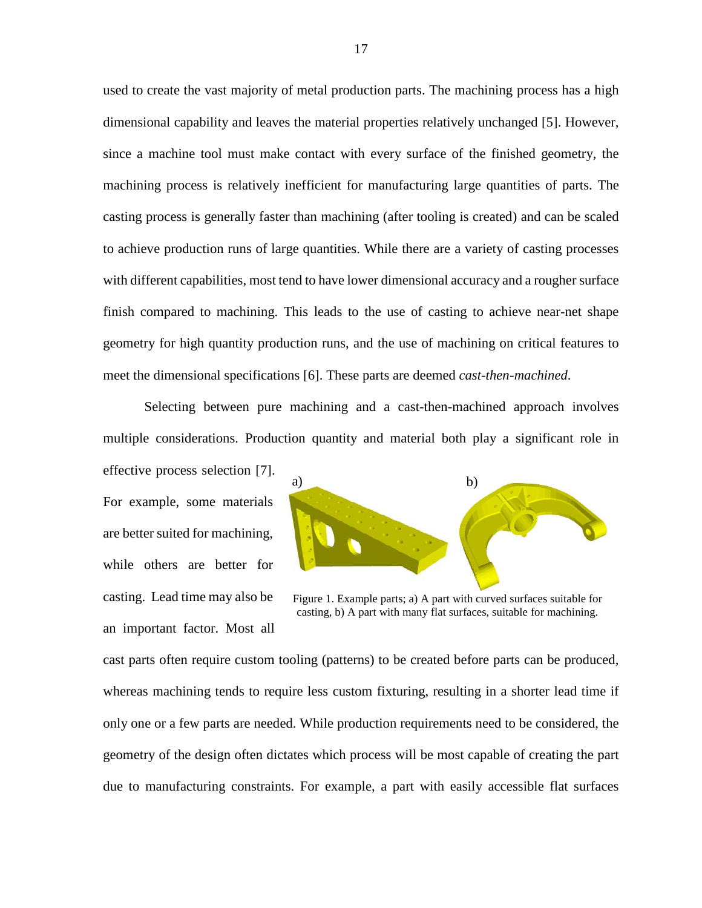used to create the vast majority of metal production parts. The machining process has a high dimensional capability and leaves the material properties relatively unchanged [5]. However, since a machine tool must make contact with every surface of the finished geometry, the machining process is relatively inefficient for manufacturing large quantities of parts. The casting process is generally faster than machining (after tooling is created) and can be scaled to achieve production runs of large quantities. While there are a variety of casting processes with different capabilities, most tend to have lower dimensional accuracy and a rougher surface finish compared to machining. This leads to the use of casting to achieve near-net shape geometry for high quantity production runs, and the use of machining on critical features to meet the dimensional specifications [6]. These parts are deemed *cast-then-machined*.

Selecting between pure machining and a cast-then-machined approach involves multiple considerations. Production quantity and material both play a significant role in effective process selection [7]. For example, some materials are better suited for machining, while others are better for casting. Lead time may also be an important factor. Most all cast parts often require custom tooling (patterns) to be created before parts can be produced, whereas machining tends to require less custom fixturing, resulting in a shorter lead time if only one or a few parts are needed. While production requirements need to be considered, the geometry of the design often dictates which process will be most capable of creating the part due to manufacturing constraints. For example, a part with easily accessible flat surfaces

Figure 1. Example parts; a) A part with curved surfaces suitable for casting, b) A part with many flat surfaces, suitable for machining.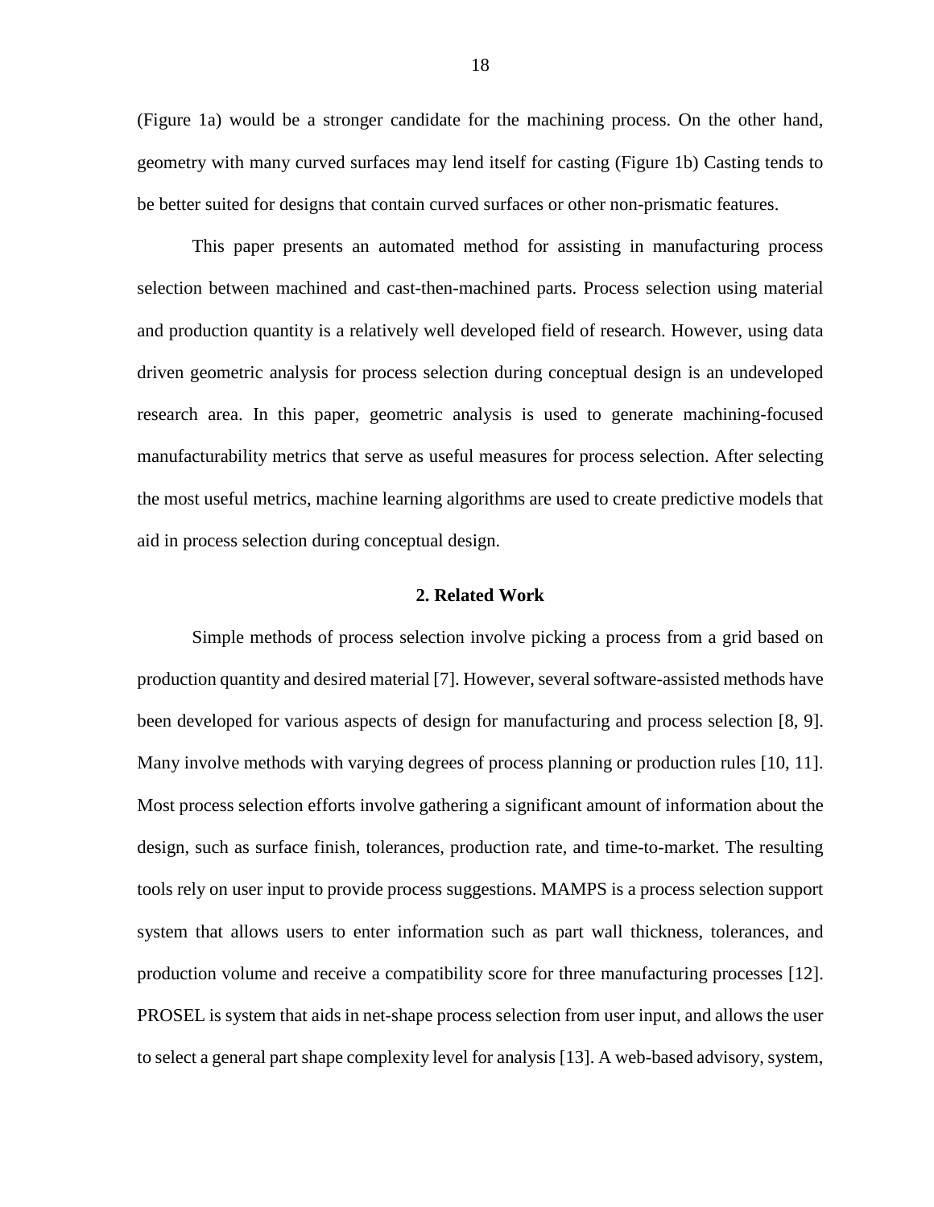(Figure 1a) would be a stronger candidate for the machining process. On the other hand, geometry with many curved surfaces may lend itself for casting (Figure 1b) Casting tends to be better suited for designs that contain curved surfaces or other non-prismatic features.

This paper presents an automated method for assisting in manufacturing process selection between machined and cast-then-machined parts. Process selection using material and production quantity is a relatively well developed field of research. However, using data driven geometric analysis for process selection during conceptual design is an undeveloped research area. In this paper, geometric analysis is used to generate machining-focused manufacturability metrics that serve as useful measures for process selection. After selecting the most useful metrics, machine learning algorithms are used to create predictive models that aid in process selection during conceptual design.

## 2. Related Work

Simple methods of process selection involve picking a process from a grid based on production quantity and desired material [7]. However, several software-assisted methods have been developed for various aspects of design for manufacturing and process selection [8, 9]. Many involve methods with varying degrees of process planning or production rules [10, 11]. Most process selection efforts involve gathering a significant amount of information about the design, such as surface finish, tolerances, production rate, and time-to-market. The resulting tools rely on user input to provide process suggestions. MAMPS is a process selection support system that allows users to enter information such as part wall thickness, tolerances, and production volume and receive a compatibility score for three manufacturing processes [12]. PROSEL is system that aids in net-shape process selection from user input, and allows the user to select a general part shape complexity level for analysis [13]. A web-based advisory, system,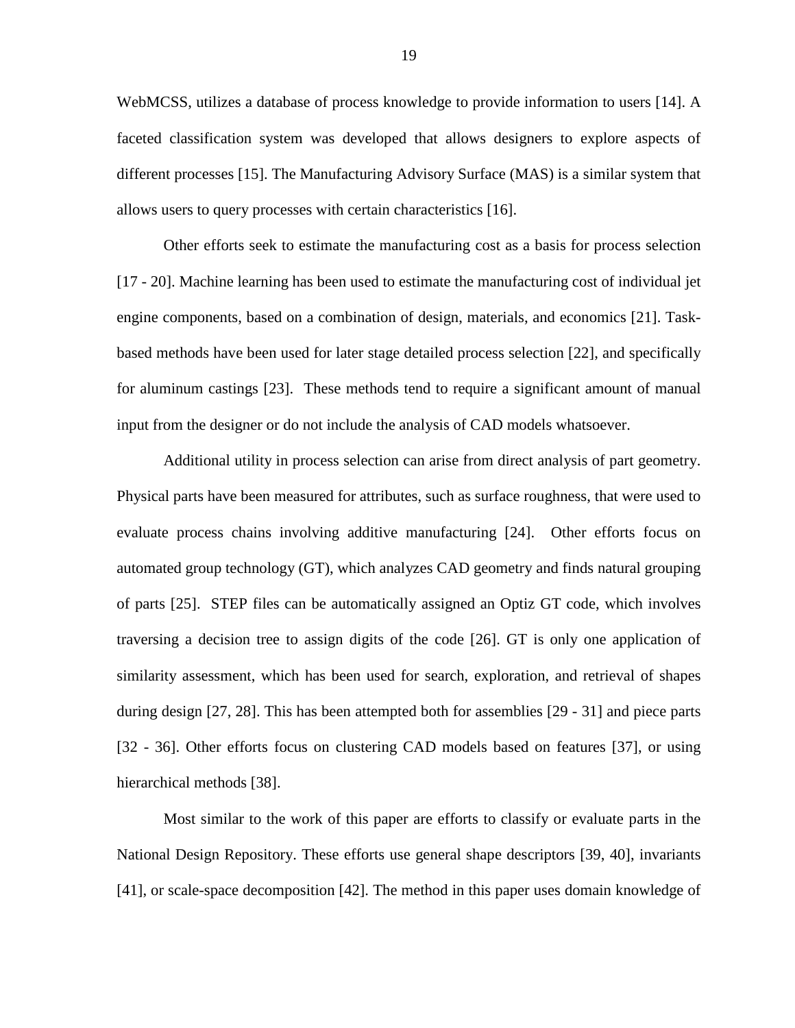WebMCSS, utilizes a database of process knowledge to provide information to users [14]. A faceted classification system was developed that allows designers to explore aspects of different processes [15]. The Manufacturing Advisory Surface (MAS) is a similar system that allows users to query processes with certain characteristics [16].

Other efforts seek to estimate the manufacturing cost as a basis for process selection [17 - 20]. Machine learning has been used to estimate the manufacturing cost of individual jet engine components, based on a combination of design, materials, and economics [21]. Task-based methods have been used for later stage detailed process selection [22], and specifically for aluminum castings [23]. These methods tend to require a significant amount of manual input from the designer or do not include the analysis of CAD models whatsoever.

Additional utility in process selection can arise from direct analysis of part geometry. Physical parts have been measured for attributes, such as surface roughness, that were used to evaluate process chains involving additive manufacturing [24]. Other efforts focus on automated group technology (GT), which analyzes CAD geometry and finds natural grouping of parts [25]. STEP files can be automatically assigned an Optiz GT code, which involves traversing a decision tree to assign digits of the code [26]. GT is only one application of similarity assessment, which has been used for search, exploration, and retrieval of shapes during design [27, 28]. This has been attempted both for assemblies [29 - 31] and piece parts [32 - 36]. Other efforts focus on clustering CAD models based on features [37], or using hierarchical methods [38].

Most similar to the work of this paper are efforts to classify or evaluate parts in the National Design Repository. These efforts use general shape descriptors [39, 40], invariants [41], or scale-space decomposition [42]. The method in this paper uses domain knowledge of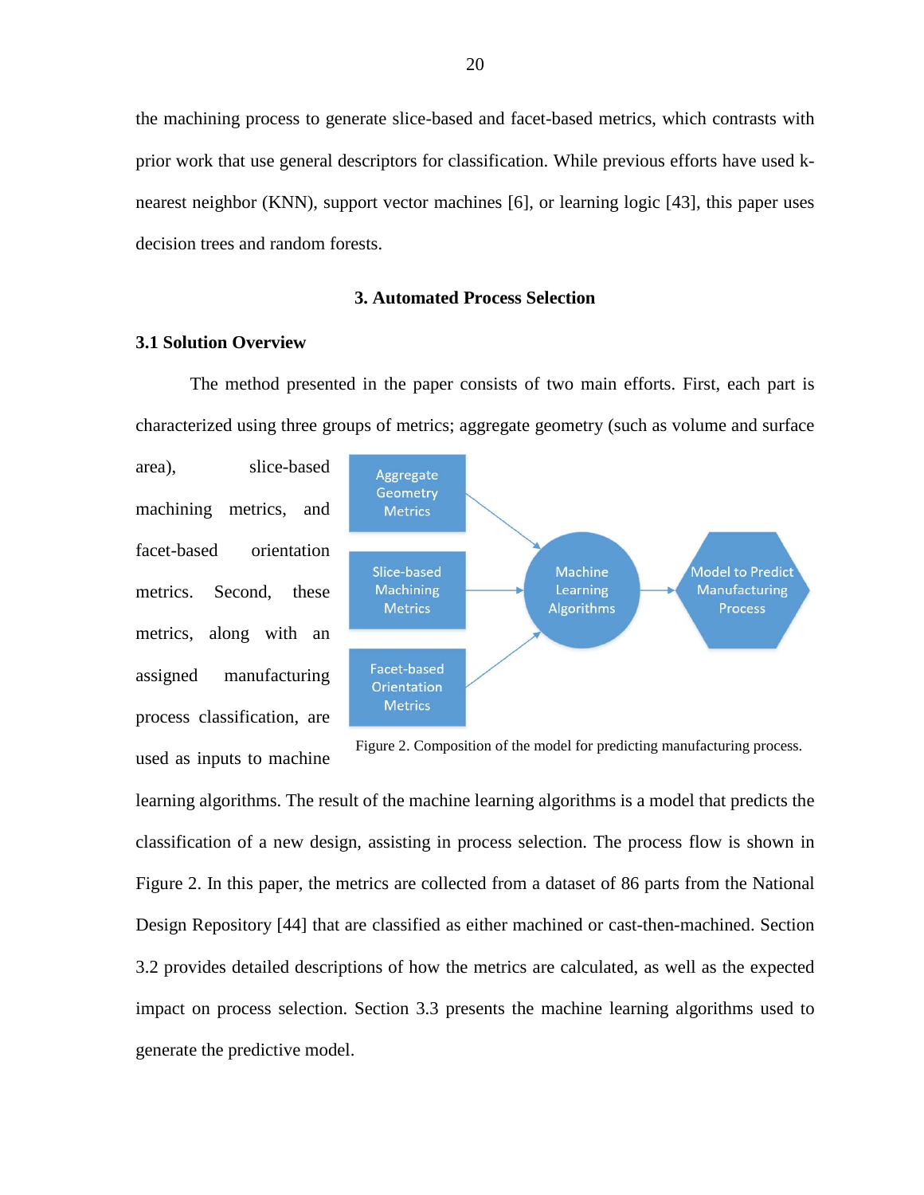the machining process to generate slice-based and facet-based metrics, which contrasts with prior work that use general descriptors for classification. While previous efforts have used k-nearest neighbor (KNN), support vector machines [6], or learning logic [43], this paper uses decision trees and random forests.

## 3. Automated Process Selection

### 3.1 Solution Overview

The method presented in the paper consists of two main efforts. First, each part is characterized using three groups of metrics; aggregate geometry (such as volume and surface area), slice-based machining metrics, and facet-based orientation metrics. Second, these metrics, along with an assigned manufacturing process classification, are used as inputs to machine learning algorithms. The result of the machine learning algorithms is a model that predicts the classification of a new design, assisting in process selection. The process flow is shown in Figure 2. In this paper, the metrics are collected from a dataset of 86 parts from the National Design Repository [44] that are classified as either machined or cast-then-machined. Section 3.2 provides detailed descriptions of how the metrics are calculated, as well as the expected impact on process selection. Section 3.3 presents the machine learning algorithms used to generate the predictive model.

Figure 2. Composition of the model for predicting manufacturing process.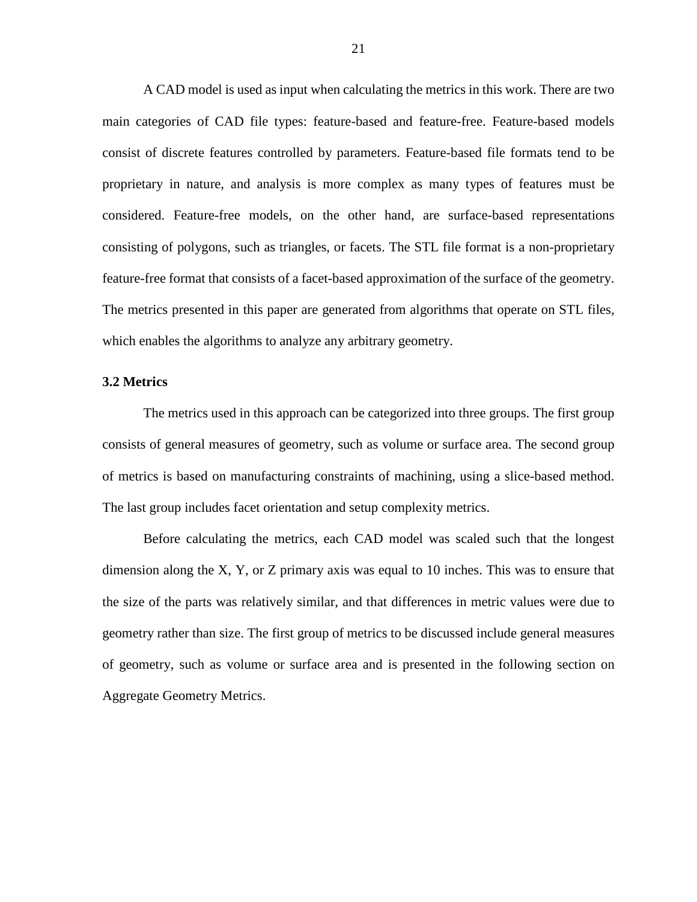A CAD model is used as input when calculating the metrics in this work. There are two main categories of CAD file types: feature-based and feature-free. Feature-based models consist of discrete features controlled by parameters. Feature-based file formats tend to be proprietary in nature, and analysis is more complex as many types of features must be considered. Feature-free models, on the other hand, are surface-based representations consisting of polygons, such as triangles, or facets. The STL file format is a non-proprietary feature-free format that consists of a facet-based approximation of the surface of the geometry. The metrics presented in this paper are generated from algorithms that operate on STL files, which enables the algorithms to analyze any arbitrary geometry.

### 3.2 Metrics

The metrics used in this approach can be categorized into three groups. The first group consists of general measures of geometry, such as volume or surface area. The second group of metrics is based on manufacturing constraints of machining, using a slice-based method. The last group includes facet orientation and setup complexity metrics.

Before calculating the metrics, each CAD model was scaled such that the longest dimension along the X, Y, or Z primary axis was equal to 10 inches. This was to ensure that the size of the parts was relatively similar, and that differences in metric values were due to geometry rather than size. The first group of metrics to be discussed include general measures of geometry, such as volume or surface area and is presented in the following section on Aggregate Geometry Metrics.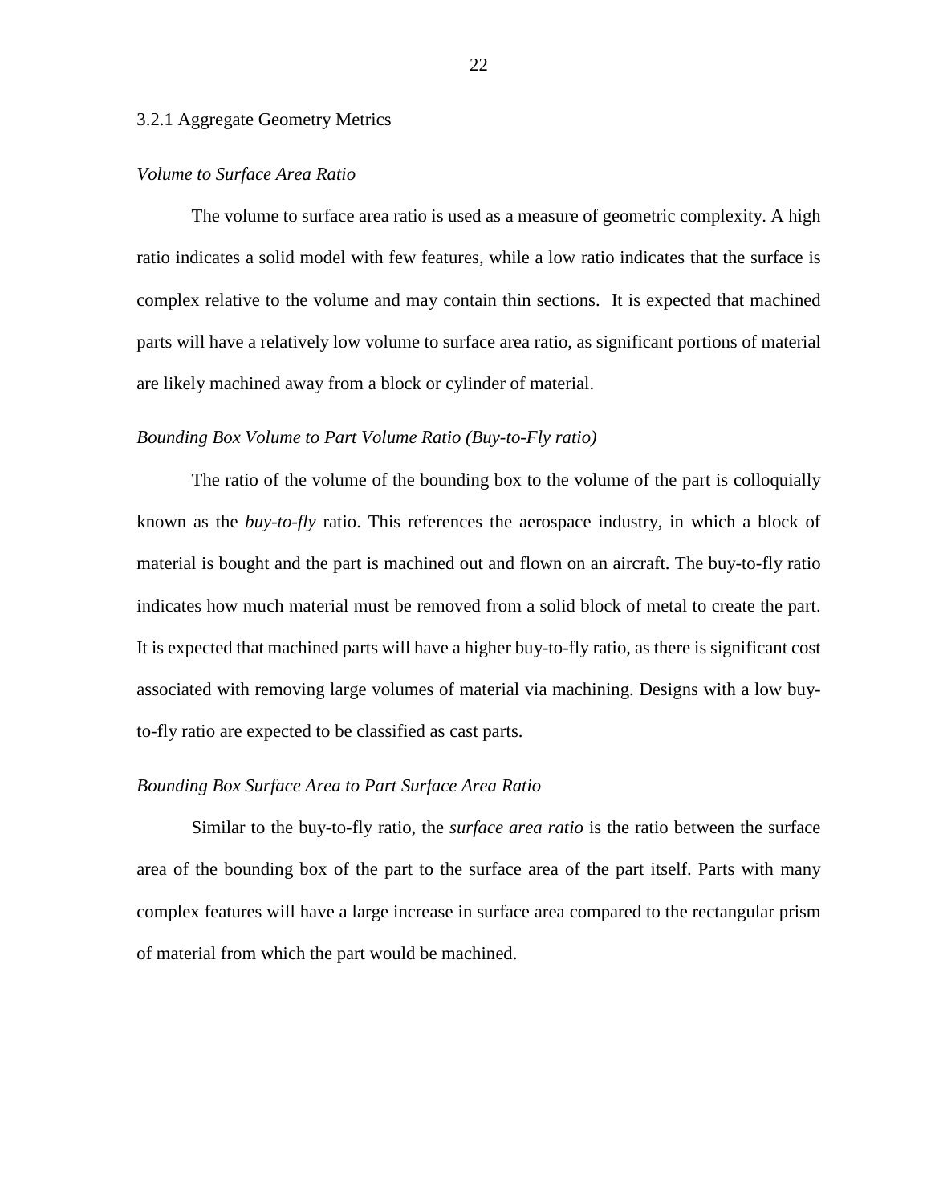### 3.2.1 Aggregate Geometry Metrics

*Volume to Surface Area Ratio*

The volume to surface area ratio is used as a measure of geometric complexity. A high ratio indicates a solid model with few features, while a low ratio indicates that the surface is complex relative to the volume and may contain thin sections. It is expected that machined parts will have a relatively low volume to surface area ratio, as significant portions of material are likely machined away from a block or cylinder of material.

*Bounding Box Volume to Part Volume Ratio (Buy-to-Fly ratio)*

The ratio of the volume of the bounding box to the volume of the part is colloquially known as the *buy-to-fly* ratio. This references the aerospace industry, in which a block of material is bought and the part is machined out and flown on an aircraft. The buy-to-fly ratio indicates how much material must be removed from a solid block of metal to create the part. It is expected that machined parts will have a higher buy-to-fly ratio, as there is significant cost associated with removing large volumes of material via machining. Designs with a low buy-to-fly ratio are expected to be classified as cast parts.

*Bounding Box Surface Area to Part Surface Area Ratio*

Similar to the buy-to-fly ratio, the *surface area ratio* is the ratio between the surface area of the bounding box of the part to the surface area of the part itself. Parts with many complex features will have a large increase in surface area compared to the rectangular prism of material from which the part would be machined.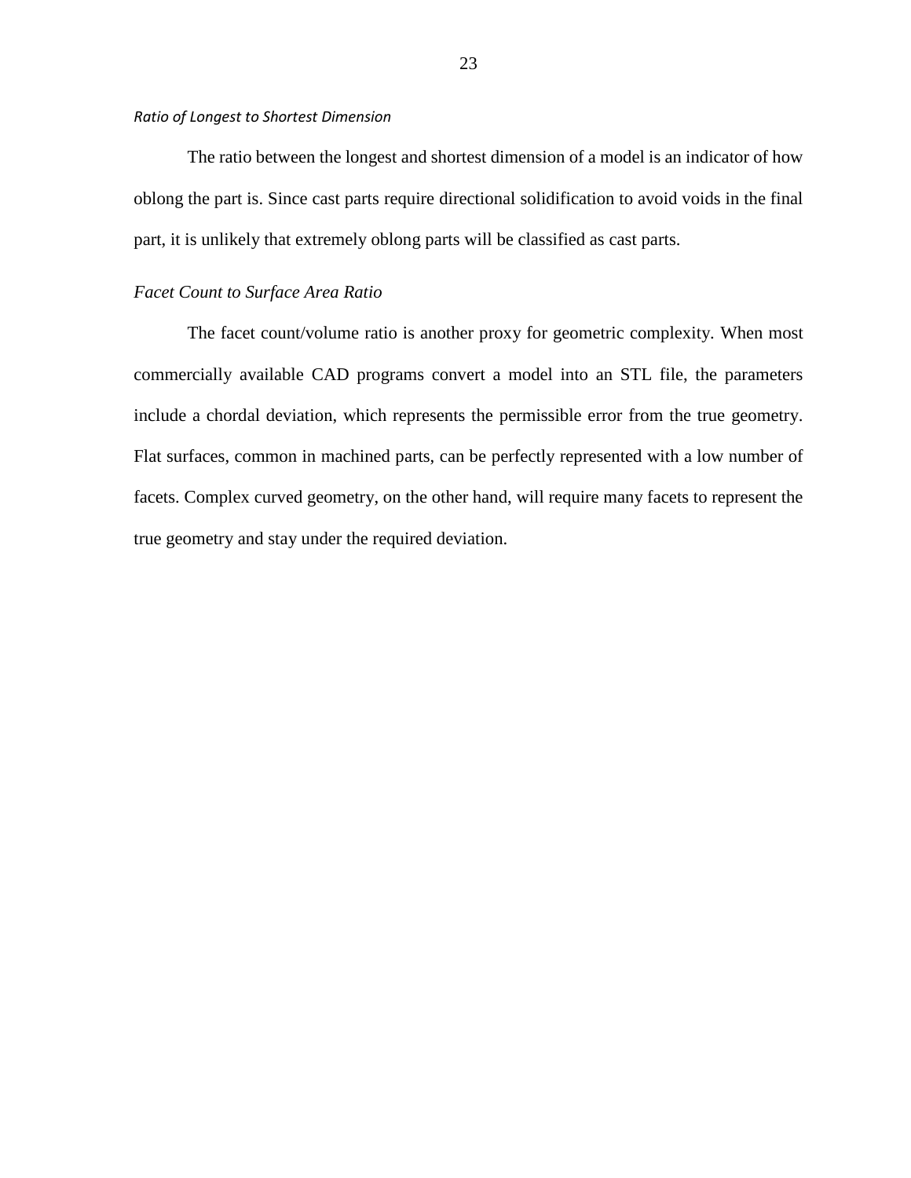### *Ratio of Longest to Shortest Dimension*

The ratio between the longest and shortest dimension of a model is an indicator of how oblong the part is. Since cast parts require directional solidification to avoid voids in the final part, it is unlikely that extremely oblong parts will be classified as cast parts.

### *Facet Count to Surface Area Ratio*

The facet count/volume ratio is another proxy for geometric complexity. When most commercially available CAD programs convert a model into an STL file, the parameters include a chordal deviation, which represents the permissible error from the true geometry. Flat surfaces, common in machined parts, can be perfectly represented with a low number of facets. Complex curved geometry, on the other hand, will require many facets to represent the true geometry and stay under the required deviation.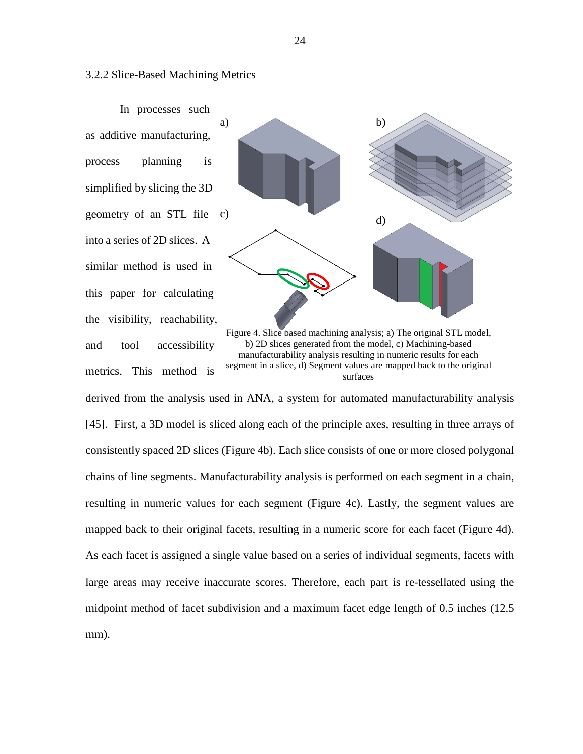### 3.2.2 Slice-Based Machining Metrics

In processes such as additive manufacturing, process planning is simplified by slicing the 3D geometry of an STL file into a series of 2D slices. A similar method is used in this paper for calculating the visibility, reachability, and tool accessibility metrics. This method is derived from the analysis used in ANA, a system for automated manufacturability analysis [45]. First, a 3D model is sliced along each of the principle axes, resulting in three arrays of consistently spaced 2D slices (Figure 4b). Each slice consists of one or more closed polygonal chains of line segments. Manufacturability analysis is performed on each segment in a chain, resulting in numeric values for each segment (Figure 4c). Lastly, the segment values are mapped back to their original facets, resulting in a numeric score for each facet (Figure 4d). As each facet is assigned a single value based on a series of individual segments, facets with large areas may receive inaccurate scores. Therefore, each part is re-tessellated using the midpoint method of facet subdivision and a maximum facet edge length of 0.5 inches (12.5 mm).

Figure 4. Slice based machining analysis; a) The original STL model, b) 2D slices generated from the model, c) Machining-based manufacturability analysis resulting in numeric results for each segment in a slice, d) Segment values are mapped back to the original surfaces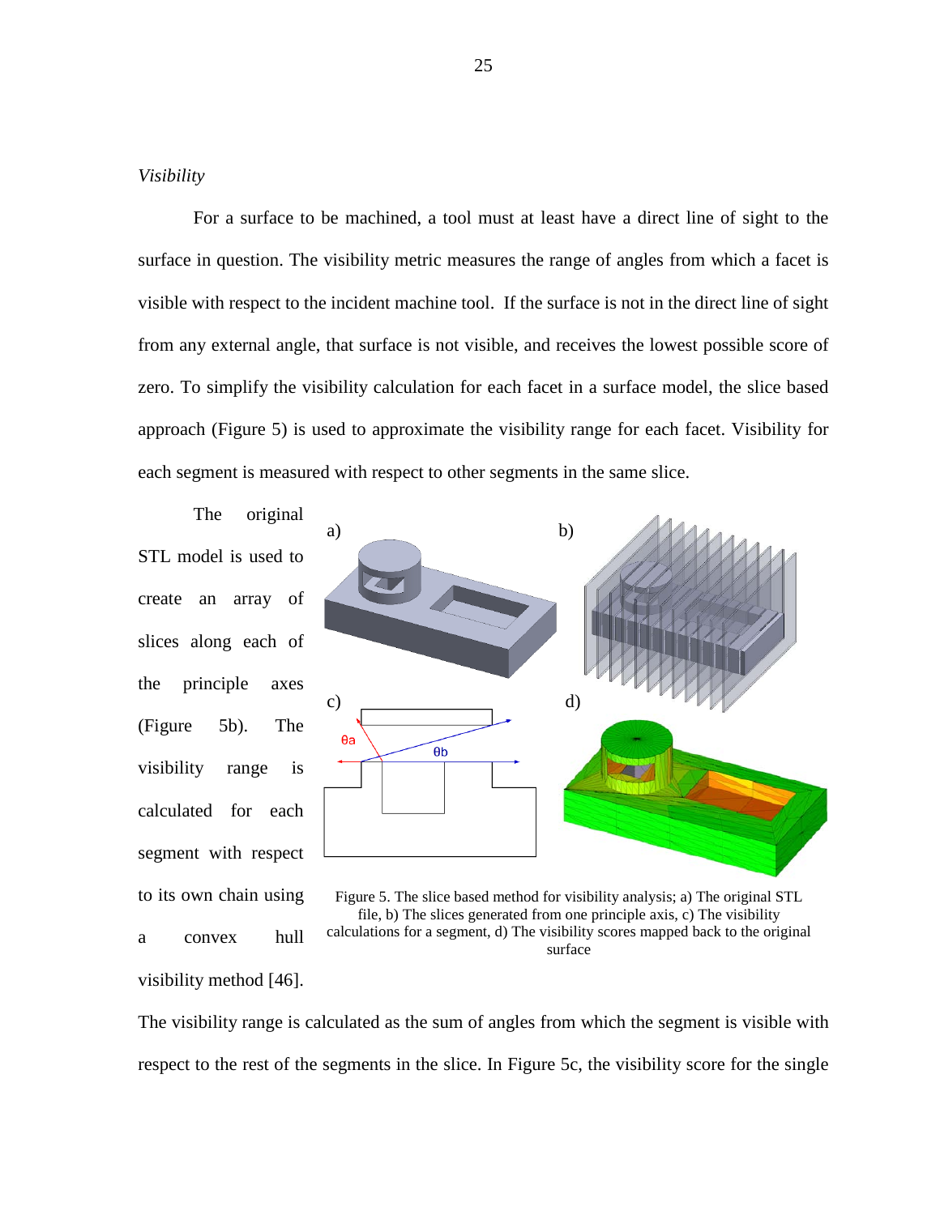*Visibility*

For a surface to be machined, a tool must at least have a direct line of sight to the surface in question. The visibility metric measures the range of angles from which a facet is visible with respect to the incident machine tool. If the surface is not in the direct line of sight from any external angle, that surface is not visible, and receives the lowest possible score of zero. To simplify the visibility calculation for each facet in a surface model, the slice based approach (Figure 5) is used to approximate the visibility range for each facet. Visibility for each segment is measured with respect to other segments in the same slice.

The original STL model is used to create an array of slices along each of the principle axes (Figure 5b). The visibility range is calculated for each segment with respect to its own chain using a convex hull visibility method [46].

Figure 5. The slice based method for visibility analysis; a) The original STL file, b) The slices generated from one principle axis, c) The visibility calculations for a segment, d) The visibility scores mapped back to the original surface

The visibility range is calculated as the sum of angles from which the segment is visible with respect to the rest of the segments in the slice. In Figure 5c, the visibility score for the single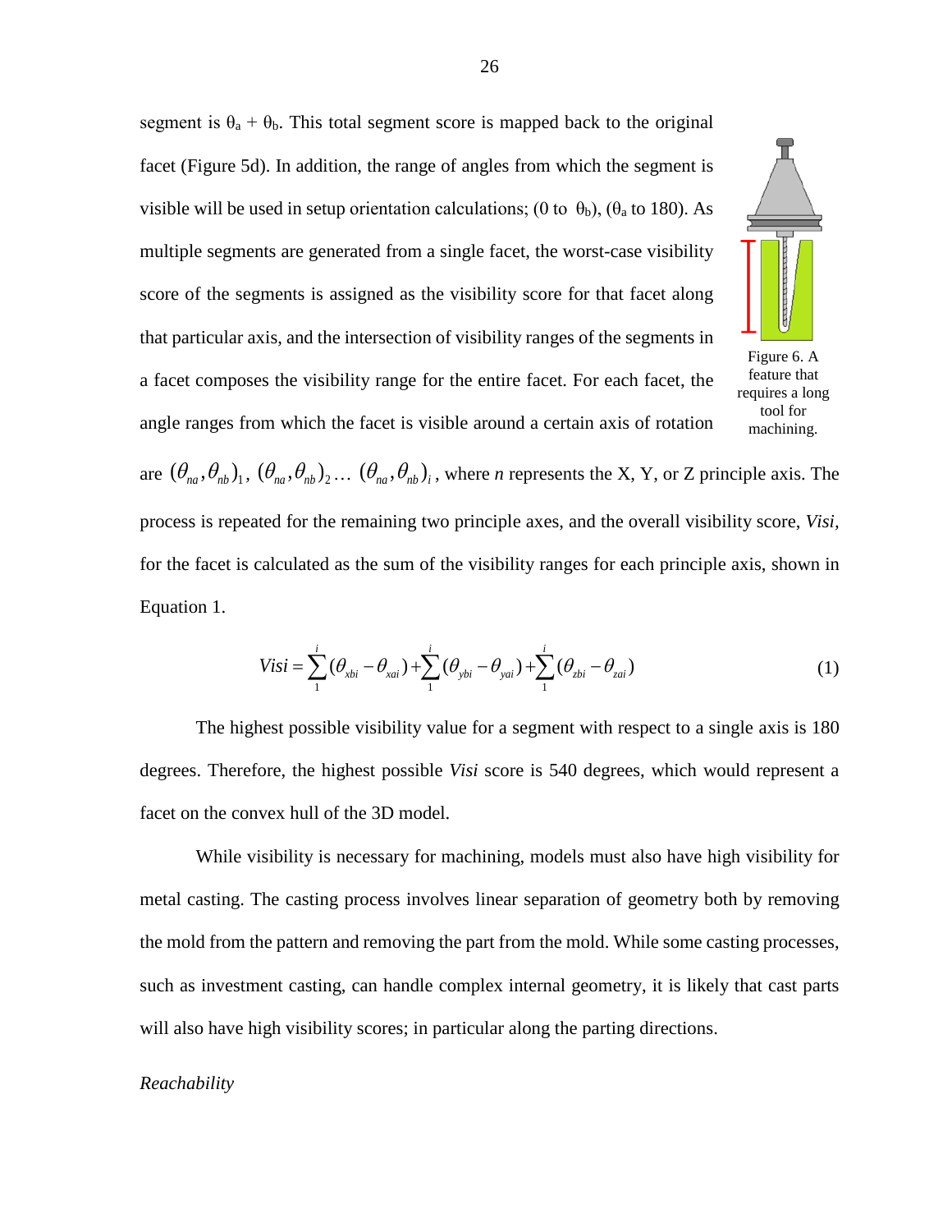segment is $\theta_a + \theta_b$. This total segment score is mapped back to the original facet (Figure 5d). In addition, the range of angles from which the segment is visible will be used in setup orientation calculations; (0 to $\theta_b$), ($\theta_a$ to 180). As multiple segments are generated from a single facet, the worst-case visibility score of the segments is assigned as the visibility score for that facet along that particular axis, and the intersection of visibility ranges of the segments in a facet composes the visibility range for the entire facet. For each facet, the angle ranges from which the facet is visible around a certain axis of rotation are $(\theta_{na}, \theta_{nb})_1$, $(\theta_{na}, \theta_{nb})_2 \ldots$ $(\theta_{na}, \theta_{nb})_i$, where *n* represents the X, Y, or Z principle axis. The process is repeated for the remaining two principle axes, and the overall visibility score, *Visi*, for the facet is calculated as the sum of the visibility ranges for each principle axis, shown in Equation 1.

Figure 6. A feature that requires a long tool for machining.

$$Visi = \sum_{1}^{i}(\theta_{xbi} - \theta_{xai}) + \sum_{1}^{i}(\theta_{ybi} - \theta_{yai}) + \sum_{1}^{i}(\theta_{zbi} - \theta_{zai}) \tag{1}$$

The highest possible visibility value for a segment with respect to a single axis is 180 degrees. Therefore, the highest possible *Visi* score is 540 degrees, which would represent a facet on the convex hull of the 3D model.

While visibility is necessary for machining, models must also have high visibility for metal casting. The casting process involves linear separation of geometry both by removing the mold from the pattern and removing the part from the mold. While some casting processes, such as investment casting, can handle complex internal geometry, it is likely that cast parts will also have high visibility scores; in particular along the parting directions.

*Reachability*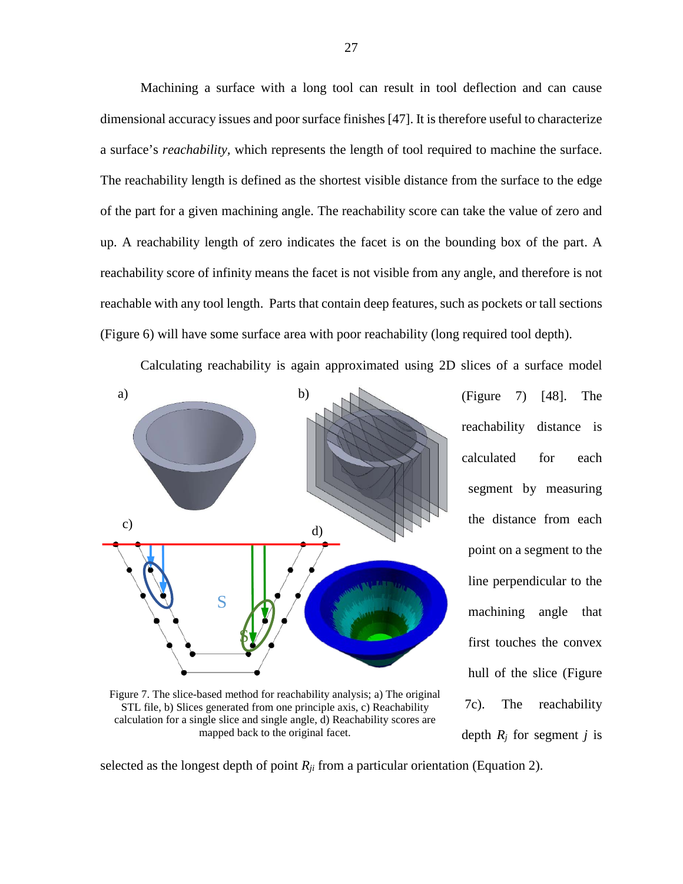Machining a surface with a long tool can result in tool deflection and can cause dimensional accuracy issues and poor surface finishes [47]. It is therefore useful to characterize a surface's *reachability*, which represents the length of tool required to machine the surface. The reachability length is defined as the shortest visible distance from the surface to the edge of the part for a given machining angle. The reachability score can take the value of zero and up. A reachability length of zero indicates the facet is on the bounding box of the part. A reachability score of infinity means the facet is not visible from any angle, and therefore is not reachable with any tool length. Parts that contain deep features, such as pockets or tall sections (Figure 6) will have some surface area with poor reachability (long required tool depth).

Calculating reachability is again approximated using 2D slices of a surface model (Figure 7) [48]. The reachability distance is calculated for each segment by measuring the distance from each point on a segment to the line perpendicular to the machining angle that first touches the convex hull of the slice (Figure 7c). The reachability depth $R_j$ for segment $j$ is selected as the longest depth of point $R_{ji}$ from a particular orientation (Equation 2).

Figure 7. The slice-based method for reachability analysis; a) The original STL file, b) Slices generated from one principle axis, c) Reachability calculation for a single slice and single angle, d) Reachability scores are mapped back to the original facet.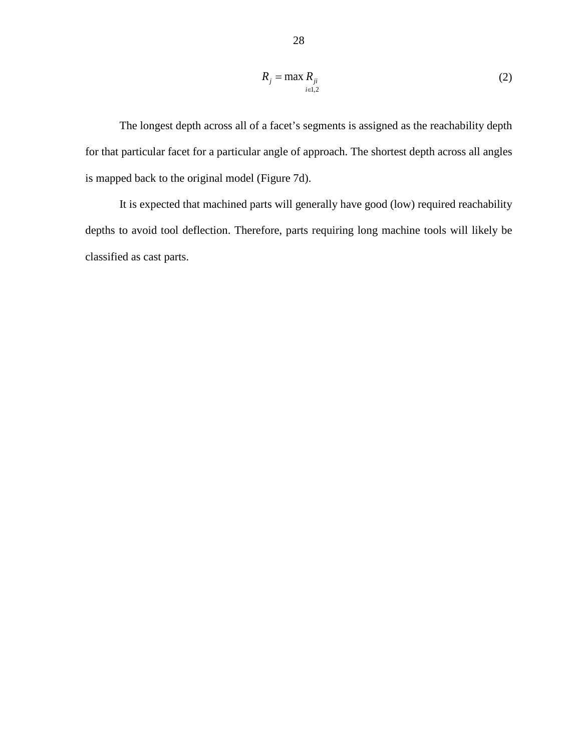$$R_j = \max_{i \in 1,2} R_{ji} \tag{2}$$

The longest depth across all of a facet's segments is assigned as the reachability depth for that particular facet for a particular angle of approach. The shortest depth across all angles is mapped back to the original model (Figure 7d).

It is expected that machined parts will generally have good (low) required reachability depths to avoid tool deflection. Therefore, parts requiring long machine tools will likely be classified as cast parts.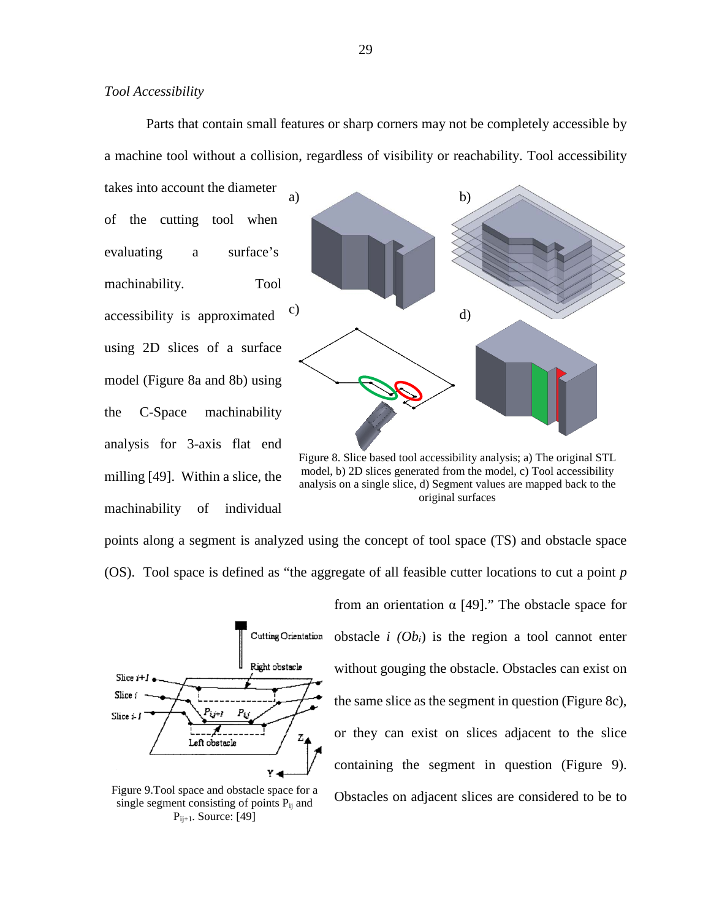*Tool Accessibility*

Parts that contain small features or sharp corners may not be completely accessible by a machine tool without a collision, regardless of visibility or reachability. Tool accessibility takes into account the diameter of the cutting tool when evaluating a surface's machinability. Tool accessibility is approximated using 2D slices of a surface model (Figure 8a and 8b) using the C-Space machinability analysis for 3-axis flat end milling [49]. Within a slice, the machinability of individual points along a segment is analyzed using the concept of tool space (TS) and obstacle space (OS). Tool space is defined as "the aggregate of all feasible cutter locations to cut a point $p$ from an orientation $\alpha$ [49]." The obstacle space for obstacle $i$ ($Ob_i$) is the region a tool cannot enter without gouging the obstacle. Obstacles can exist on the same slice as the segment in question (Figure 8c), or they can exist on slices adjacent to the slice containing the segment in question (Figure 9). Obstacles on adjacent slices are considered to be to

Figure 8. Slice based tool accessibility analysis; a) The original STL model, b) 2D slices generated from the model, c) Tool accessibility analysis on a single slice, d) Segment values are mapped back to the original surfaces

Figure 9.Tool space and obstacle space for a single segment consisting of points $P_{ij}$ and $P_{ij+1}$. Source: [49]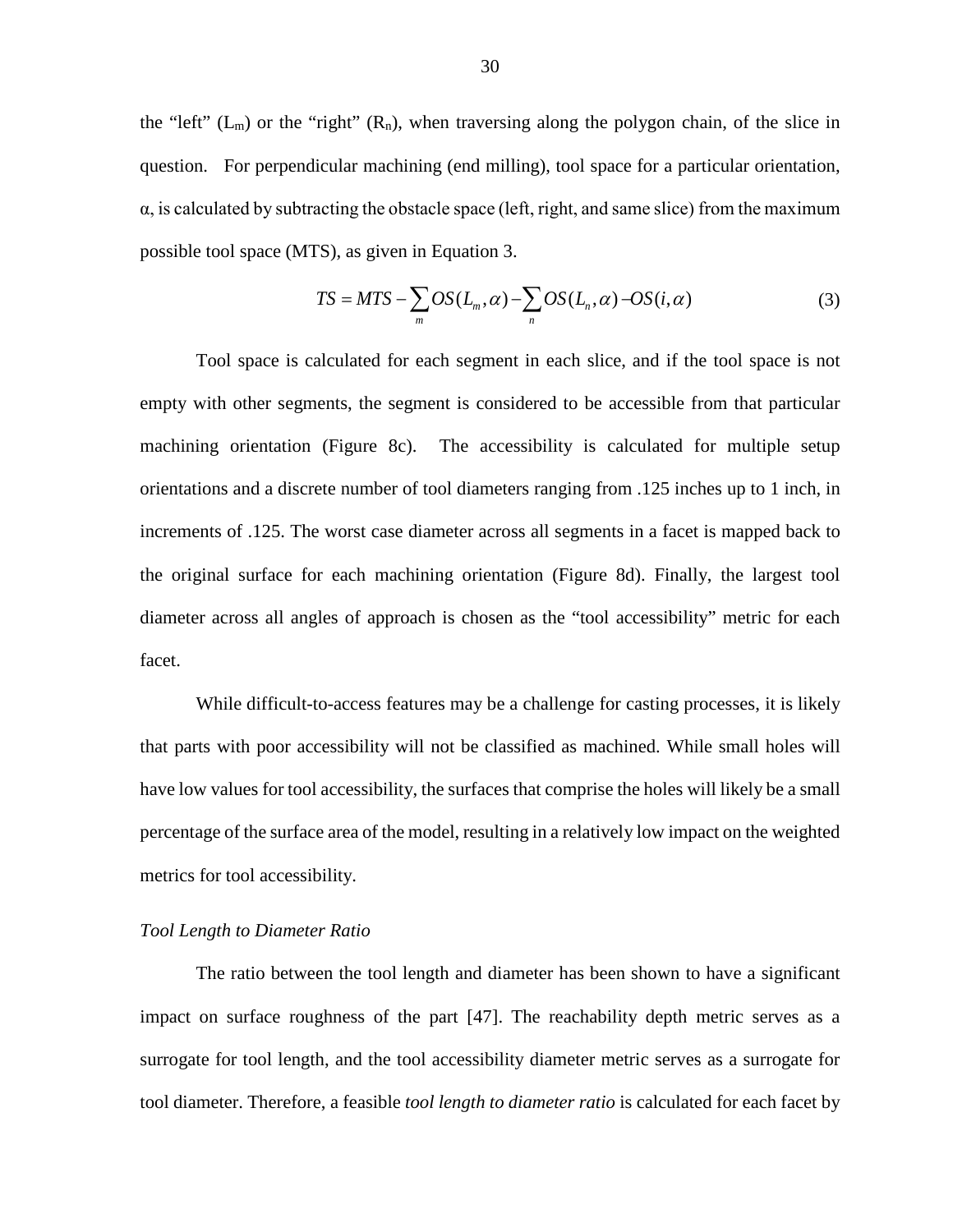the "left" ($L_m$) or the "right" ($R_n$), when traversing along the polygon chain, of the slice in question. For perpendicular machining (end milling), tool space for a particular orientation, $\alpha$, is calculated by subtracting the obstacle space (left, right, and same slice) from the maximum possible tool space (MTS), as given in Equation 3.

$$TS = MTS - \sum_{m} OS(L_m, \alpha) - \sum_{n} OS(L_n, \alpha) - OS(i, \alpha) \tag{3}$$

Tool space is calculated for each segment in each slice, and if the tool space is not empty with other segments, the segment is considered to be accessible from that particular machining orientation (Figure 8c). The accessibility is calculated for multiple setup orientations and a discrete number of tool diameters ranging from .125 inches up to 1 inch, in increments of .125. The worst case diameter across all segments in a facet is mapped back to the original surface for each machining orientation (Figure 8d). Finally, the largest tool diameter across all angles of approach is chosen as the "tool accessibility" metric for each facet.

While difficult-to-access features may be a challenge for casting processes, it is likely that parts with poor accessibility will not be classified as machined. While small holes will have low values for tool accessibility, the surfaces that comprise the holes will likely be a small percentage of the surface area of the model, resulting in a relatively low impact on the weighted metrics for tool accessibility.

*Tool Length to Diameter Ratio*

The ratio between the tool length and diameter has been shown to have a significant impact on surface roughness of the part [47]. The reachability depth metric serves as a surrogate for tool length, and the tool accessibility diameter metric serves as a surrogate for tool diameter. Therefore, a feasible *tool length to diameter ratio* is calculated for each facet by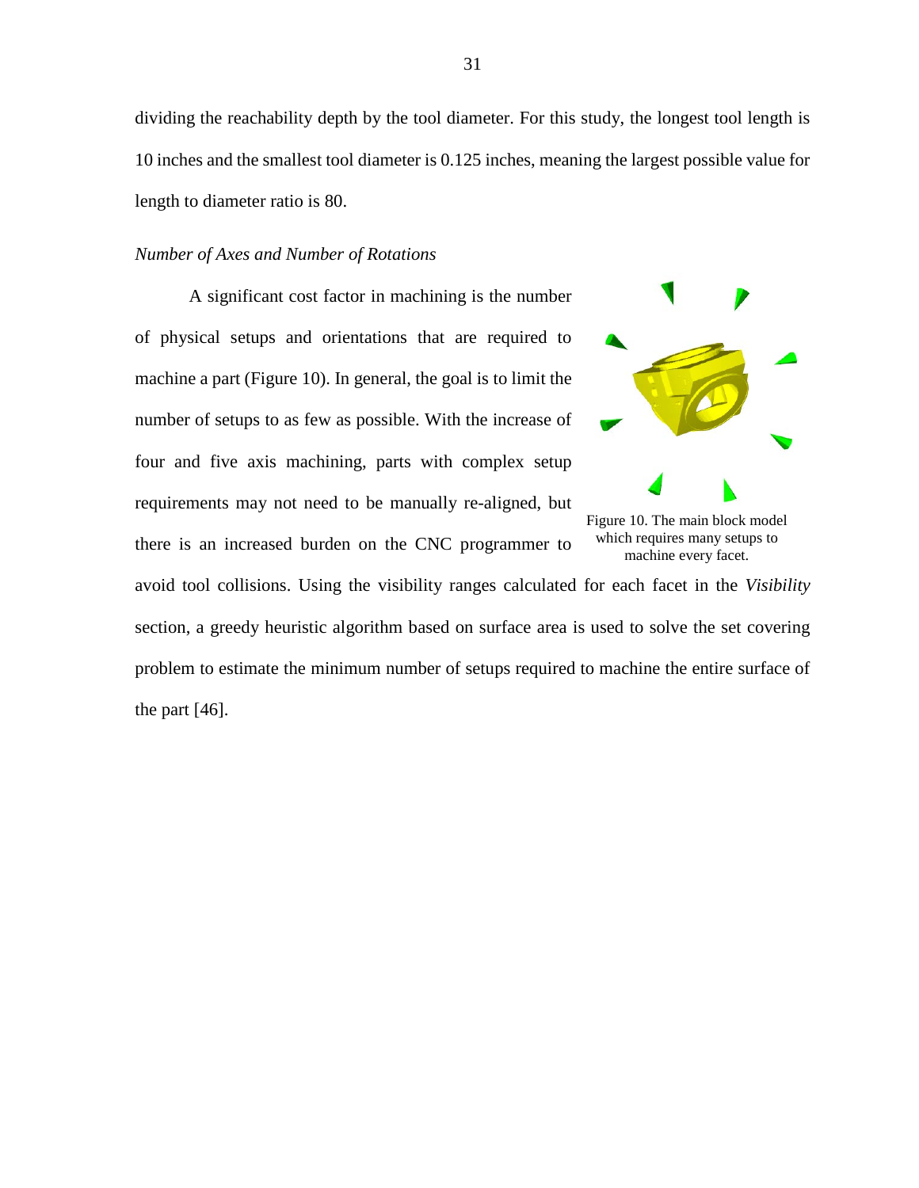dividing the reachability depth by the tool diameter. For this study, the longest tool length is 10 inches and the smallest tool diameter is 0.125 inches, meaning the largest possible value for length to diameter ratio is 80.

*Number of Axes and Number of Rotations*

A significant cost factor in machining is the number of physical setups and orientations that are required to machine a part (Figure 10). In general, the goal is to limit the number of setups to as few as possible. With the increase of four and five axis machining, parts with complex setup requirements may not need to be manually re-aligned, but there is an increased burden on the CNC programmer to avoid tool collisions. Using the visibility ranges calculated for each facet in the *Visibility* section, a greedy heuristic algorithm based on surface area is used to solve the set covering problem to estimate the minimum number of setups required to machine the entire surface of the part [46].

Figure 10. The main block model which requires many setups to machine every facet.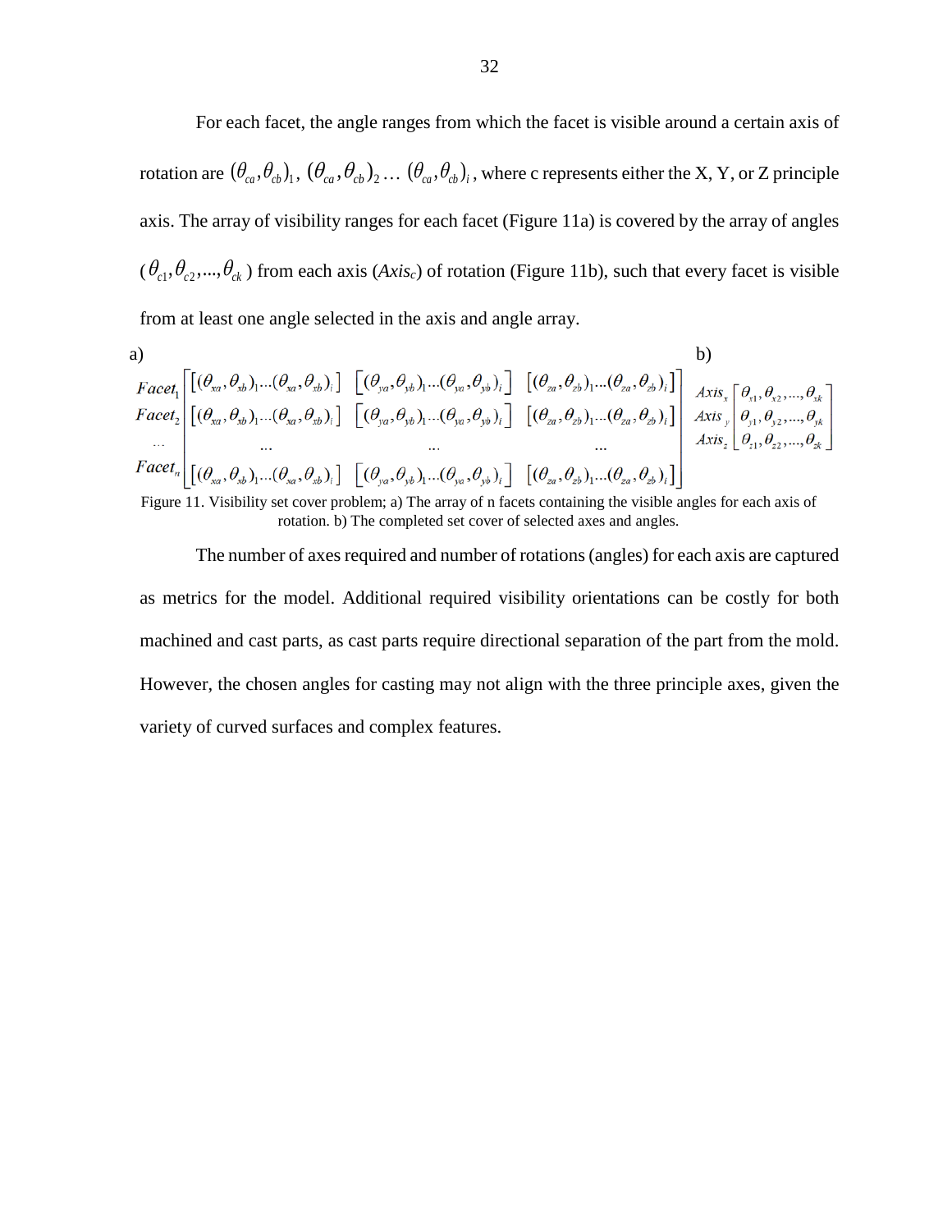For each facet, the angle ranges from which the facet is visible around a certain axis of rotation are $(\theta_{ca}, \theta_{cb})_1$, $(\theta_{ca}, \theta_{cb})_2 \ldots (\theta_{ca}, \theta_{cb})_i$, where c represents either the X, Y, or Z principle axis. The array of visibility ranges for each facet (Figure 11a) is covered by the array of angles ($\theta_{c1}, \theta_{c2}, ..., \theta_{ck}$) from each axis (*Axis$_c$*) of rotation (Figure 11b), such that every facet is visible from at least one angle selected in the axis and angle array.

a)

$$
\begin{matrix} Facet_1 \\ Facet_2 \\ \ldots \\ Facet_n \end{matrix}
\begin{bmatrix}
[(\theta_{xa}, \theta_{xb})_1 \ldots (\theta_{xa}, \theta_{xb})_i] & [(\theta_{ya}, \theta_{yb})_1 \ldots (\theta_{ya}, \theta_{yb})_i] & [(\theta_{za}, \theta_{zb})_1 \ldots (\theta_{za}, \theta_{zb})_i] \\
[(\theta_{xa}, \theta_{xb})_1 \ldots (\theta_{xa}, \theta_{xb})_i] & [(\theta_{ya}, \theta_{yb})_1 \ldots (\theta_{ya}, \theta_{yb})_i] & [(\theta_{za}, \theta_{zb})_1 \ldots (\theta_{za}, \theta_{zb})_i] \\
\ldots & \ldots & \ldots \\
[(\theta_{xa}, \theta_{xb})_1 \ldots (\theta_{xa}, \theta_{xb})_i] & [(\theta_{ya}, \theta_{yb})_1 \ldots (\theta_{ya}, \theta_{yb})_i] & [(\theta_{za}, \theta_{zb})_1 \ldots (\theta_{za}, \theta_{zb})_i]
\end{bmatrix}
$$

b)

$$
\begin{matrix} Axis_x \\ Axis_y \\ Axis_z \end{matrix}
\begin{bmatrix}
\theta_{x1}, \theta_{x2}, ..., \theta_{xk} \\
\theta_{y1}, \theta_{y2}, ..., \theta_{yk} \\
\theta_{z1}, \theta_{z2}, ..., \theta_{zk}
\end{bmatrix}
$$

Figure 11. Visibility set cover problem; a) The array of n facets containing the visible angles for each axis of rotation. b) The completed set cover of selected axes and angles.

The number of axes required and number of rotations (angles) for each axis are captured as metrics for the model. Additional required visibility orientations can be costly for both machined and cast parts, as cast parts require directional separation of the part from the mold. However, the chosen angles for casting may not align with the three principle axes, given the variety of curved surfaces and complex features.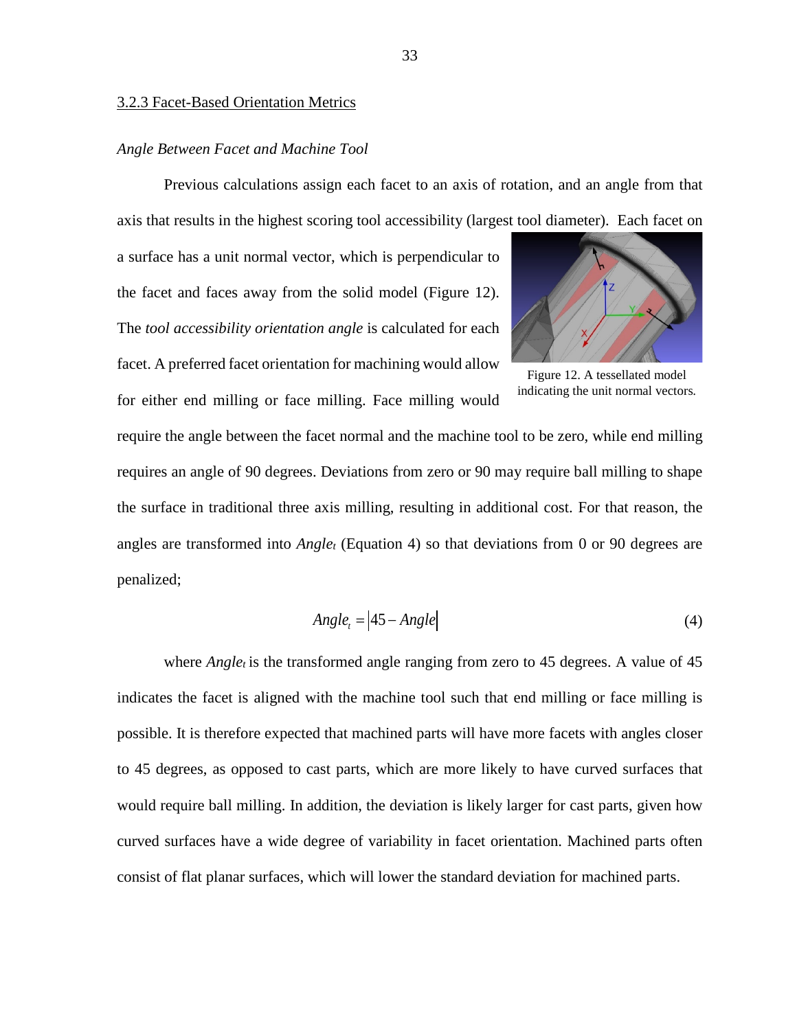### 3.2.3 Facet-Based Orientation Metrics

*Angle Between Facet and Machine Tool*

Previous calculations assign each facet to an axis of rotation, and an angle from that axis that results in the highest scoring tool accessibility (largest tool diameter). Each facet on a surface has a unit normal vector, which is perpendicular to the facet and faces away from the solid model (Figure 12). The *tool accessibility orientation angle* is calculated for each facet. A preferred facet orientation for machining would allow for either end milling or face milling. Face milling would require the angle between the facet normal and the machine tool to be zero, while end milling requires an angle of 90 degrees. Deviations from zero or 90 may require ball milling to shape the surface in traditional three axis milling, resulting in additional cost. For that reason, the angles are transformed into $Angle_t$ (Equation 4) so that deviations from 0 or 90 degrees are penalized;

Figure 12. A tessellated model indicating the unit normal vectors.

$$Angle_t = |45 - Angle| \tag{4}$$

where $Angle_t$ is the transformed angle ranging from zero to 45 degrees. A value of 45 indicates the facet is aligned with the machine tool such that end milling or face milling is possible. It is therefore expected that machined parts will have more facets with angles closer to 45 degrees, as opposed to cast parts, which are more likely to have curved surfaces that would require ball milling. In addition, the deviation is likely larger for cast parts, given how curved surfaces have a wide degree of variability in facet orientation. Machined parts often consist of flat planar surfaces, which will lower the standard deviation for machined parts.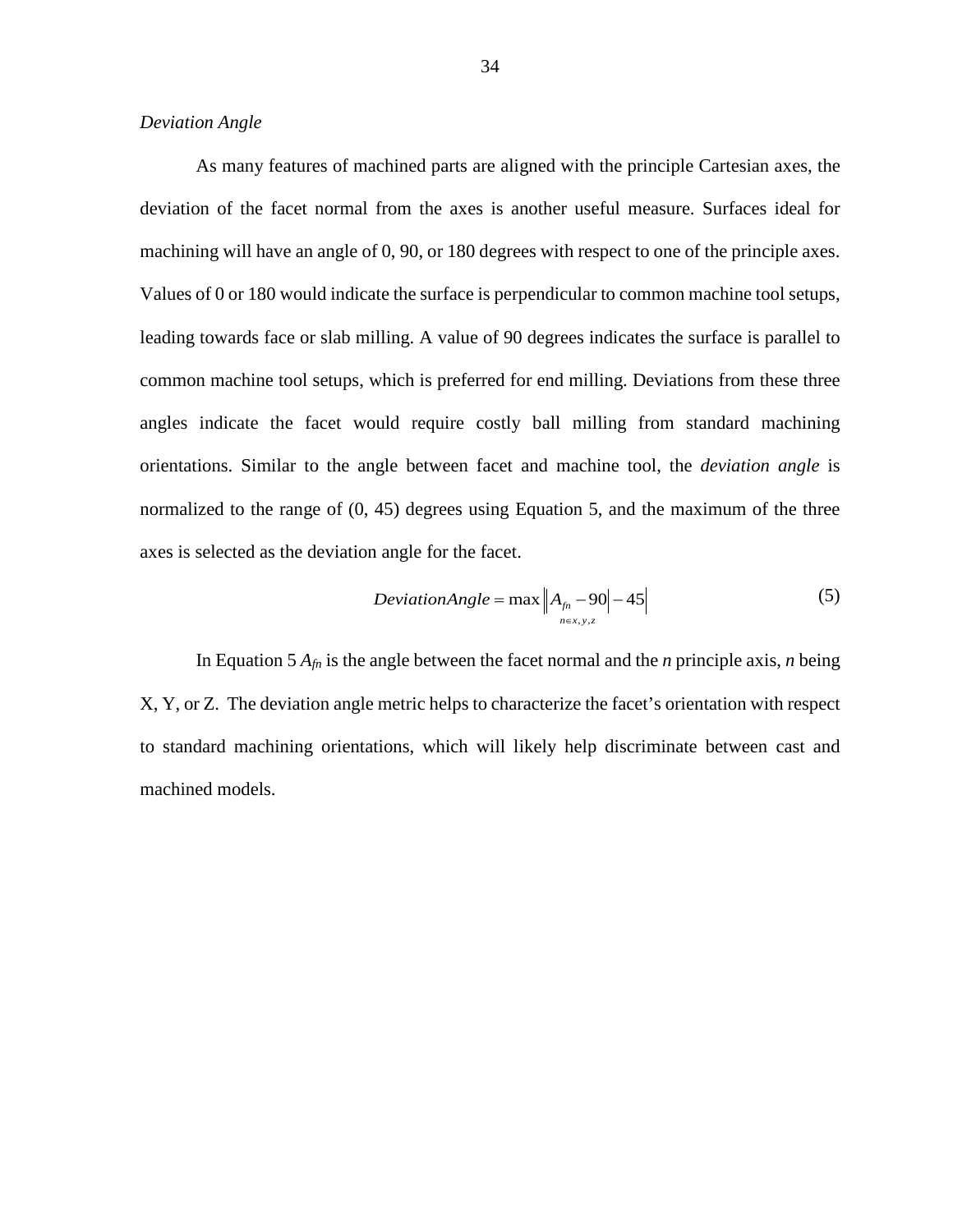*Deviation Angle*

As many features of machined parts are aligned with the principle Cartesian axes, the deviation of the facet normal from the axes is another useful measure. Surfaces ideal for machining will have an angle of 0, 90, or 180 degrees with respect to one of the principle axes. Values of 0 or 180 would indicate the surface is perpendicular to common machine tool setups, leading towards face or slab milling. A value of 90 degrees indicates the surface is parallel to common machine tool setups, which is preferred for end milling. Deviations from these three angles indicate the facet would require costly ball milling from standard machining orientations. Similar to the angle between facet and machine tool, the *deviation angle* is normalized to the range of (0, 45) degrees using Equation 5, and the maximum of the three axes is selected as the deviation angle for the facet.

$$DeviationAngle = \max_{n \in x,y,z} \left| \left| A_{fn} - 90 \right| - 45 \right| \tag{5}$$

In Equation 5 $A_{fn}$ is the angle between the facet normal and the *n* principle axis, *n* being X, Y, or Z. The deviation angle metric helps to characterize the facet's orientation with respect to standard machining orientations, which will likely help discriminate between cast and machined models.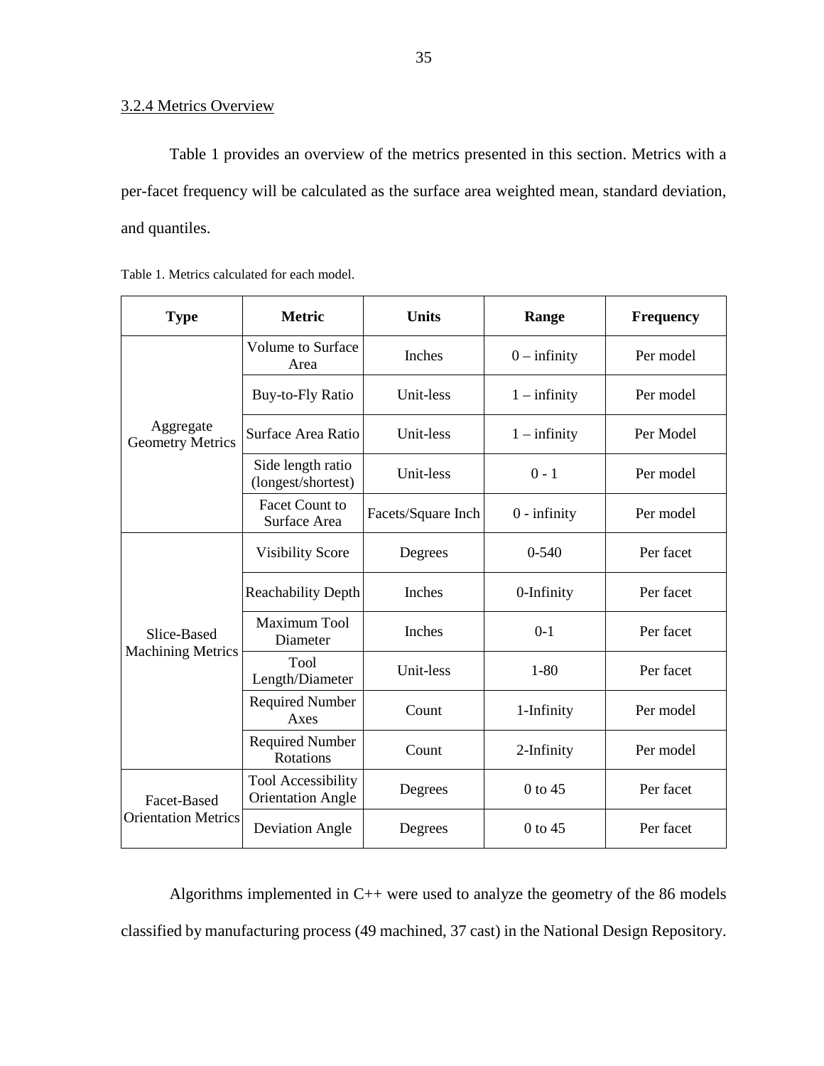### 3.2.4 Metrics Overview

Table 1 provides an overview of the metrics presented in this section. Metrics with a per-facet frequency will be calculated as the surface area weighted mean, standard deviation, and quantiles.

Table 1. Metrics calculated for each model.

| Type | Metric | Units | Range | Frequency |
|---|---|---|---|---|
| Aggregate Geometry Metrics | Volume to Surface Area | Inches | 0 – infinity | Per model |
| | Buy-to-Fly Ratio | Unit-less | 1 – infinity | Per model |
| | Surface Area Ratio | Unit-less | 1 – infinity | Per Model |
| | Side length ratio (longest/shortest) | Unit-less | 0 - 1 | Per model |
| | Facet Count to Surface Area | Facets/Square Inch | 0 - infinity | Per model |
| Slice-Based Machining Metrics | Visibility Score | Degrees | 0-540 | Per facet |
| | Reachability Depth | Inches | 0-Infinity | Per facet |
| | Maximum Tool Diameter | Inches | 0-1 | Per facet |
| | Tool Length/Diameter | Unit-less | 1-80 | Per facet |
| | Required Number Axes | Count | 1-Infinity | Per model |
| | Required Number Rotations | Count | 2-Infinity | Per model |
| Facet-Based Orientation Metrics | Tool Accessibility Orientation Angle | Degrees | 0 to 45 | Per facet |
| | Deviation Angle | Degrees | 0 to 45 | Per facet |

Algorithms implemented in C++ were used to analyze the geometry of the 86 models classified by manufacturing process (49 machined, 37 cast) in the National Design Repository.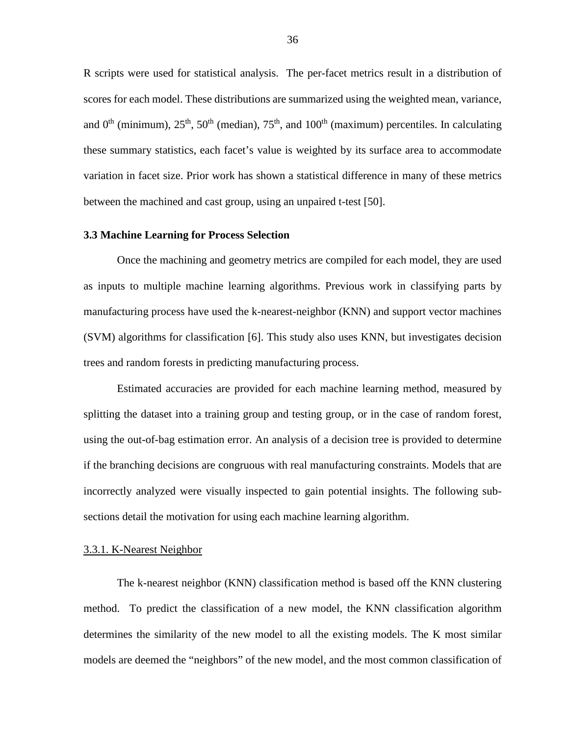R scripts were used for statistical analysis. The per-facet metrics result in a distribution of scores for each model. These distributions are summarized using the weighted mean, variance, and $0^{th}$ (minimum), $25^{th}$, $50^{th}$ (median), $75^{th}$, and $100^{th}$ (maximum) percentiles. In calculating these summary statistics, each facet's value is weighted by its surface area to accommodate variation in facet size. Prior work has shown a statistical difference in many of these metrics between the machined and cast group, using an unpaired t-test [50].

### 3.3 Machine Learning for Process Selection

Once the machining and geometry metrics are compiled for each model, they are used as inputs to multiple machine learning algorithms. Previous work in classifying parts by manufacturing process have used the k-nearest-neighbor (KNN) and support vector machines (SVM) algorithms for classification [6]. This study also uses KNN, but investigates decision trees and random forests in predicting manufacturing process.

Estimated accuracies are provided for each machine learning method, measured by splitting the dataset into a training group and testing group, or in the case of random forest, using the out-of-bag estimation error. An analysis of a decision tree is provided to determine if the branching decisions are congruous with real manufacturing constraints. Models that are incorrectly analyzed were visually inspected to gain potential insights. The following sub-sections detail the motivation for using each machine learning algorithm.

#### 3.3.1. K-Nearest Neighbor

The k-nearest neighbor (KNN) classification method is based off the KNN clustering method. To predict the classification of a new model, the KNN classification algorithm determines the similarity of the new model to all the existing models. The K most similar models are deemed the "neighbors" of the new model, and the most common classification of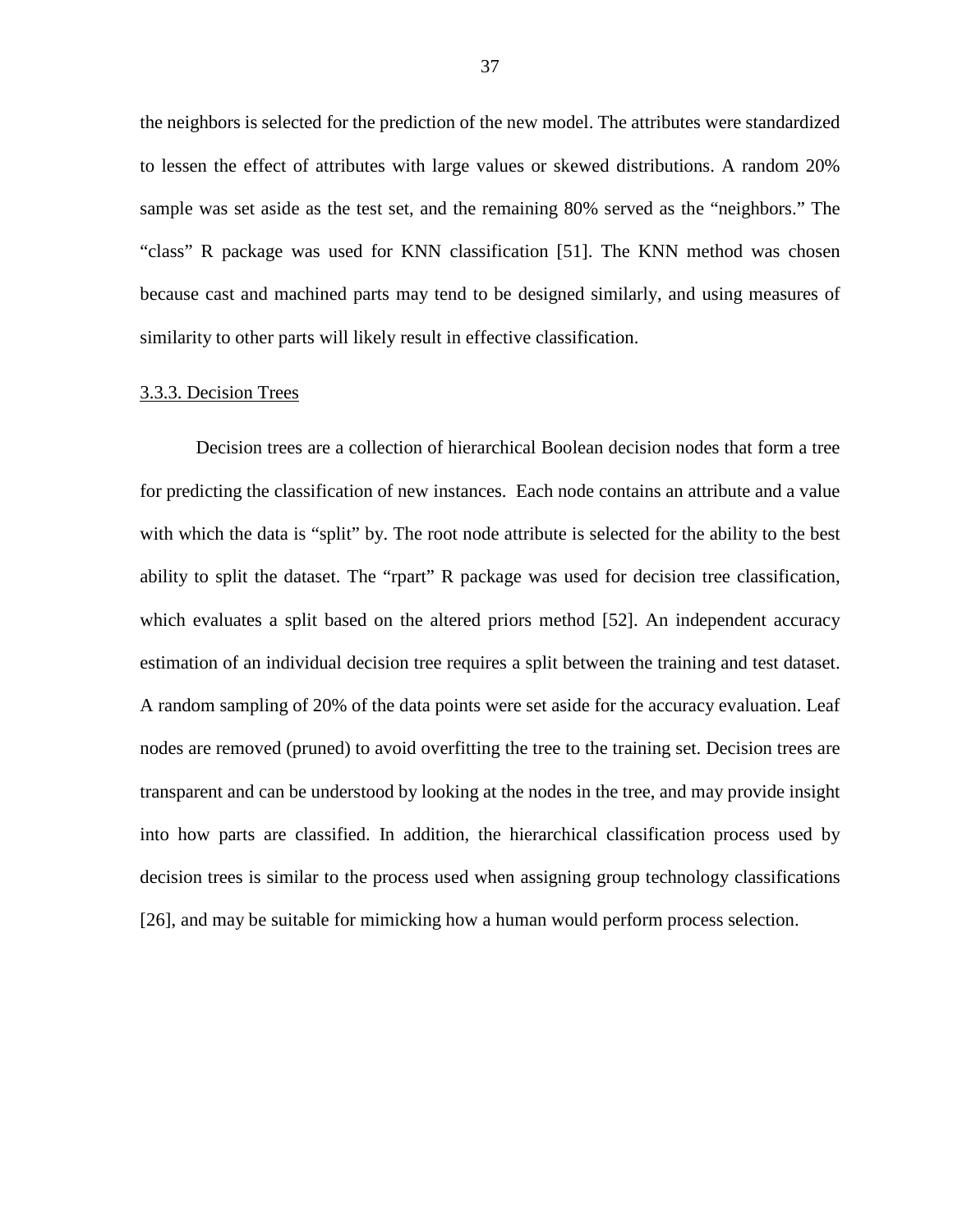the neighbors is selected for the prediction of the new model. The attributes were standardized to lessen the effect of attributes with large values or skewed distributions. A random 20% sample was set aside as the test set, and the remaining 80% served as the "neighbors." The "class" R package was used for KNN classification [51]. The KNN method was chosen because cast and machined parts may tend to be designed similarly, and using measures of similarity to other parts will likely result in effective classification.

### 3.3.3. Decision Trees

Decision trees are a collection of hierarchical Boolean decision nodes that form a tree for predicting the classification of new instances. Each node contains an attribute and a value with which the data is "split" by. The root node attribute is selected for the ability to the best ability to split the dataset. The "rpart" R package was used for decision tree classification, which evaluates a split based on the altered priors method [52]. An independent accuracy estimation of an individual decision tree requires a split between the training and test dataset. A random sampling of 20% of the data points were set aside for the accuracy evaluation. Leaf nodes are removed (pruned) to avoid overfitting the tree to the training set. Decision trees are transparent and can be understood by looking at the nodes in the tree, and may provide insight into how parts are classified. In addition, the hierarchical classification process used by decision trees is similar to the process used when assigning group technology classifications [26], and may be suitable for mimicking how a human would perform process selection.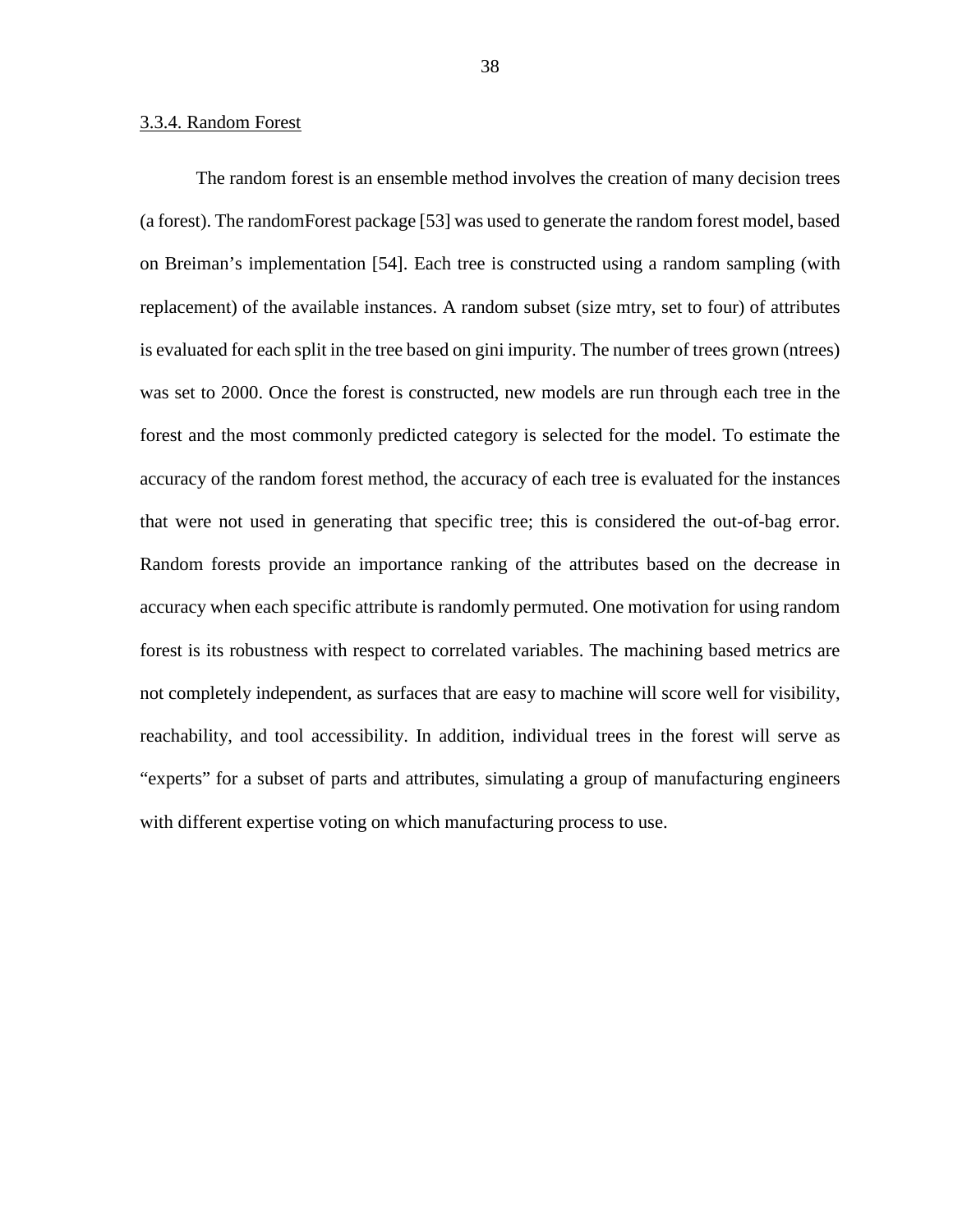### 3.3.4. Random Forest

The random forest is an ensemble method involves the creation of many decision trees (a forest). The randomForest package [53] was used to generate the random forest model, based on Breiman's implementation [54]. Each tree is constructed using a random sampling (with replacement) of the available instances. A random subset (size mtry, set to four) of attributes is evaluated for each split in the tree based on gini impurity. The number of trees grown (ntrees) was set to 2000. Once the forest is constructed, new models are run through each tree in the forest and the most commonly predicted category is selected for the model. To estimate the accuracy of the random forest method, the accuracy of each tree is evaluated for the instances that were not used in generating that specific tree; this is considered the out-of-bag error. Random forests provide an importance ranking of the attributes based on the decrease in accuracy when each specific attribute is randomly permuted. One motivation for using random forest is its robustness with respect to correlated variables. The machining based metrics are not completely independent, as surfaces that are easy to machine will score well for visibility, reachability, and tool accessibility. In addition, individual trees in the forest will serve as "experts" for a subset of parts and attributes, simulating a group of manufacturing engineers with different expertise voting on which manufacturing process to use.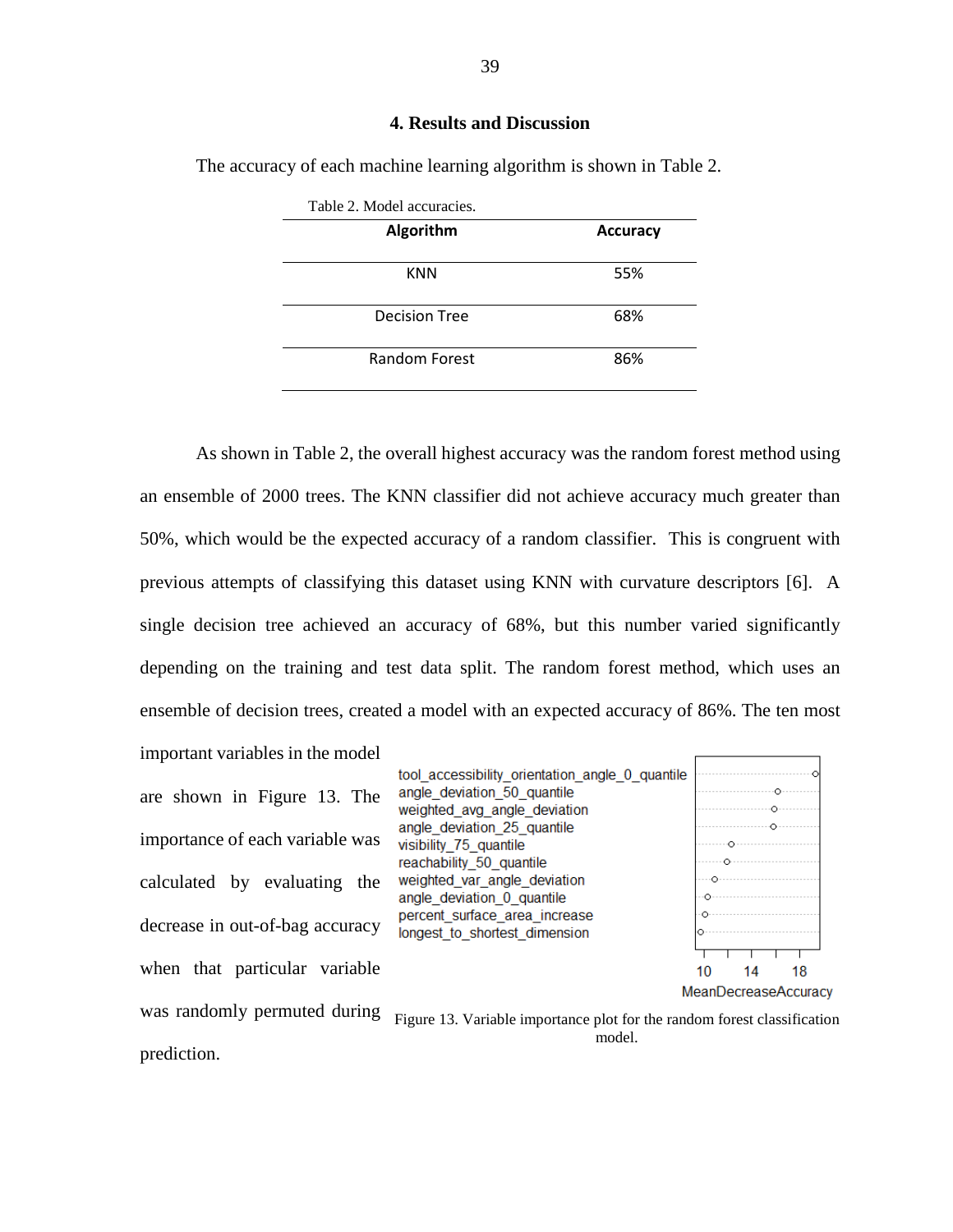# 4. Results and Discussion

The accuracy of each machine learning algorithm is shown in Table 2.

Table 2. Model accuracies.

| Algorithm | Accuracy |
|---|---|
| KNN | 55% |
| Decision Tree | 68% |
| Random Forest | 86% |

As shown in Table 2, the overall highest accuracy was the random forest method using an ensemble of 2000 trees. The KNN classifier did not achieve accuracy much greater than 50%, which would be the expected accuracy of a random classifier. This is congruent with previous attempts of classifying this dataset using KNN with curvature descriptors [6]. A single decision tree achieved an accuracy of 68%, but this number varied significantly depending on the training and test data split. The random forest method, which uses an ensemble of decision trees, created a model with an expected accuracy of 86%. The ten most important variables in the model are shown in Figure 13. The importance of each variable was calculated by evaluating the decrease in out-of-bag accuracy when that particular variable was randomly permuted during prediction.

Figure 13. Variable importance plot for the random forest classification model.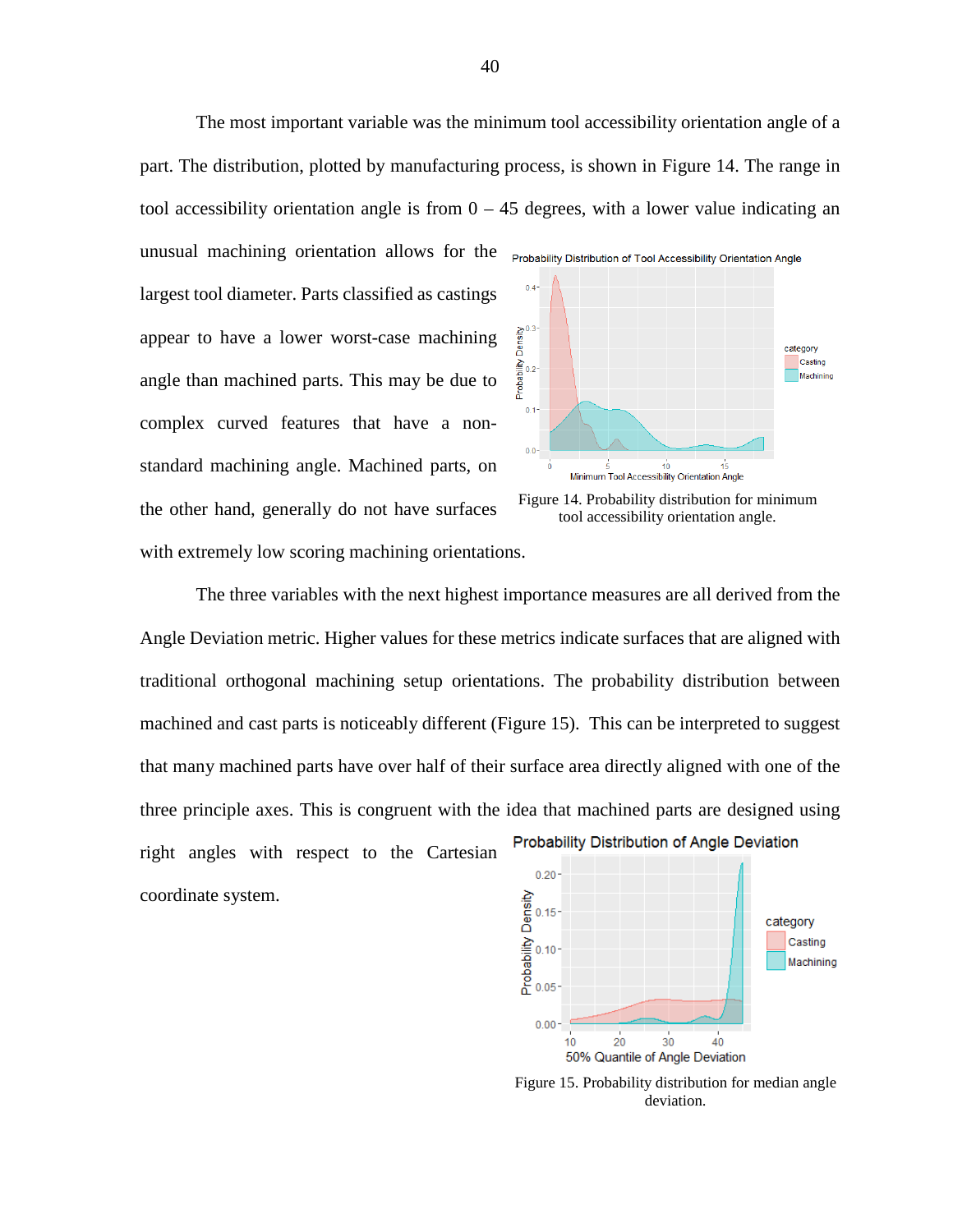The most important variable was the minimum tool accessibility orientation angle of a part. The distribution, plotted by manufacturing process, is shown in Figure 14. The range in tool accessibility orientation angle is from 0 – 45 degrees, with a lower value indicating an unusual machining orientation allows for the largest tool diameter. Parts classified as castings appear to have a lower worst-case machining angle than machined parts. This may be due to complex curved features that have a non-standard machining angle. Machined parts, on the other hand, generally do not have surfaces with extremely low scoring machining orientations.

Figure 14. Probability distribution for minimum tool accessibility orientation angle.

The three variables with the next highest importance measures are all derived from the Angle Deviation metric. Higher values for these metrics indicate surfaces that are aligned with traditional orthogonal machining setup orientations. The probability distribution between machined and cast parts is noticeably different (Figure 15). This can be interpreted to suggest that many machined parts have over half of their surface area directly aligned with one of the three principle axes. This is congruent with the idea that machined parts are designed using right angles with respect to the Cartesian coordinate system.

Figure 15. Probability distribution for median angle deviation.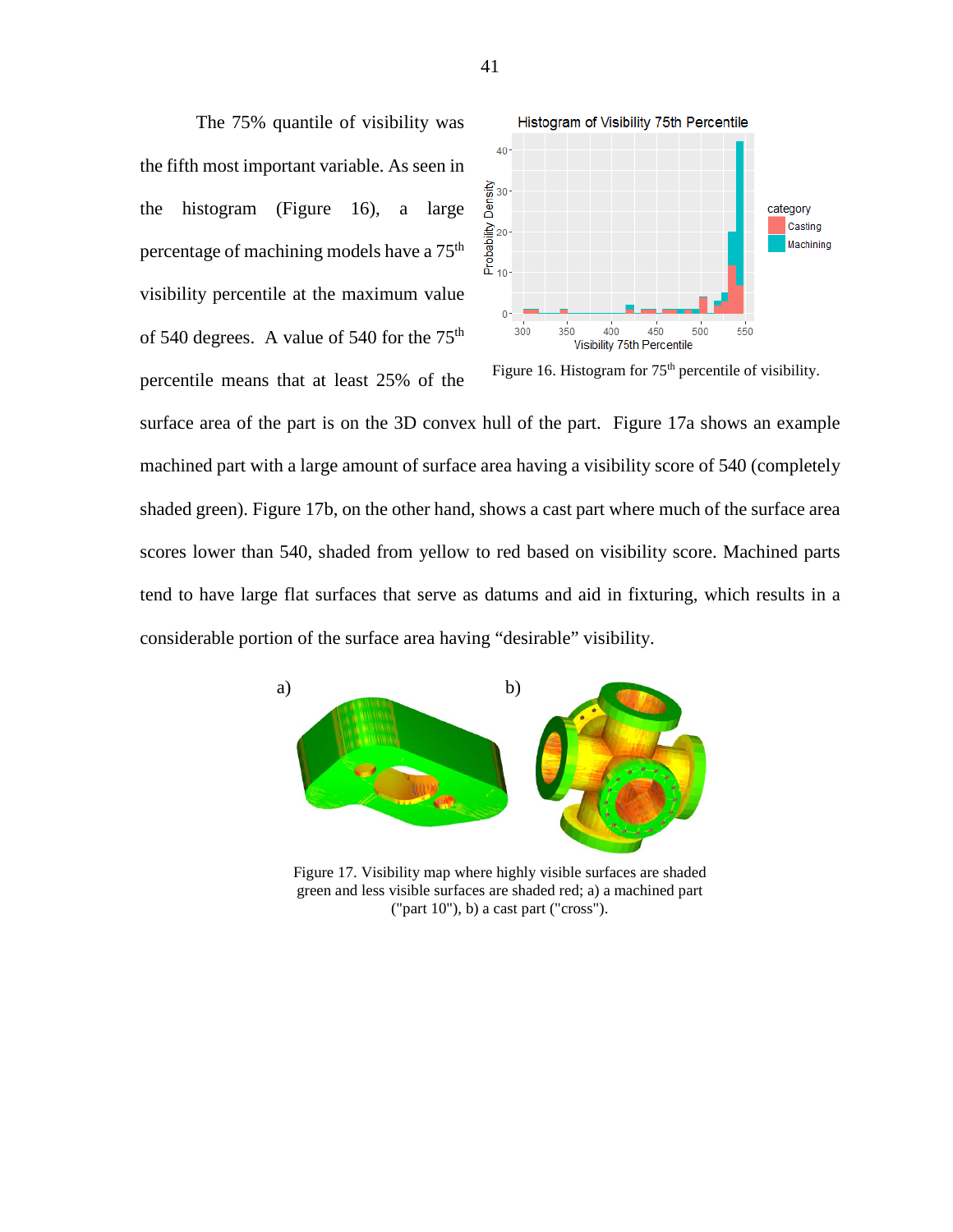The 75% quantile of visibility was the fifth most important variable. As seen in the histogram (Figure 16), a large percentage of machining models have a 75$^{th}$ visibility percentile at the maximum value of 540 degrees. A value of 540 for the 75$^{th}$ percentile means that at least 25% of the surface area of the part is on the 3D convex hull of the part. Figure 17a shows an example machined part with a large amount of surface area having a visibility score of 540 (completely shaded green). Figure 17b, on the other hand, shows a cast part where much of the surface area scores lower than 540, shaded from yellow to red based on visibility score. Machined parts tend to have large flat surfaces that serve as datums and aid in fixturing, which results in a considerable portion of the surface area having "desirable" visibility.

Figure 16. Histogram for 75$^{th}$ percentile of visibility.

Figure 17. Visibility map where highly visible surfaces are shaded green and less visible surfaces are shaded red; a) a machined part ("part 10"), b) a cast part ("cross").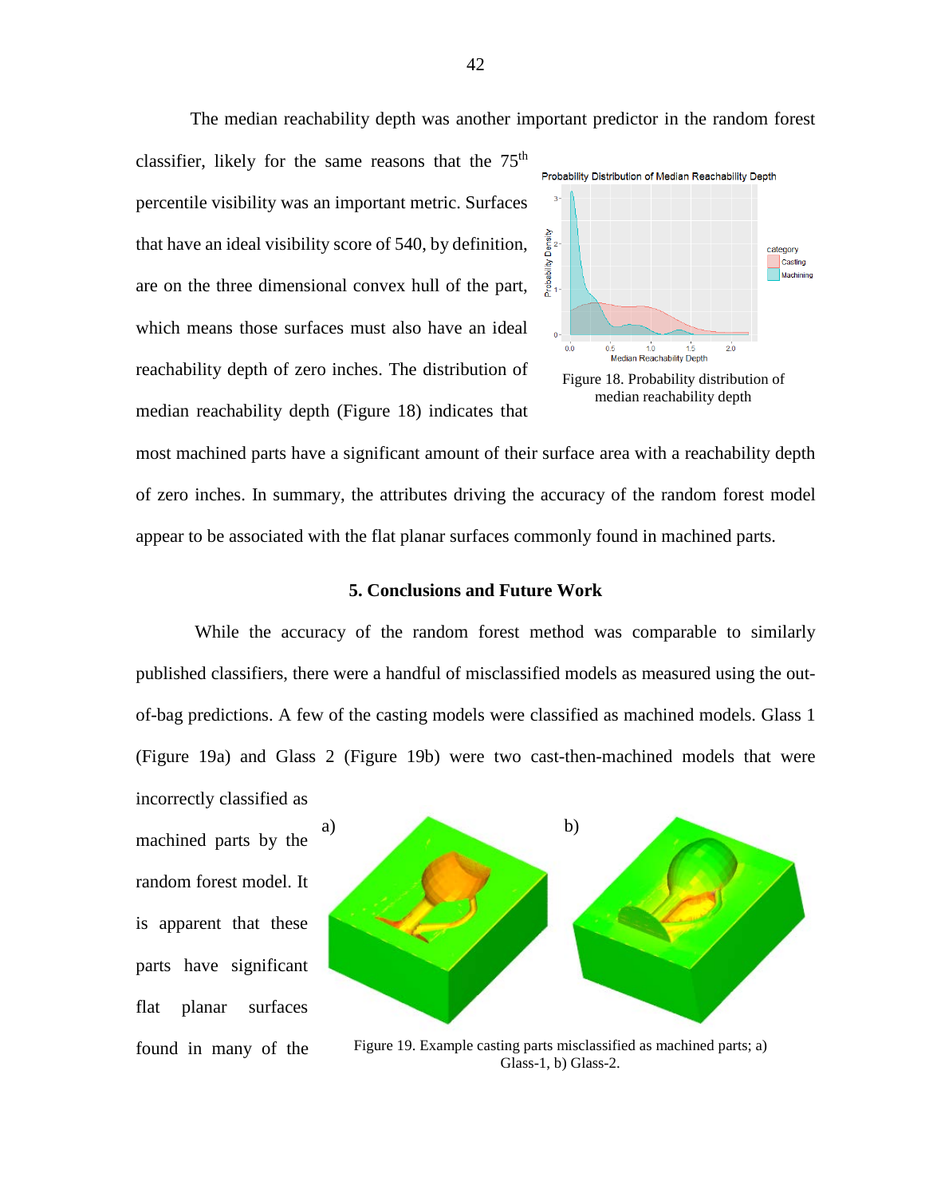The median reachability depth was another important predictor in the random forest classifier, likely for the same reasons that the 75th percentile visibility was an important metric. Surfaces that have an ideal visibility score of 540, by definition, are on the three dimensional convex hull of the part, which means those surfaces must also have an ideal reachability depth of zero inches. The distribution of median reachability depth (Figure 18) indicates that most machined parts have a significant amount of their surface area with a reachability depth of zero inches. In summary, the attributes driving the accuracy of the random forest model appear to be associated with the flat planar surfaces commonly found in machined parts.

Figure 18. Probability distribution of median reachability depth

## 5. Conclusions and Future Work

While the accuracy of the random forest method was comparable to similarly published classifiers, there were a handful of misclassified models as measured using the out-of-bag predictions. A few of the casting models were classified as machined models. Glass 1 (Figure 19a) and Glass 2 (Figure 19b) were two cast-then-machined models that were incorrectly classified as machined parts by the random forest model. It is apparent that these parts have significant flat planar surfaces found in many of the

Figure 19. Example casting parts misclassified as machined parts; a) Glass-1, b) Glass-2.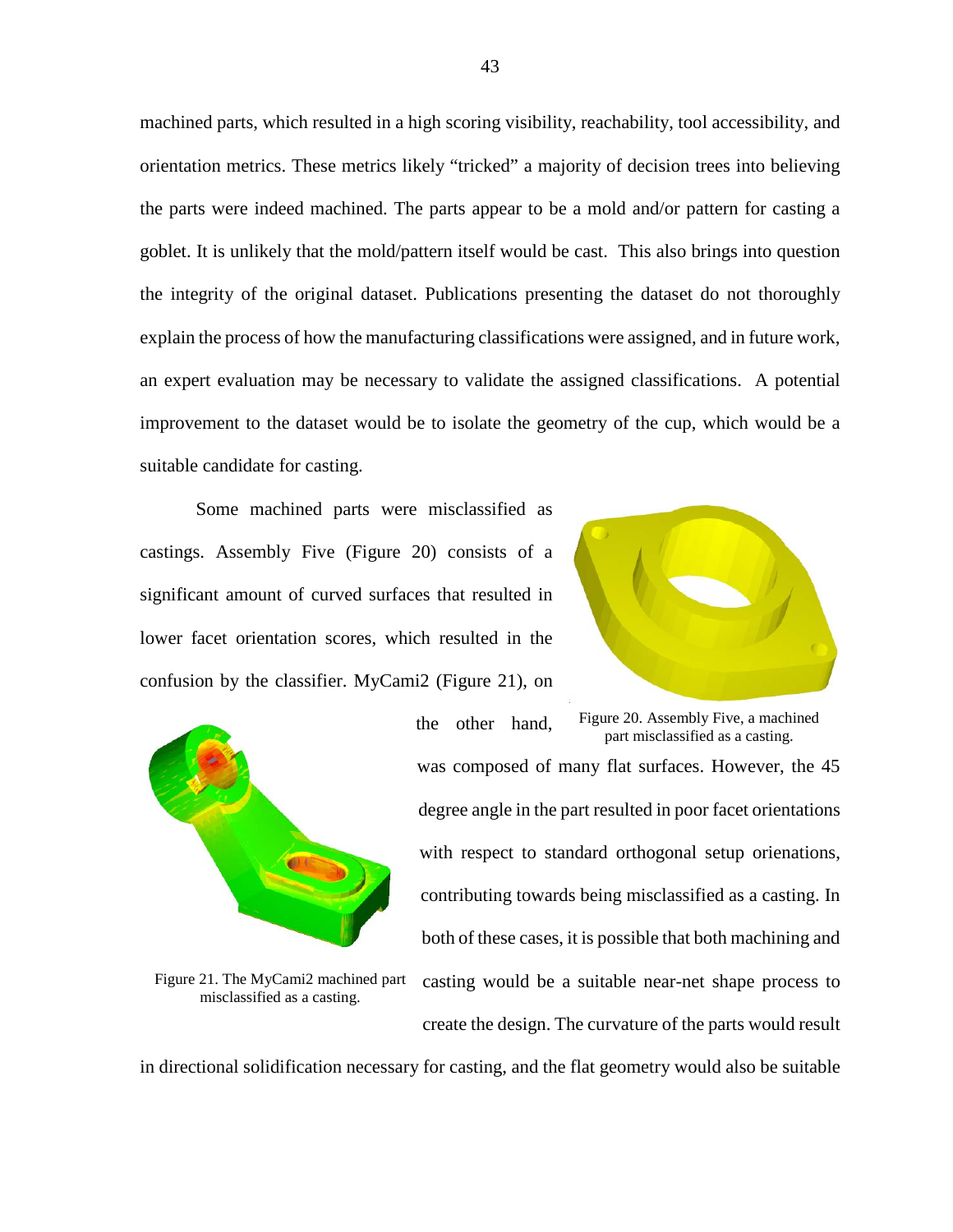machined parts, which resulted in a high scoring visibility, reachability, tool accessibility, and orientation metrics. These metrics likely "tricked" a majority of decision trees into believing the parts were indeed machined. The parts appear to be a mold and/or pattern for casting a goblet. It is unlikely that the mold/pattern itself would be cast. This also brings into question the integrity of the original dataset. Publications presenting the dataset do not thoroughly explain the process of how the manufacturing classifications were assigned, and in future work, an expert evaluation may be necessary to validate the assigned classifications. A potential improvement to the dataset would be to isolate the geometry of the cup, which would be a suitable candidate for casting.

Some machined parts were misclassified as castings. Assembly Five (Figure 20) consists of a significant amount of curved surfaces that resulted in lower facet orientation scores, which resulted in the confusion by the classifier. MyCami2 (Figure 21), on the other hand, was composed of many flat surfaces. However, the 45 degree angle in the part resulted in poor facet orientations with respect to standard orthogonal setup orienations, contributing towards being misclassified as a casting. In both of these cases, it is possible that both machining and casting would be a suitable near-net shape process to create the design. The curvature of the parts would result in directional solidification necessary for casting, and the flat geometry would also be suitable

Figure 20. Assembly Five, a machined part misclassified as a casting.

Figure 21. The MyCami2 machined part misclassified as a casting.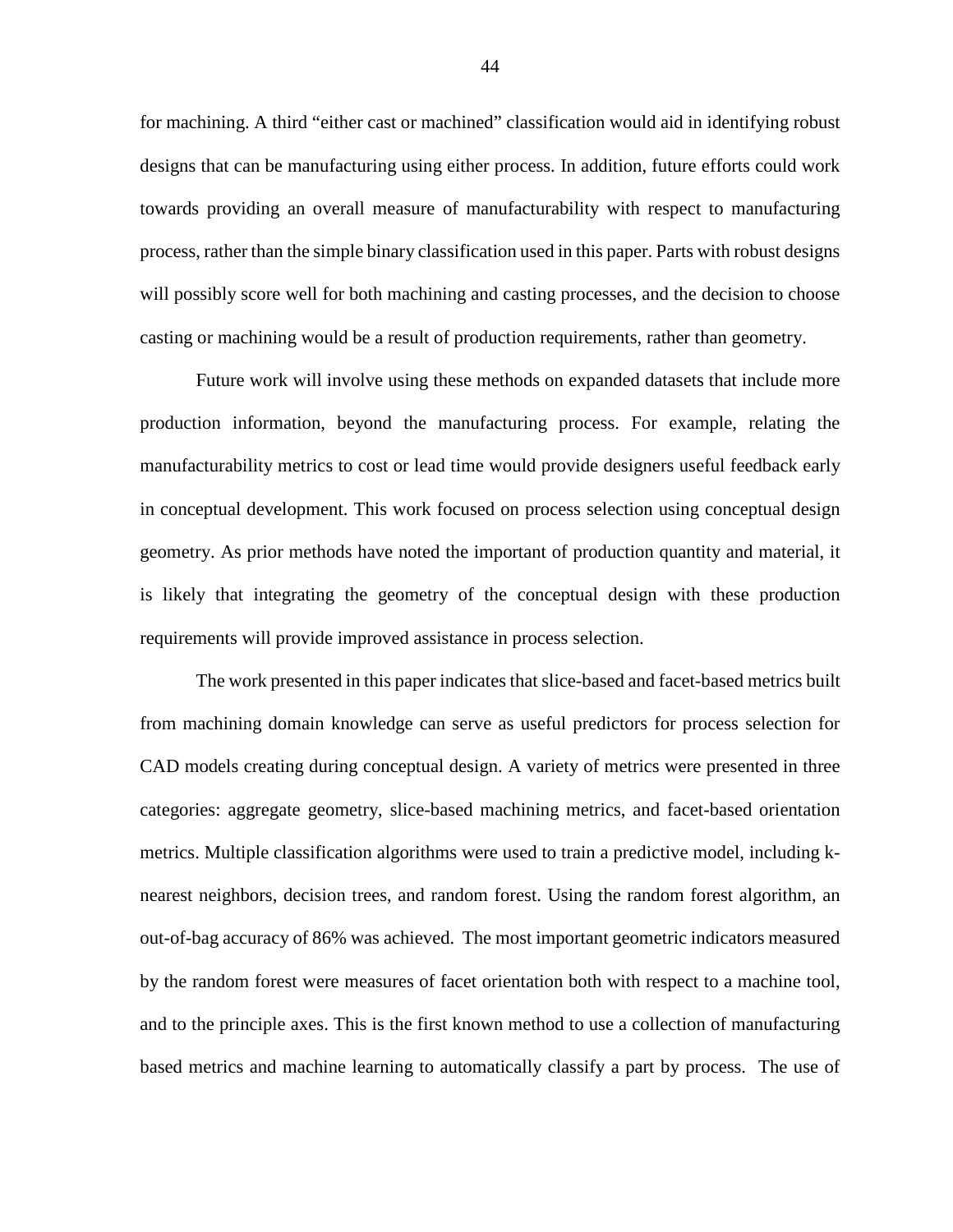for machining. A third "either cast or machined" classification would aid in identifying robust designs that can be manufacturing using either process. In addition, future efforts could work towards providing an overall measure of manufacturability with respect to manufacturing process, rather than the simple binary classification used in this paper. Parts with robust designs will possibly score well for both machining and casting processes, and the decision to choose casting or machining would be a result of production requirements, rather than geometry.

Future work will involve using these methods on expanded datasets that include more production information, beyond the manufacturing process. For example, relating the manufacturability metrics to cost or lead time would provide designers useful feedback early in conceptual development. This work focused on process selection using conceptual design geometry. As prior methods have noted the important of production quantity and material, it is likely that integrating the geometry of the conceptual design with these production requirements will provide improved assistance in process selection.

The work presented in this paper indicates that slice-based and facet-based metrics built from machining domain knowledge can serve as useful predictors for process selection for CAD models creating during conceptual design. A variety of metrics were presented in three categories: aggregate geometry, slice-based machining metrics, and facet-based orientation metrics. Multiple classification algorithms were used to train a predictive model, including k-nearest neighbors, decision trees, and random forest. Using the random forest algorithm, an out-of-bag accuracy of 86% was achieved. The most important geometric indicators measured by the random forest were measures of facet orientation both with respect to a machine tool, and to the principle axes. This is the first known method to use a collection of manufacturing based metrics and machine learning to automatically classify a part by process. The use of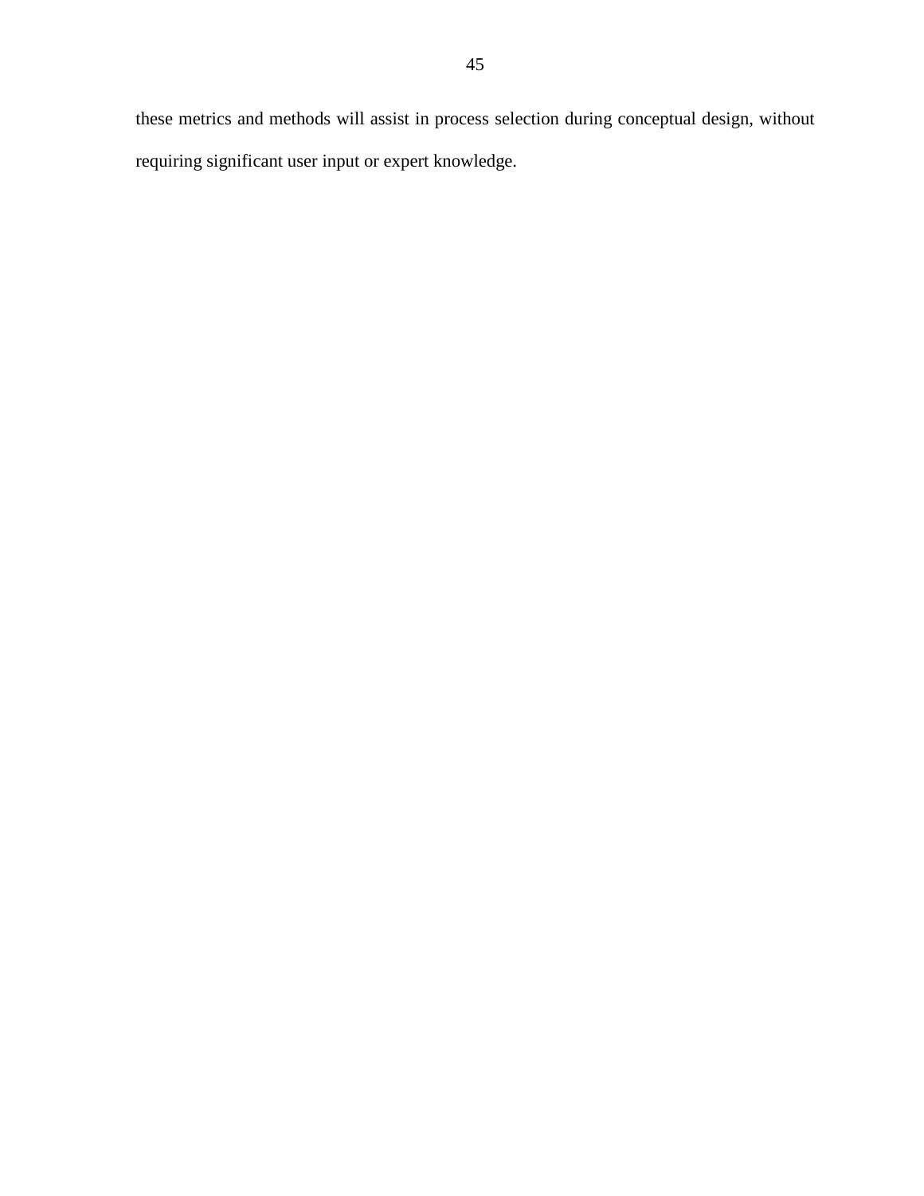these metrics and methods will assist in process selection during conceptual design, without requiring significant user input or expert knowledge.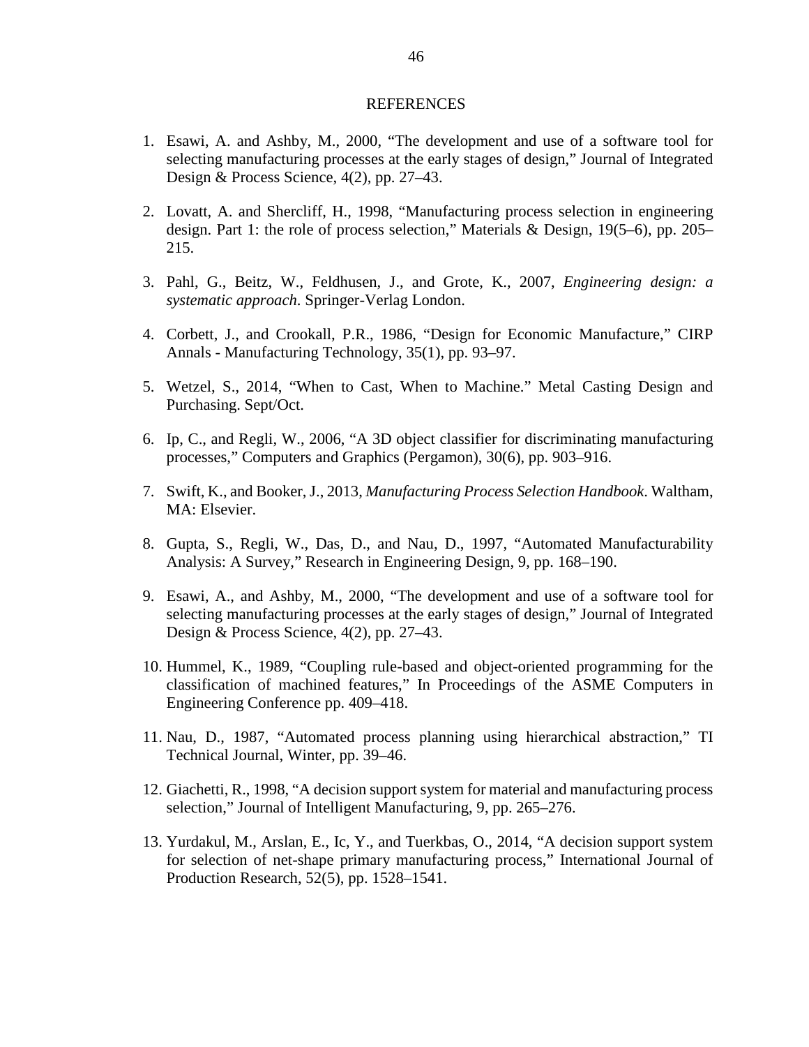# REFERENCES

1. Esawi, A. and Ashby, M., 2000, "The development and use of a software tool for selecting manufacturing processes at the early stages of design," Journal of Integrated Design & Process Science, 4(2), pp. 27–43.

2. Lovatt, A. and Shercliff, H., 1998, "Manufacturing process selection in engineering design. Part 1: the role of process selection," Materials & Design, 19(5–6), pp. 205–215.

3. Pahl, G., Beitz, W., Feldhusen, J., and Grote, K., 2007, *Engineering design: a systematic approach*. Springer-Verlag London.

4. Corbett, J., and Crookall, P.R., 1986, "Design for Economic Manufacture," CIRP Annals - Manufacturing Technology, 35(1), pp. 93–97.

5. Wetzel, S., 2014, "When to Cast, When to Machine." Metal Casting Design and Purchasing. Sept/Oct.

6. Ip, C., and Regli, W., 2006, "A 3D object classifier for discriminating manufacturing processes," Computers and Graphics (Pergamon), 30(6), pp. 903–916.

7. Swift, K., and Booker, J., 2013, *Manufacturing Process Selection Handbook*. Waltham, MA: Elsevier.

8. Gupta, S., Regli, W., Das, D., and Nau, D., 1997, "Automated Manufacturability Analysis: A Survey," Research in Engineering Design, 9, pp. 168–190.

9. Esawi, A., and Ashby, M., 2000, "The development and use of a software tool for selecting manufacturing processes at the early stages of design," Journal of Integrated Design & Process Science, 4(2), pp. 27–43.

10. Hummel, K., 1989, "Coupling rule-based and object-oriented programming for the classification of machined features," In Proceedings of the ASME Computers in Engineering Conference pp. 409–418.

11. Nau, D., 1987, "Automated process planning using hierarchical abstraction," TI Technical Journal, Winter, pp. 39–46.

12. Giachetti, R., 1998, "A decision support system for material and manufacturing process selection," Journal of Intelligent Manufacturing, 9, pp. 265–276.

13. Yurdakul, M., Arslan, E., Ic, Y., and Tuerkbas, O., 2014, "A decision support system for selection of net-shape primary manufacturing process," International Journal of Production Research, 52(5), pp. 1528–1541.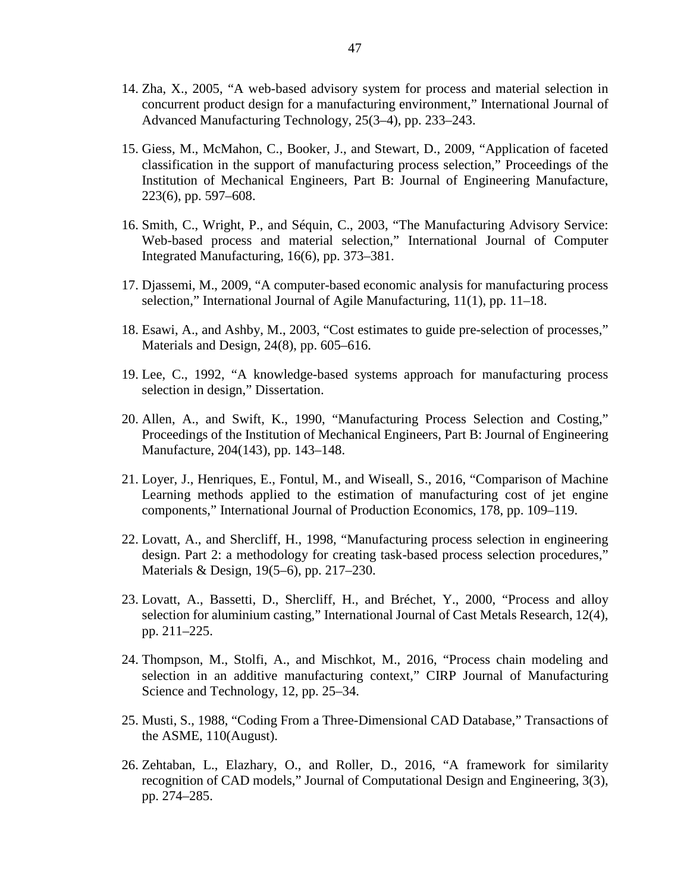14. Zha, X., 2005, "A web-based advisory system for process and material selection in concurrent product design for a manufacturing environment," International Journal of Advanced Manufacturing Technology, 25(3–4), pp. 233–243.

15. Giess, M., McMahon, C., Booker, J., and Stewart, D., 2009, "Application of faceted classification in the support of manufacturing process selection," Proceedings of the Institution of Mechanical Engineers, Part B: Journal of Engineering Manufacture, 223(6), pp. 597–608.

16. Smith, C., Wright, P., and Séquin, C., 2003, "The Manufacturing Advisory Service: Web-based process and material selection," International Journal of Computer Integrated Manufacturing, 16(6), pp. 373–381.

17. Djassemi, M., 2009, "A computer-based economic analysis for manufacturing process selection," International Journal of Agile Manufacturing, 11(1), pp. 11–18.

18. Esawi, A., and Ashby, M., 2003, "Cost estimates to guide pre-selection of processes," Materials and Design, 24(8), pp. 605–616.

19. Lee, C., 1992, "A knowledge-based systems approach for manufacturing process selection in design," Dissertation.

20. Allen, A., and Swift, K., 1990, "Manufacturing Process Selection and Costing," Proceedings of the Institution of Mechanical Engineers, Part B: Journal of Engineering Manufacture, 204(143), pp. 143–148.

21. Loyer, J., Henriques, E., Fontul, M., and Wiseall, S., 2016, "Comparison of Machine Learning methods applied to the estimation of manufacturing cost of jet engine components," International Journal of Production Economics, 178, pp. 109–119.

22. Lovatt, A., and Shercliff, H., 1998, "Manufacturing process selection in engineering design. Part 2: a methodology for creating task-based process selection procedures," Materials & Design, 19(5–6), pp. 217–230.

23. Lovatt, A., Bassetti, D., Shercliff, H., and Bréchet, Y., 2000, "Process and alloy selection for aluminium casting," International Journal of Cast Metals Research, 12(4), pp. 211–225.

24. Thompson, M., Stolfi, A., and Mischkot, M., 2016, "Process chain modeling and selection in an additive manufacturing context," CIRP Journal of Manufacturing Science and Technology, 12, pp. 25–34.

25. Musti, S., 1988, "Coding From a Three-Dimensional CAD Database," Transactions of the ASME, 110(August).

26. Zehtaban, L., Elazhary, O., and Roller, D., 2016, "A framework for similarity recognition of CAD models," Journal of Computational Design and Engineering, 3(3), pp. 274–285.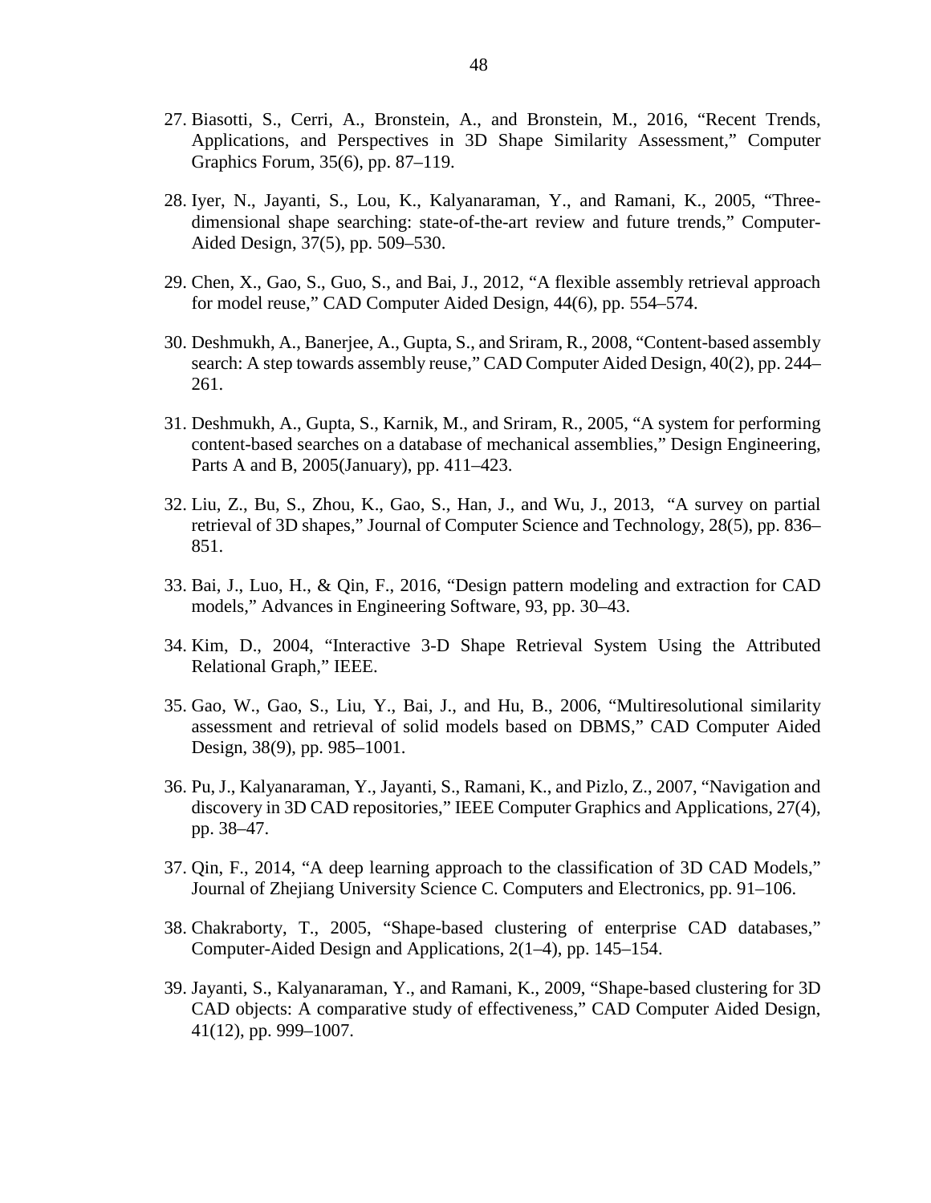27. Biasotti, S., Cerri, A., Bronstein, A., and Bronstein, M., 2016, "Recent Trends, Applications, and Perspectives in 3D Shape Similarity Assessment," Computer Graphics Forum, 35(6), pp. 87–119.

28. Iyer, N., Jayanti, S., Lou, K., Kalyanaraman, Y., and Ramani, K., 2005, "Three-dimensional shape searching: state-of-the-art review and future trends," Computer-Aided Design, 37(5), pp. 509–530.

29. Chen, X., Gao, S., Guo, S., and Bai, J., 2012, "A flexible assembly retrieval approach for model reuse," CAD Computer Aided Design, 44(6), pp. 554–574.

30. Deshmukh, A., Banerjee, A., Gupta, S., and Sriram, R., 2008, "Content-based assembly search: A step towards assembly reuse," CAD Computer Aided Design, 40(2), pp. 244–261.

31. Deshmukh, A., Gupta, S., Karnik, M., and Sriram, R., 2005, "A system for performing content-based searches on a database of mechanical assemblies," Design Engineering, Parts A and B, 2005(January), pp. 411–423.

32. Liu, Z., Bu, S., Zhou, K., Gao, S., Han, J., and Wu, J., 2013, "A survey on partial retrieval of 3D shapes," Journal of Computer Science and Technology, 28(5), pp. 836–851.

33. Bai, J., Luo, H., & Qin, F., 2016, "Design pattern modeling and extraction for CAD models," Advances in Engineering Software, 93, pp. 30–43.

34. Kim, D., 2004, "Interactive 3-D Shape Retrieval System Using the Attributed Relational Graph," IEEE.

35. Gao, W., Gao, S., Liu, Y., Bai, J., and Hu, B., 2006, "Multiresolutional similarity assessment and retrieval of solid models based on DBMS," CAD Computer Aided Design, 38(9), pp. 985–1001.

36. Pu, J., Kalyanaraman, Y., Jayanti, S., Ramani, K., and Pizlo, Z., 2007, "Navigation and discovery in 3D CAD repositories," IEEE Computer Graphics and Applications, 27(4), pp. 38–47.

37. Qin, F., 2014, "A deep learning approach to the classification of 3D CAD Models," Journal of Zhejiang University Science C. Computers and Electronics, pp. 91–106.

38. Chakraborty, T., 2005, "Shape-based clustering of enterprise CAD databases," Computer-Aided Design and Applications, 2(1–4), pp. 145–154.

39. Jayanti, S., Kalyanaraman, Y., and Ramani, K., 2009, "Shape-based clustering for 3D CAD objects: A comparative study of effectiveness," CAD Computer Aided Design, 41(12), pp. 999–1007.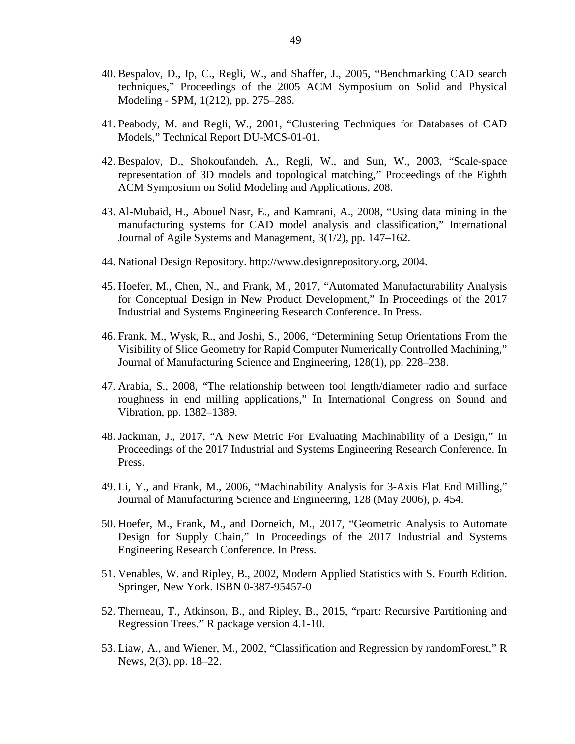40. Bespalov, D., Ip, C., Regli, W., and Shaffer, J., 2005, "Benchmarking CAD search techniques," Proceedings of the 2005 ACM Symposium on Solid and Physical Modeling - SPM, 1(212), pp. 275–286.

41. Peabody, M. and Regli, W., 2001, "Clustering Techniques for Databases of CAD Models," Technical Report DU-MCS-01-01.

42. Bespalov, D., Shokoufandeh, A., Regli, W., and Sun, W., 2003, "Scale-space representation of 3D models and topological matching," Proceedings of the Eighth ACM Symposium on Solid Modeling and Applications, 208.

43. Al-Mubaid, H., Abouel Nasr, E., and Kamrani, A., 2008, "Using data mining in the manufacturing systems for CAD model analysis and classification," International Journal of Agile Systems and Management, 3(1/2), pp. 147–162.

44. National Design Repository. http://www.designrepository.org, 2004.

45. Hoefer, M., Chen, N., and Frank, M., 2017, "Automated Manufacturability Analysis for Conceptual Design in New Product Development," In Proceedings of the 2017 Industrial and Systems Engineering Research Conference. In Press.

46. Frank, M., Wysk, R., and Joshi, S., 2006, "Determining Setup Orientations From the Visibility of Slice Geometry for Rapid Computer Numerically Controlled Machining," Journal of Manufacturing Science and Engineering, 128(1), pp. 228–238.

47. Arabia, S., 2008, "The relationship between tool length/diameter radio and surface roughness in end milling applications," In International Congress on Sound and Vibration, pp. 1382–1389.

48. Jackman, J., 2017, "A New Metric For Evaluating Machinability of a Design," In Proceedings of the 2017 Industrial and Systems Engineering Research Conference. In Press.

49. Li, Y., and Frank, M., 2006, "Machinability Analysis for 3-Axis Flat End Milling," Journal of Manufacturing Science and Engineering, 128 (May 2006), p. 454.

50. Hoefer, M., Frank, M., and Dorneich, M., 2017, "Geometric Analysis to Automate Design for Supply Chain," In Proceedings of the 2017 Industrial and Systems Engineering Research Conference. In Press.

51. Venables, W. and Ripley, B., 2002, Modern Applied Statistics with S. Fourth Edition. Springer, New York. ISBN 0-387-95457-0

52. Therneau, T., Atkinson, B., and Ripley, B., 2015, "rpart: Recursive Partitioning and Regression Trees." R package version 4.1-10.

53. Liaw, A., and Wiener, M., 2002, "Classification and Regression by randomForest," R News, 2(3), pp. 18–22.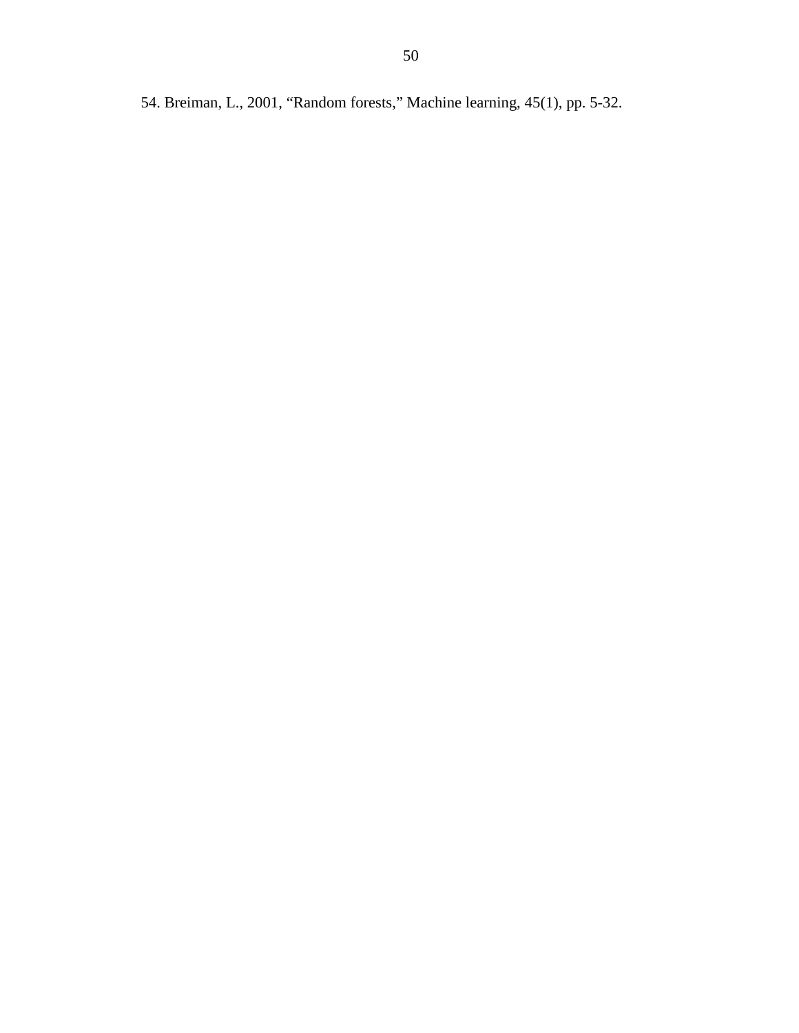54. Breiman, L., 2001, “Random forests,” Machine learning, 45(1), pp. 5-32.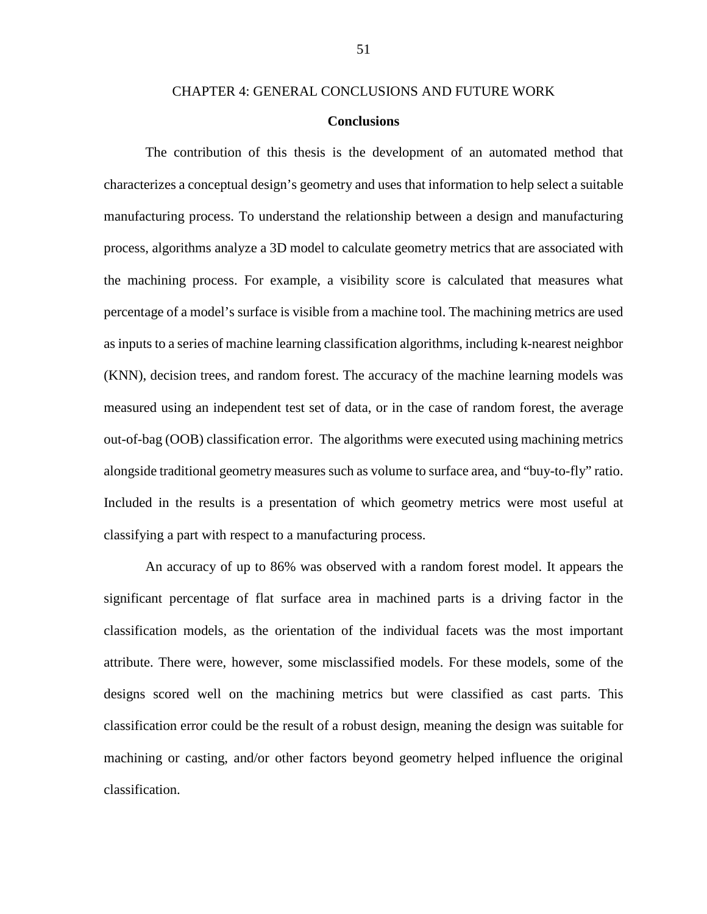# CHAPTER 4: GENERAL CONCLUSIONS AND FUTURE WORK

## Conclusions

The contribution of this thesis is the development of an automated method that characterizes a conceptual design's geometry and uses that information to help select a suitable manufacturing process. To understand the relationship between a design and manufacturing process, algorithms analyze a 3D model to calculate geometry metrics that are associated with the machining process. For example, a visibility score is calculated that measures what percentage of a model's surface is visible from a machine tool. The machining metrics are used as inputs to a series of machine learning classification algorithms, including k-nearest neighbor (KNN), decision trees, and random forest. The accuracy of the machine learning models was measured using an independent test set of data, or in the case of random forest, the average out-of-bag (OOB) classification error. The algorithms were executed using machining metrics alongside traditional geometry measures such as volume to surface area, and "buy-to-fly" ratio. Included in the results is a presentation of which geometry metrics were most useful at classifying a part with respect to a manufacturing process.

An accuracy of up to 86% was observed with a random forest model. It appears the significant percentage of flat surface area in machined parts is a driving factor in the classification models, as the orientation of the individual facets was the most important attribute. There were, however, some misclassified models. For these models, some of the designs scored well on the machining metrics but were classified as cast parts. This classification error could be the result of a robust design, meaning the design was suitable for machining or casting, and/or other factors beyond geometry helped influence the original classification.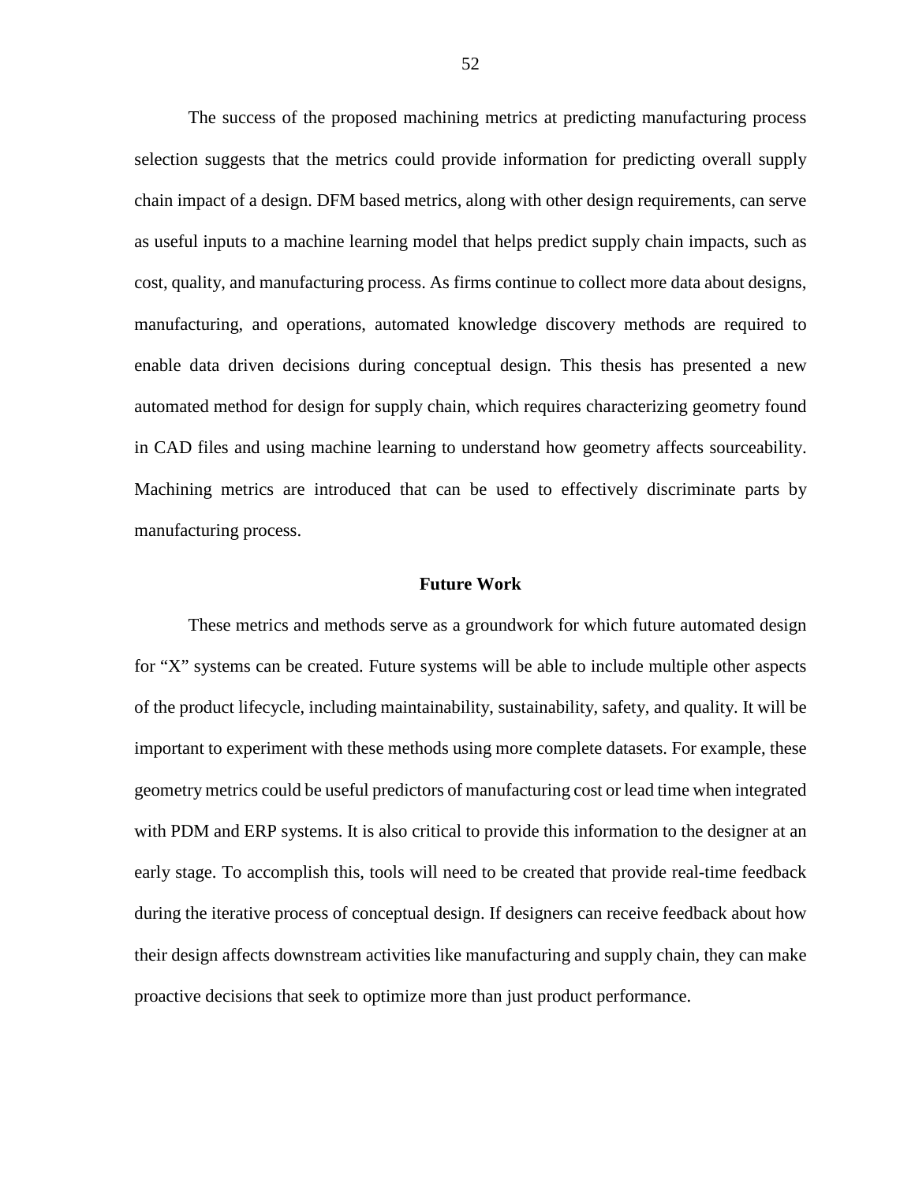The success of the proposed machining metrics at predicting manufacturing process selection suggests that the metrics could provide information for predicting overall supply chain impact of a design. DFM based metrics, along with other design requirements, can serve as useful inputs to a machine learning model that helps predict supply chain impacts, such as cost, quality, and manufacturing process. As firms continue to collect more data about designs, manufacturing, and operations, automated knowledge discovery methods are required to enable data driven decisions during conceptual design. This thesis has presented a new automated method for design for supply chain, which requires characterizing geometry found in CAD files and using machine learning to understand how geometry affects sourceability. Machining metrics are introduced that can be used to effectively discriminate parts by manufacturing process.

## Future Work

These metrics and methods serve as a groundwork for which future automated design for "X" systems can be created. Future systems will be able to include multiple other aspects of the product lifecycle, including maintainability, sustainability, safety, and quality. It will be important to experiment with these methods using more complete datasets. For example, these geometry metrics could be useful predictors of manufacturing cost or lead time when integrated with PDM and ERP systems. It is also critical to provide this information to the designer at an early stage. To accomplish this, tools will need to be created that provide real-time feedback during the iterative process of conceptual design. If designers can receive feedback about how their design affects downstream activities like manufacturing and supply chain, they can make proactive decisions that seek to optimize more than just product performance.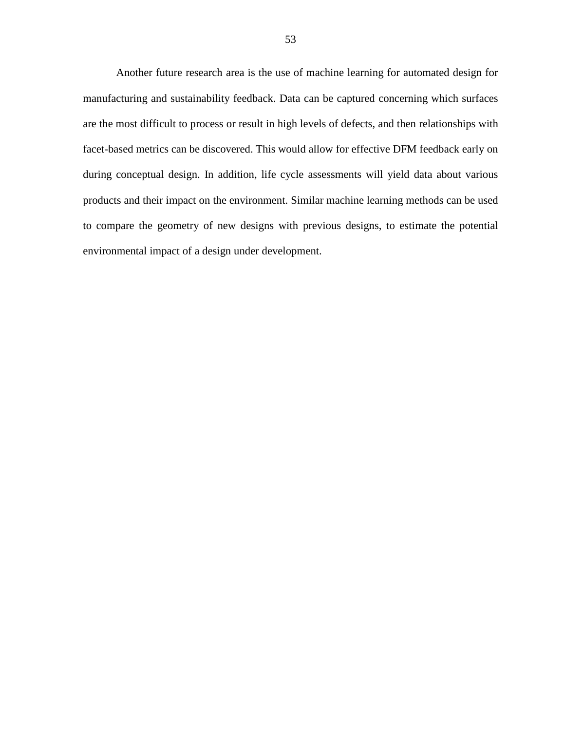Another future research area is the use of machine learning for automated design for manufacturing and sustainability feedback. Data can be captured concerning which surfaces are the most difficult to process or result in high levels of defects, and then relationships with facet-based metrics can be discovered. This would allow for effective DFM feedback early on during conceptual design. In addition, life cycle assessments will yield data about various products and their impact on the environment. Similar machine learning methods can be used to compare the geometry of new designs with previous designs, to estimate the potential environmental impact of a design under development.